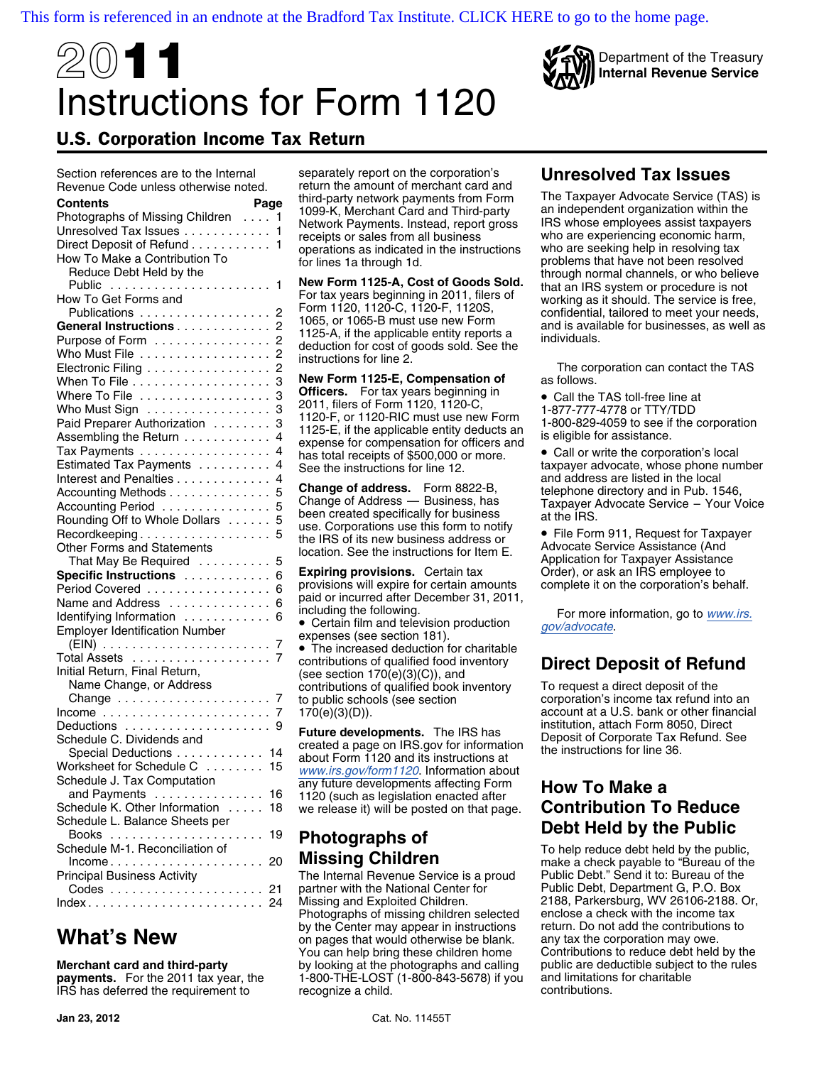This form is referenced in an endnote at the Bradford Tax Institute. CLICK HERE to go to the home page.

# 2011 Instructions for Form 1120

## U.S. Corporation Income Tax Return

Department of the Treasury
Internal Revenue Service

Section references are to the Internal Revenue Code unless otherwise noted.

| Contents | Page |
|---|---|
| Photographs of Missing Children | 1 |
| Unresolved Tax Issues | 1 |
| Direct Deposit of Refund | 1 |
| How To Make a Contribution To Reduce Debt Held by the Public | 1 |
| How To Get Forms and Publications | 2 |
| **General Instructions** | 2 |
| Purpose of Form | 2 |
| Who Must File | 2 |
| Electronic Filing | 2 |
| When To File | 3 |
| Where To File | 3 |
| Who Must Sign | 3 |
| Paid Preparer Authorization | 3 |
| Assembling the Return | 4 |
| Tax Payments | 4 |
| Estimated Tax Payments | 4 |
| Interest and Penalties | 4 |
| Accounting Methods | 5 |
| Accounting Period | 5 |
| Rounding Off to Whole Dollars | 5 |
| Recordkeeping | 5 |
| Other Forms and Statements That May Be Required | 5 |
| **Specific Instructions** | 6 |
| Period Covered | 6 |
| Name and Address | 6 |
| Identifying Information | 6 |
| Employer Identification Number (EIN) | 7 |
| Total Assets | 7 |
| Initial Return, Final Return, Name Change, or Address Change | 7 |
| Income | 7 |
| Deductions | 9 |
| Schedule C. Dividends and Special Deductions | 14 |
| Worksheet for Schedule C | 15 |
| Schedule J. Tax Computation and Payments | 16 |
| Schedule K. Other Information | 18 |
| Schedule L. Balance Sheets per Books | 19 |
| Schedule M-1. Reconciliation of Income | 20 |
| Principal Business Activity Codes | 21 |
| Index | 24 |

## What's New

**Merchant card and third-party payments.** For the 2011 tax year, the IRS has deferred the requirement to separately report on the corporation's return the amount of merchant card and third-party network payments from Form 1099-K, Merchant Card and Third-party Network Payments. Instead, report gross receipts or sales from all business operations as indicated in the instructions for lines 1a through 1d.

**New Form 1125-A, Cost of Goods Sold.** For tax years beginning in 2011, filers of Form 1120, 1120-C, 1120-F, 1120S, 1065, or 1065-B must use new Form 1125-A, if the applicable entity reports a deduction for cost of goods sold. See the instructions for line 2.

**New Form 1125-E, Compensation of Officers.** For tax years beginning in 2011, filers of Form 1120, 1120-C, 1120-F, or 1120-RIC must use new Form 1125-E, if the applicable entity deducts an expense for compensation for officers and has total receipts of $500,000 or more. See the instructions for line 12.

**Change of address.** Form 8822-B, Change of Address — Business, has been created specifically for business use. Corporations use this form to notify the IRS of its new business address or location. See the instructions for Item E.

**Expiring provisions.** Certain tax provisions will expire for certain amounts paid or incurred after December 31, 2011, including the following.

- Certain film and television production expenses (see section 181).
- The increased deduction for charitable contributions of qualified food inventory (see section 170(e)(3)(C)), and contributions of qualified book inventory to public schools (see section 170(e)(3)(D)).

**Future developments.** The IRS has created a page on IRS.gov for information about Form 1120 and its instructions at *www.irs.gov/form1120*. Information about any future developments affecting Form 1120 (such as legislation enacted after we release it) will be posted on that page.

## Photographs of Missing Children

The Internal Revenue Service is a proud partner with the National Center for Missing and Exploited Children. Photographs of missing children selected by the Center may appear in instructions on pages that would otherwise be blank. You can help bring these children home by looking at the photographs and calling 1-800-THE-LOST (1-800-843-5678) if you recognize a child.

## Unresolved Tax Issues

The Taxpayer Advocate Service (TAS) is an independent organization within the IRS whose employees assist taxpayers who are experiencing economic harm, who are seeking help in resolving tax problems that have not been resolved through normal channels, or who believe that an IRS system or procedure is not working as it should. The service is free, confidential, tailored to meet your needs, and is available for businesses, as well as individuals.

The corporation can contact the TAS as follows.

- Call the TAS toll-free line at 1-877-777-4778 or TTY/TDD 1-800-829-4059 to see if the corporation is eligible for assistance.
- Call or write the corporation's local taxpayer advocate, whose phone number and address are listed in the local telephone directory and in Pub. 1546, Taxpayer Advocate Service – Your Voice at the IRS.
- File Form 911, Request for Taxpayer Advocate Service Assistance (And Application for Taxpayer Assistance Order), or ask an IRS employee to complete it on the corporation's behalf.

For more information, go to *www.irs.gov/advocate*.

## Direct Deposit of Refund

To request a direct deposit of the corporation's income tax refund into an account at a U.S. bank or other financial institution, attach Form 8050, Direct Deposit of Corporate Tax Refund. See the instructions for line 36.

## How To Make a Contribution To Reduce Debt Held by the Public

To help reduce debt held by the public, make a check payable to "Bureau of the Public Debt." Send it to: Bureau of the Public Debt, Department G, P.O. Box 2188, Parkersburg, WV 26106-2188. Or, enclose a check with the income tax return. Do not add the contributions to any tax the corporation may owe. Contributions to reduce debt held by the public are deductible subject to the rules and limitations for charitable contributions.

Jan 23, 2012 Cat. No. 11455T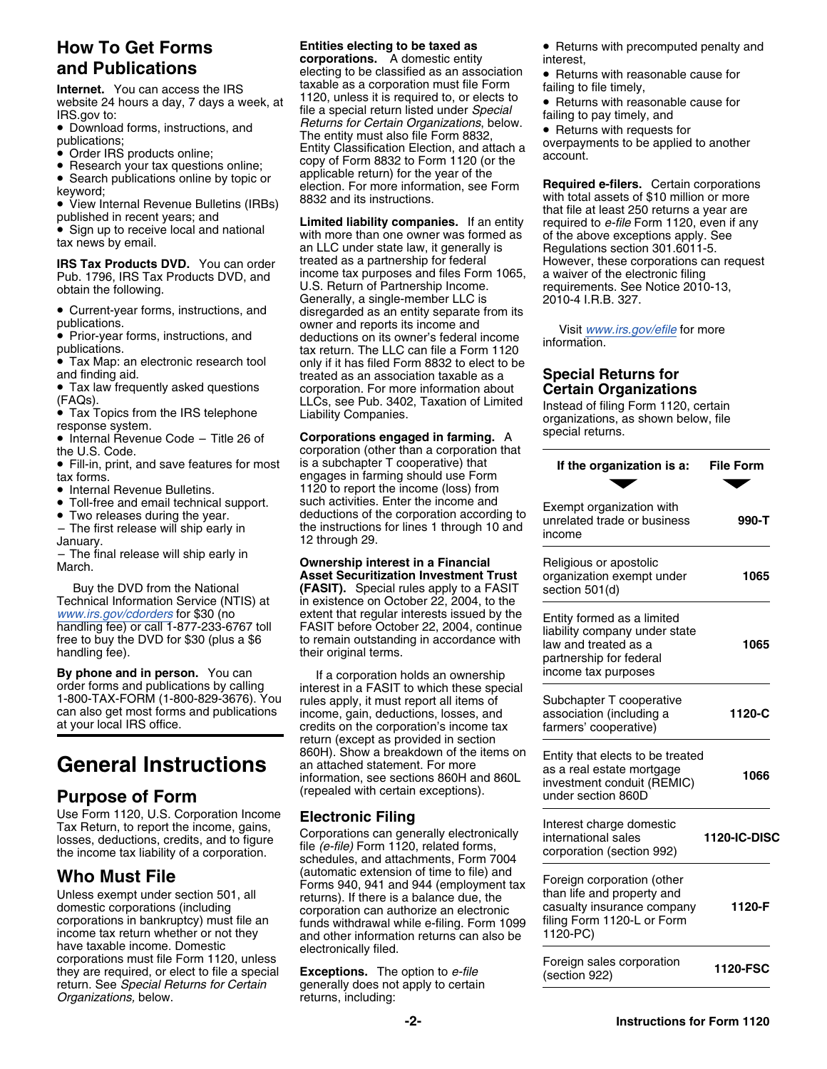## How To Get Forms and Publications

**Internet.** You can access the IRS website 24 hours a day, 7 days a week, at IRS.gov to:

- Download forms, instructions, and publications;
- Order IRS products online;
- Research your tax questions online;
- Search publications online by topic or keyword;
- View Internal Revenue Bulletins (IRBs) published in recent years; and
- Sign up to receive local and national tax news by email.

**IRS Tax Products DVD.** You can order Pub. 1796, IRS Tax Products DVD, and obtain the following.

- Current-year forms, instructions, and publications.
- Prior-year forms, instructions, and publications.
- Tax Map: an electronic research tool and finding aid.
- Tax law frequently asked questions (FAQs).
- Tax Topics from the IRS telephone response system.
- Internal Revenue Code – Title 26 of the U.S. Code.
- Fill-in, print, and save features for most tax forms.
- Internal Revenue Bulletins.
- Toll-free and email technical support.
- Two releases during the year.
  – The first release will ship early in January.
  – The final release will ship early in March.

Buy the DVD from the National Technical Information Service (NTIS) at www.irs.gov/cdorders for $30 (no handling fee) or call 1-877-233-6767 toll free to buy the DVD for $30 (plus a $6 handling fee).

**By phone and in person.** You can order forms and publications by calling 1-800-TAX-FORM (1-800-829-3676). You can also get most forms and publications at your local IRS office.

# General Instructions

## Purpose of Form

Use Form 1120, U.S. Corporation Income Tax Return, to report the income, gains, losses, deductions, credits, and to figure the income tax liability of a corporation.

## Who Must File

Unless exempt under section 501, all domestic corporations (including corporations in bankruptcy) must file an income tax return whether or not they have taxable income. Domestic corporations must file Form 1120, unless they are required, or elect to file a special return. See *Special Returns for Certain Organizations,* below.

**Entities electing to be taxed as corporations.** A domestic entity electing to be classified as an association taxable as a corporation must file Form 1120, unless it is required to, or elects to file a special return listed under *Special Returns for Certain Organizations*, below. The entity must also file Form 8832, Entity Classification Election, and attach a copy of Form 8832 to Form 1120 (or the applicable return) for the year of the election. For more information, see Form 8832 and its instructions.

**Limited liability companies.** If an entity with more than one owner was formed as an LLC under state law, it generally is treated as a partnership for federal income tax purposes and files Form 1065, U.S. Return of Partnership Income. Generally, a single-member LLC is disregarded as an entity separate from its owner and reports its income and deductions on its owner's federal income tax return. The LLC can file a Form 1120 only if it has filed Form 8832 to elect to be treated as an association taxable as a corporation. For more information about LLCs, see Pub. 3402, Taxation of Limited Liability Companies.

**Corporations engaged in farming.** A corporation (other than a corporation that is a subchapter T cooperative) that engages in farming should use Form 1120 to report the income (loss) from such activities. Enter the income and deductions of the corporation according to the instructions for lines 1 through 10 and 12 through 29.

**Ownership interest in a Financial Asset Securitization Investment Trust (FASIT).** Special rules apply to a FASIT in existence on October 22, 2004, to the extent that regular interests issued by the FASIT before October 22, 2004, continue to remain outstanding in accordance with their original terms.

If a corporation holds an ownership interest in a FASIT to which these special rules apply, it must report all items of income, gain, deductions, losses, and credits on the corporation's income tax return (except as provided in section 860H). Show a breakdown of the items on an attached statement. For more information, see sections 860H and 860L (repealed with certain exceptions).

## Electronic Filing

Corporations can generally electronically file *(e-file)* Form 1120, related forms, schedules, and attachments, Form 7004 (automatic extension of time to file) and Forms 940, 941 and 944 (employment tax returns). If there is a balance due, the corporation can authorize an electronic funds withdrawal while e-filing. Form 1099 and other information returns can also be electronically filed.

**Exceptions.** The option to *e-file* generally does not apply to certain returns, including:

- Returns with precomputed penalty and interest,
- Returns with reasonable cause for failing to file timely,
- Returns with reasonable cause for failing to pay timely, and
- Returns with requests for overpayments to be applied to another account.

**Required e-filers.** Certain corporations with total assets of $10 million or more that file at least 250 returns a year are required to *e-file* Form 1120, even if any of the above exceptions apply. See Regulations section 301.6011-5. However, these corporations can request a waiver of the electronic filing requirements. See Notice 2010-13, 2010-4 I.R.B. 327.

Visit www.irs.gov/efile for more information.

## Special Returns for Certain Organizations

Instead of filing Form 1120, certain organizations, as shown below, file special returns.

| If the organization is a: | File Form |
|---|---|
| Exempt organization with unrelated trade or business income | **990-T** |
| Religious or apostolic organization exempt under section 501(d) | **1065** |
| Entity formed as a limited liability company under state law and treated as a partnership for federal income tax purposes | **1065** |
| Subchapter T cooperative association (including a farmers' cooperative) | **1120-C** |
| Entity that elects to be treated as a real estate mortgage investment conduit (REMIC) under section 860D | **1066** |
| Interest charge domestic international sales corporation (section 992) | **1120-IC-DISC** |
| Foreign corporation (other than life and property and casualty insurance company filing Form 1120-L or Form 1120-PC) | **1120-F** |
| Foreign sales corporation (section 922) | **1120-FSC** |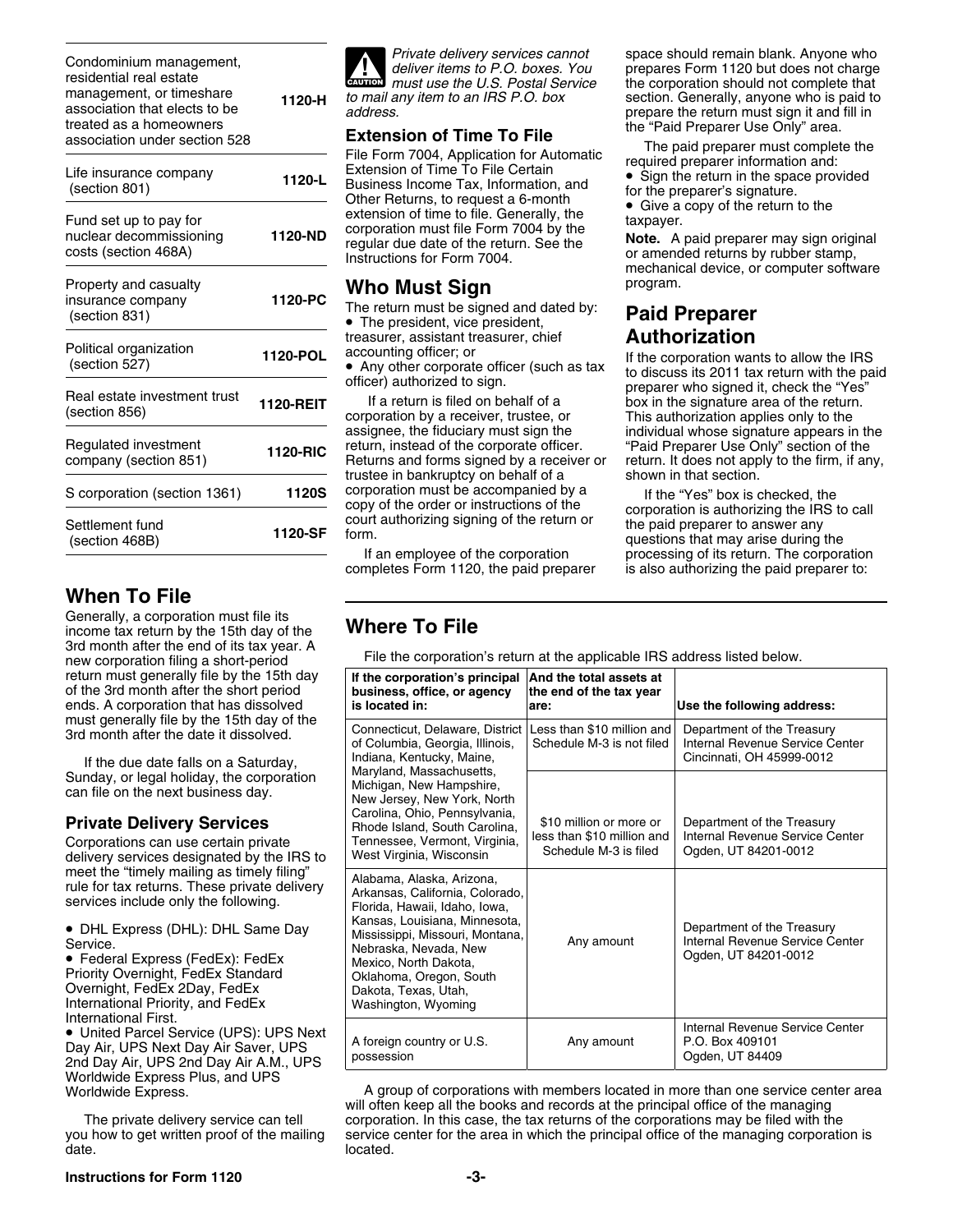| | |
|---|---|
| Condominium management, residential real estate management, or timeshare association that elects to be treated as a homeowners association under section 528 | 1120-H |
| Life insurance company (section 801) | 1120-L |
| Fund set up to pay for nuclear decommissioning costs (section 468A) | 1120-ND |
| Property and casualty insurance company (section 831) | 1120-PC |
| Political organization (section 527) | 1120-POL |
| Real estate investment trust (section 856) | 1120-REIT |
| Regulated investment company (section 851) | 1120-RIC |
| S corporation (section 1361) | 1120S |
| Settlement fund (section 468B) | 1120-SF |

## When To File

Generally, a corporation must file its income tax return by the 15th day of the 3rd month after the end of its tax year. A new corporation filing a short-period return must generally file by the 15th day of the 3rd month after the short period ends. A corporation that has dissolved must generally file by the 15th day of the 3rd month after the date it dissolved.

If the due date falls on a Saturday, Sunday, or legal holiday, the corporation can file on the next business day.

### Private Delivery Services

Corporations can use certain private delivery services designated by the IRS to meet the "timely mailing as timely filing" rule for tax returns. These private delivery services include only the following.

- DHL Express (DHL): DHL Same Day Service.
- Federal Express (FedEx): FedEx Priority Overnight, FedEx Standard Overnight, FedEx 2Day, FedEx International Priority, and FedEx International First.
- United Parcel Service (UPS): UPS Next Day Air, UPS Next Day Air Saver, UPS 2nd Day Air, UPS 2nd Day Air A.M., UPS Worldwide Express Plus, and UPS Worldwide Express.

The private delivery service can tell you how to get written proof of the mailing date.

**CAUTION** *Private delivery services cannot deliver items to P.O. boxes. You must use the U.S. Postal Service to mail any item to an IRS P.O. box address.*

### Extension of Time To File

File Form 7004, Application for Automatic Extension of Time To File Certain Business Income Tax, Information, and Other Returns, to request a 6-month extension of time to file. Generally, the corporation must file Form 7004 by the regular due date of the return. See the Instructions for Form 7004.

## Who Must Sign

The return must be signed and dated by:

- The president, vice president, treasurer, assistant treasurer, chief accounting officer; or
- Any other corporate officer (such as tax officer) authorized to sign.

If a return is filed on behalf of a corporation by a receiver, trustee, or assignee, the fiduciary must sign the return, instead of the corporate officer. Returns and forms signed by a receiver or trustee in bankruptcy on behalf of a corporation must be accompanied by a copy of the order or instructions of the court authorizing signing of the return or form.

If an employee of the corporation completes Form 1120, the paid preparer space should remain blank. Anyone who prepares Form 1120 but does not charge the corporation should not complete that section. Generally, anyone who is paid to prepare the return must sign it and fill in the "Paid Preparer Use Only" area.

The paid preparer must complete the required preparer information and:

- Sign the return in the space provided for the preparer's signature.
- Give a copy of the return to the taxpayer.

**Note.** A paid preparer may sign original or amended returns by rubber stamp, mechanical device, or computer software program.

## Paid Preparer Authorization

If the corporation wants to allow the IRS to discuss its 2011 tax return with the paid preparer who signed it, check the "Yes" box in the signature area of the return. This authorization applies only to the individual whose signature appears in the "Paid Preparer Use Only" section of the return. It does not apply to the firm, if any, shown in that section.

If the "Yes" box is checked, the corporation is authorizing the IRS to call the paid preparer to answer any questions that may arise during the processing of its return. The corporation is also authorizing the paid preparer to:

## Where To File

File the corporation's return at the applicable IRS address listed below.

| If the corporation's principal business, office, or agency is located in: | And the total assets at the end of the tax year are: | Use the following address: |
|---|---|---|
| Connecticut, Delaware, District of Columbia, Georgia, Illinois, Indiana, Kentucky, Maine, Maryland, Massachusetts, Michigan, New Hampshire, New Jersey, New York, North Carolina, Ohio, Pennsylvania, Rhode Island, South Carolina, Tennessee, Vermont, Virginia, West Virginia, Wisconsin | Less than $10 million and Schedule M-3 is not filed | Department of the Treasury Internal Revenue Service Center Cincinnati, OH 45999-0012 |
| | $10 million or more or less than $10 million and Schedule M-3 is filed | Department of the Treasury Internal Revenue Service Center Ogden, UT 84201-0012 |
| Alabama, Alaska, Arizona, Arkansas, California, Colorado, Florida, Hawaii, Idaho, Iowa, Kansas, Louisiana, Minnesota, Mississippi, Missouri, Montana, Nebraska, Nevada, New Mexico, North Dakota, Oklahoma, Oregon, South Dakota, Texas, Utah, Washington, Wyoming | Any amount | Department of the Treasury Internal Revenue Service Center Ogden, UT 84201-0012 |
| A foreign country or U.S. possession | Any amount | Internal Revenue Service Center P.O. Box 409101 Ogden, UT 84409 |

A group of corporations with members located in more than one service center area will often keep all the books and records at the principal office of the managing corporation. In this case, the tax returns of the corporations may be filed with the service center for the area in which the principal office of the managing corporation is located.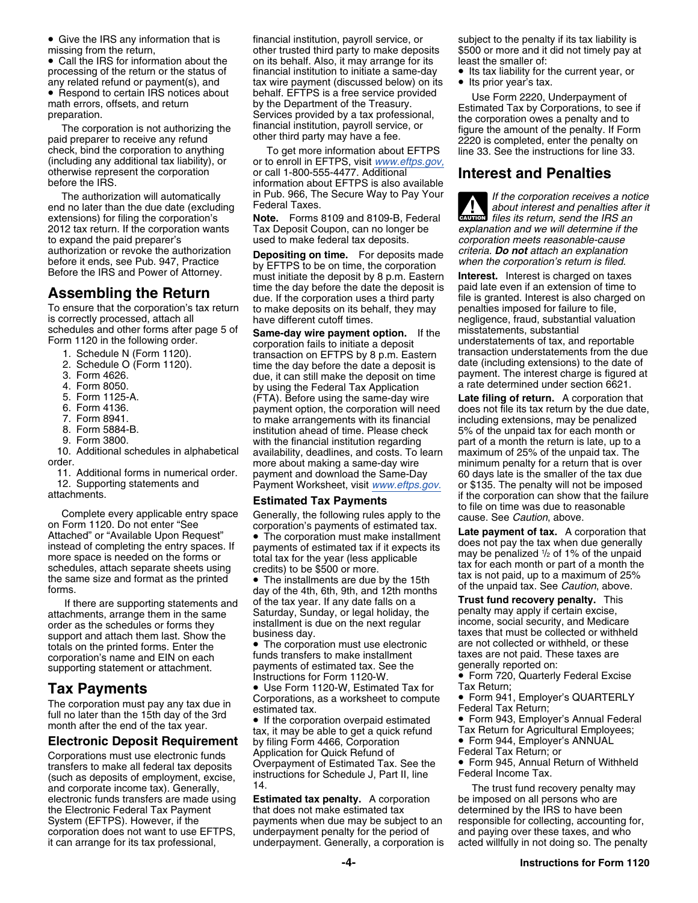- Give the IRS any information that is missing from the return,
- Call the IRS for information about the processing of the return or the status of any related refund or payment(s), and
- Respond to certain IRS notices about math errors, offsets, and return preparation.

The corporation is not authorizing the paid preparer to receive any refund check, bind the corporation to anything (including any additional tax liability), or otherwise represent the corporation before the IRS.

The authorization will automatically end no later than the due date (excluding extensions) for filing the corporation's 2012 tax return. If the corporation wants to expand the paid preparer's authorization or revoke the authorization before it ends, see Pub. 947, Practice Before the IRS and Power of Attorney.

## Assembling the Return

To ensure that the corporation's tax return is correctly processed, attach all schedules and other forms after page 5 of Form 1120 in the following order.

1. Schedule N (Form 1120).
2. Schedule O (Form 1120).
3. Form 4626.
4. Form 8050.
5. Form 1125-A.
6. Form 4136.
7. Form 8941.
8. Form 5884-B.
9. Form 3800.
10. Additional schedules in alphabetical order.
11. Additional forms in numerical order.
12. Supporting statements and attachments.

Complete every applicable entry space on Form 1120. Do not enter "See Attached" or "Available Upon Request" instead of completing the entry spaces. If more space is needed on the forms or schedules, attach separate sheets using the same size and format as the printed forms.

If there are supporting statements and attachments, arrange them in the same order as the schedules or forms they support and attach them last. Show the totals on the printed forms. Enter the corporation's name and EIN on each supporting statement or attachment.

## Tax Payments

The corporation must pay any tax due in full no later than the 15th day of the 3rd month after the end of the tax year.

### Electronic Deposit Requirement

Corporations must use electronic funds transfers to make all federal tax deposits (such as deposits of employment, excise, and corporate income tax). Generally, electronic funds transfers are made using the Electronic Federal Tax Payment System (EFTPS). However, if the corporation does not want to use EFTPS, it can arrange for its tax professional, financial institution, payroll service, or other trusted third party to make deposits on its behalf. Also, it may arrange for its financial institution to initiate a same-day tax wire payment (discussed below) on its behalf. EFTPS is a free service provided by the Department of the Treasury. Services provided by a tax professional, financial institution, payroll service, or other third party may have a fee.

To get more information about EFTPS or to enroll in EFTPS, visit *www.eftps.gov*, or call 1-800-555-4477. Additional information about EFTPS is also available in Pub. 966, The Secure Way to Pay Your Federal Taxes.

**Note.** Forms 8109 and 8109-B, Federal Tax Deposit Coupon, can no longer be used to make federal tax deposits.

**Depositing on time.** For deposits made by EFTPS to be on time, the corporation must initiate the deposit by 8 p.m. Eastern time the day before the date the deposit is due. If the corporation uses a third party to make deposits on its behalf, they may have different cutoff times.

**Same-day wire payment option.** If the corporation fails to initiate a deposit transaction on EFTPS by 8 p.m. Eastern time the day before the date a deposit is due, it can still make the deposit on time by using the Federal Tax Application (FTA). Before using the same-day wire payment option, the corporation will need to make arrangements with its financial institution ahead of time. Please check with the financial institution regarding availability, deadlines, and costs. To learn more about making a same-day wire payment and download the Same-Day Payment Worksheet, visit *www.eftps.gov.*

### Estimated Tax Payments

Generally, the following rules apply to the corporation's payments of estimated tax.

- The corporation must make installment payments of estimated tax if it expects its total tax for the year (less applicable credits) to be $500 or more.
- The installments are due by the 15th day of the 4th, 6th, 9th, and 12th months of the tax year. If any date falls on a Saturday, Sunday, or legal holiday, the installment is due on the next regular business day.
- The corporation must use electronic funds transfers to make installment payments of estimated tax. See the Instructions for Form 1120-W.
- Use Form 1120-W, Estimated Tax for Corporations, as a worksheet to compute estimated tax.
- If the corporation overpaid estimated tax, it may be able to get a quick refund by filing Form 4466, Corporation Application for Quick Refund of Overpayment of Estimated Tax. See the instructions for Schedule J, Part II, line 14.

**Estimated tax penalty.** A corporation that does not make estimated tax payments when due may be subject to an underpayment penalty for the period of underpayment. Generally, a corporation is subject to the penalty if its tax liability is $500 or more and it did not timely pay at least the smaller of:

- Its tax liability for the current year, or
- Its prior year's tax.

Use Form 2220, Underpayment of Estimated Tax by Corporations, to see if the corporation owes a penalty and to figure the amount of the penalty. If Form 2220 is completed, enter the penalty on line 33. See the instructions for line 33.

## Interest and Penalties

**CAUTION** *If the corporation receives a notice about interest and penalties after it files its return, send the IRS an explanation and we will determine if the corporation meets reasonable-cause criteria.* ***Do not*** *attach an explanation when the corporation's return is filed.*

**Interest.** Interest is charged on taxes paid late even if an extension of time to file is granted. Interest is also charged on penalties imposed for failure to file, negligence, fraud, substantial valuation misstatements, substantial understatements of tax, and reportable transaction understatements from the due date (including extensions) to the date of payment. The interest charge is figured at a rate determined under section 6621.

**Late filing of return.** A corporation that does not file its tax return by the due date, including extensions, may be penalized 5% of the unpaid tax for each month or part of a month the return is late, up to a maximum of 25% of the unpaid tax. The minimum penalty for a return that is over 60 days late is the smaller of the tax due or $135. The penalty will not be imposed if the corporation can show that the failure to file on time was due to reasonable cause. See *Caution*, above.

**Late payment of tax.** A corporation that does not pay the tax when due generally may be penalized ½ of 1% of the unpaid tax for each month or part of a month the tax is not paid, up to a maximum of 25% of the unpaid tax. See *Caution*, above.

**Trust fund recovery penalty.** This penalty may apply if certain excise, income, social security, and Medicare taxes that must be collected or withheld are not collected or withheld, or these taxes are not paid. These taxes are generally reported on:

- Form 720, Quarterly Federal Excise Tax Return;
- Form 941, Employer's QUARTERLY Federal Tax Return;
- Form 943, Employer's Annual Federal Tax Return for Agricultural Employees;
- Form 944, Employer's ANNUAL Federal Tax Return; or
- Form 945, Annual Return of Withheld Federal Income Tax.

The trust fund recovery penalty may be imposed on all persons who are determined by the IRS to have been responsible for collecting, accounting for, and paying over these taxes, and who acted willfully in not doing so. The penalty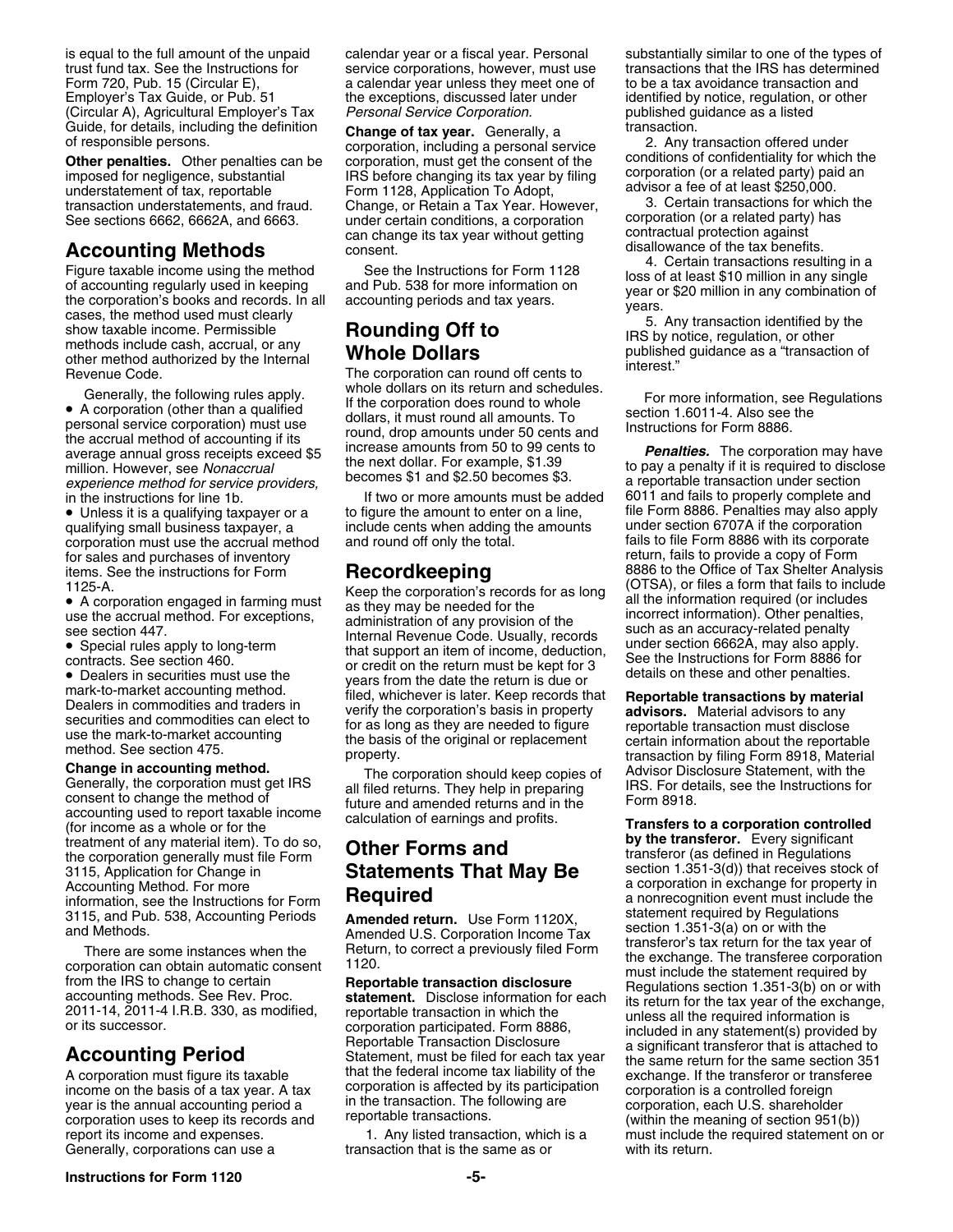is equal to the full amount of the unpaid trust fund tax. See the Instructions for Form 720, Pub. 15 (Circular E), Employer's Tax Guide, or Pub. 51 (Circular A), Agricultural Employer's Tax Guide, for details, including the definition of responsible persons.

**Other penalties.** Other penalties can be imposed for negligence, substantial understatement of tax, reportable transaction understatements, and fraud. See sections 6662, 6662A, and 6663.

## Accounting Methods

Figure taxable income using the method of accounting regularly used in keeping the corporation's books and records. In all cases, the method used must clearly show taxable income. Permissible methods include cash, accrual, or any other method authorized by the Internal Revenue Code.

Generally, the following rules apply.

- A corporation (other than a qualified personal service corporation) must use the accrual method of accounting if its average annual gross receipts exceed $5 million. However, see *Nonaccrual experience method for service providers,* in the instructions for line 1b.
- Unless it is a qualifying taxpayer or a qualifying small business taxpayer, a corporation must use the accrual method for sales and purchases of inventory items. See the instructions for Form 1125-A.
- A corporation engaged in farming must use the accrual method. For exceptions, see section 447.
- Special rules apply to long-term contracts. See section 460.
- Dealers in securities must use the mark-to-market accounting method. Dealers in commodities and traders in securities and commodities can elect to use the mark-to-market accounting method. See section 475.

**Change in accounting method.** Generally, the corporation must get IRS consent to change the method of accounting used to report taxable income (for income as a whole or for the treatment of any material item). To do so, the corporation generally must file Form 3115, Application for Change in Accounting Method. For more information, see the Instructions for Form 3115, and Pub. 538, Accounting Periods and Methods.

There are some instances when the corporation can obtain automatic consent from the IRS to change to certain accounting methods. See Rev. Proc. 2011-14, 2011-4 I.R.B. 330, as modified, or its successor.

## Accounting Period

A corporation must figure its taxable income on the basis of a tax year. A tax year is the annual accounting period a corporation uses to keep its records and report its income and expenses. Generally, corporations can use a calendar year or a fiscal year. Personal service corporations, however, must use a calendar year unless they meet one of the exceptions, discussed later under *Personal Service Corporation.*

**Change of tax year.** Generally, a corporation, including a personal service corporation, must get the consent of the IRS before changing its tax year by filing Form 1128, Application To Adopt, Change, or Retain a Tax Year. However, under certain conditions, a corporation can change its tax year without getting consent.

See the Instructions for Form 1128 and Pub. 538 for more information on accounting periods and tax years.

## Rounding Off to Whole Dollars

The corporation can round off cents to whole dollars on its return and schedules. If the corporation does round to whole dollars, it must round all amounts. To round, drop amounts under 50 cents and increase amounts from 50 to 99 cents to the next dollar. For example, $1.39 becomes $1 and $2.50 becomes $3.

If two or more amounts must be added to figure the amount to enter on a line, include cents when adding the amounts and round off only the total.

## Recordkeeping

Keep the corporation's records for as long as they may be needed for the administration of any provision of the Internal Revenue Code. Usually, records that support an item of income, deduction, or credit on the return must be kept for 3 years from the date the return is due or filed, whichever is later. Keep records that verify the corporation's basis in property for as long as they are needed to figure the basis of the original or replacement property.

The corporation should keep copies of all filed returns. They help in preparing future and amended returns and in the calculation of earnings and profits.

## Other Forms and Statements That May Be Required

**Amended return.** Use Form 1120X, Amended U.S. Corporation Income Tax Return, to correct a previously filed Form 1120.

**Reportable transaction disclosure statement.** Disclose information for each reportable transaction in which the corporation participated. Form 8886, Reportable Transaction Disclosure Statement, must be filed for each tax year that the federal income tax liability of the corporation is affected by its participation in the transaction. The following are reportable transactions.

1. Any listed transaction, which is a transaction that is the same as or substantially similar to one of the types of transactions that the IRS has determined to be a tax avoidance transaction and identified by notice, regulation, or other published guidance as a listed transaction.
2. Any transaction offered under conditions of confidentiality for which the corporation (or a related party) paid an advisor a fee of at least $250,000.
3. Certain transactions for which the corporation (or a related party) has contractual protection against disallowance of the tax benefits.
4. Certain transactions resulting in a loss of at least $10 million in any single year or $20 million in any combination of years.
5. Any transaction identified by the IRS by notice, regulation, or other published guidance as a "transaction of interest."

For more information, see Regulations section 1.6011-4. Also see the Instructions for Form 8886.

***Penalties.*** The corporation may have to pay a penalty if it is required to disclose a reportable transaction under section 6011 and fails to properly complete and file Form 8886. Penalties may also apply under section 6707A if the corporation fails to file Form 8886 with its corporate return, fails to provide a copy of Form 8886 to the Office of Tax Shelter Analysis (OTSA), or files a form that fails to include all the information required (or includes incorrect information). Other penalties, such as an accuracy-related penalty under section 6662A, may also apply. See the Instructions for Form 8886 for details on these and other penalties.

**Reportable transactions by material advisors.** Material advisors to any reportable transaction must disclose certain information about the reportable transaction by filing Form 8918, Material Advisor Disclosure Statement, with the IRS. For details, see the Instructions for Form 8918.

**Transfers to a corporation controlled by the transferor.** Every significant transferor (as defined in Regulations section 1.351-3(d)) that receives stock of a corporation in exchange for property in a nonrecognition event must include the statement required by Regulations section 1.351-3(a) on or with the transferor's tax return for the tax year of the exchange. The transferee corporation must include the statement required by Regulations section 1.351-3(b) on or with its return for the tax year of the exchange, unless all the required information is included in any statement(s) provided by a significant transferor that is attached to the same return for the same section 351 exchange. If the transferor or transferee corporation is a controlled foreign corporation, each U.S. shareholder (within the meaning of section 951(b)) must include the required statement on or with its return.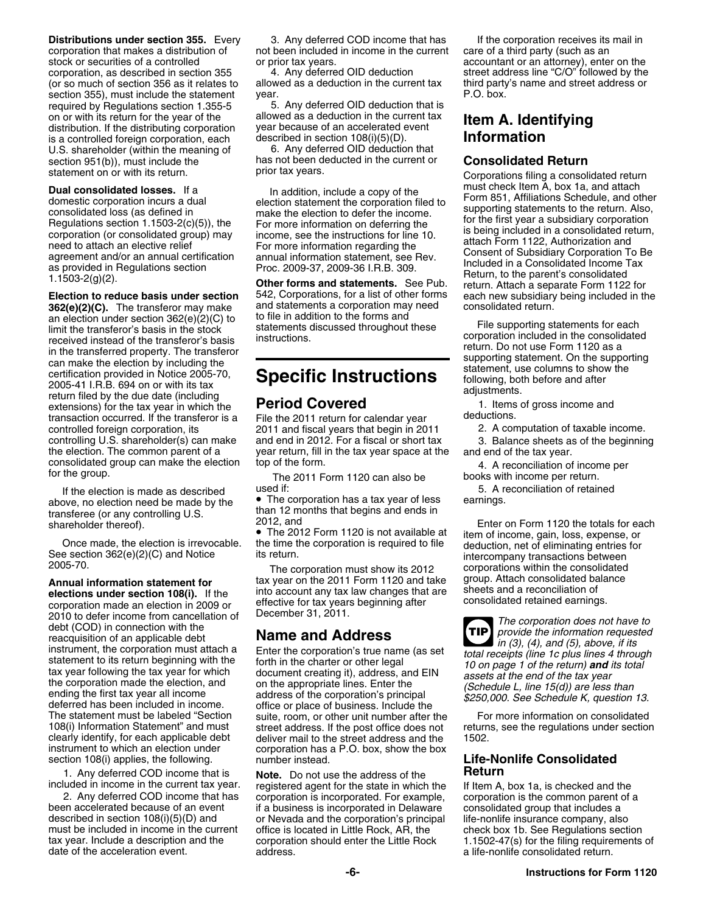**Distributions under section 355.** Every corporation that makes a distribution of stock or securities of a controlled corporation, as described in section 355 (or so much of section 356 as it relates to section 355), must include the statement required by Regulations section 1.355-5 on or with its return for the year of the distribution. If the distributing corporation is a controlled foreign corporation, each U.S. shareholder (within the meaning of section 951(b)), must include the statement on or with its return.

**Dual consolidated losses.** If a domestic corporation incurs a dual consolidated loss (as defined in Regulations section 1.1503-2(c)(5)), the corporation (or consolidated group) may need to attach an elective relief agreement and/or an annual certification as provided in Regulations section 1.1503-2(g)(2).

**Election to reduce basis under section 362(e)(2)(C).** The transferor may make an election under section 362(e)(2)(C) to limit the transferor's basis in the stock received instead of the transferor's basis in the transferred property. The transferor can make the election by including the certification provided in Notice 2005-70, 2005-41 I.R.B. 694 on or with its tax return filed by the due date (including extensions) for the tax year in which the transaction occurred. If the transferor is a controlled foreign corporation, its controlling U.S. shareholder(s) can make the election. The common parent of a consolidated group can make the election for the group.

If the election is made as described above, no election need be made by the transferee (or any controlling U.S. shareholder thereof).

Once made, the election is irrevocable. See section 362(e)(2)(C) and Notice 2005-70.

**Annual information statement for elections under section 108(i).** If the corporation made an election in 2009 or 2010 to defer income from cancellation of debt (COD) in connection with the reacquisition of an applicable debt instrument, the corporation must attach a statement to its return beginning with the tax year following the tax year for which the corporation made the election, and ending the first tax year all income deferred has been included in income. The statement must be labeled "Section 108(i) Information Statement" and must clearly identify, for each applicable debt instrument to which an election under section 108(i) applies, the following.

1. Any deferred COD income that is included in income in the current tax year.

2. Any deferred COD income that has been accelerated because of an event described in section 108(i)(5)(D) and must be included in income in the current tax year. Include a description and the date of the acceleration event.

3. Any deferred COD income that has not been included in income in the current or prior tax years.

4. Any deferred OID deduction allowed as a deduction in the current tax year.

5. Any deferred OID deduction that is allowed as a deduction in the current tax year because of an accelerated event described in section 108(i)(5)(D).

6. Any deferred OID deduction that has not been deducted in the current or prior tax years.

In addition, include a copy of the election statement the corporation filed to make the election to defer the income. For more information on deferring the income, see the instructions for line 10. For more information regarding the annual information statement, see Rev. Proc. 2009-37, 2009-36 I.R.B. 309.

**Other forms and statements.** See Pub. 542, Corporations, for a list of other forms and statements a corporation may need to file in addition to the forms and statements discussed throughout these instructions.

# Specific Instructions

## Period Covered

File the 2011 return for calendar year 2011 and fiscal years that begin in 2011 and end in 2012. For a fiscal or short tax year return, fill in the tax year space at the top of the form.

The 2011 Form 1120 can also be used if:

- The corporation has a tax year of less than 12 months that begins and ends in 2012, and
- The 2012 Form 1120 is not available at the time the corporation is required to file its return.

The corporation must show its 2012 tax year on the 2011 Form 1120 and take into account any tax law changes that are effective for tax years beginning after December 31, 2011.

## Name and Address

Enter the corporation's true name (as set forth in the charter or other legal document creating it), address, and EIN on the appropriate lines. Enter the address of the corporation's principal office or place of business. Include the suite, room, or other unit number after the street address. If the post office does not deliver mail to the street address and the corporation has a P.O. box, show the box number instead.

**Note.** Do not use the address of the registered agent for the state in which the corporation is incorporated. For example, if a business is incorporated in Delaware or Nevada and the corporation's principal office is located in Little Rock, AR, the corporation should enter the Little Rock address.

If the corporation receives its mail in care of a third party (such as an accountant or an attorney), enter on the street address line "C/O" followed by the third party's name and street address or P.O. box.

## Item A. Identifying Information

### Consolidated Return

Corporations filing a consolidated return must check Item A, box 1a, and attach Form 851, Affiliations Schedule, and other supporting statements to the return. Also, for the first year a subsidiary corporation is being included in a consolidated return, attach Form 1122, Authorization and Consent of Subsidiary Corporation To Be Included in a Consolidated Income Tax Return, to the parent's consolidated return. Attach a separate Form 1122 for each new subsidiary being included in the consolidated return.

File supporting statements for each corporation included in the consolidated return. Do not use Form 1120 as a supporting statement. On the supporting statement, use columns to show the following, both before and after adjustments.

1. Items of gross income and deductions.

2. A computation of taxable income.

3. Balance sheets as of the beginning and end of the tax year.

4. A reconciliation of income per books with income per return.

5. A reconciliation of retained earnings.

Enter on Form 1120 the totals for each item of income, gain, loss, expense, or deduction, net of eliminating entries for intercompany transactions between corporations within the consolidated group. Attach consolidated balance sheets and a reconciliation of consolidated retained earnings.

**TIP** *The corporation does not have to provide the information requested in (3), (4), and (5), above, if its total receipts (line 1c plus lines 4 through 10 on page 1 of the return)* ***and*** *its total assets at the end of the tax year (Schedule L, line 15(d)) are less than $250,000. See Schedule K, question 13.*

For more information on consolidated returns, see the regulations under section 1502.

### Life-Nonlife Consolidated Return

If Item A, box 1a, is checked and the corporation is the common parent of a consolidated group that includes a life-nonlife insurance company, also check box 1b. See Regulations section 1.1502-47(s) for the filing requirements of a life-nonlife consolidated return.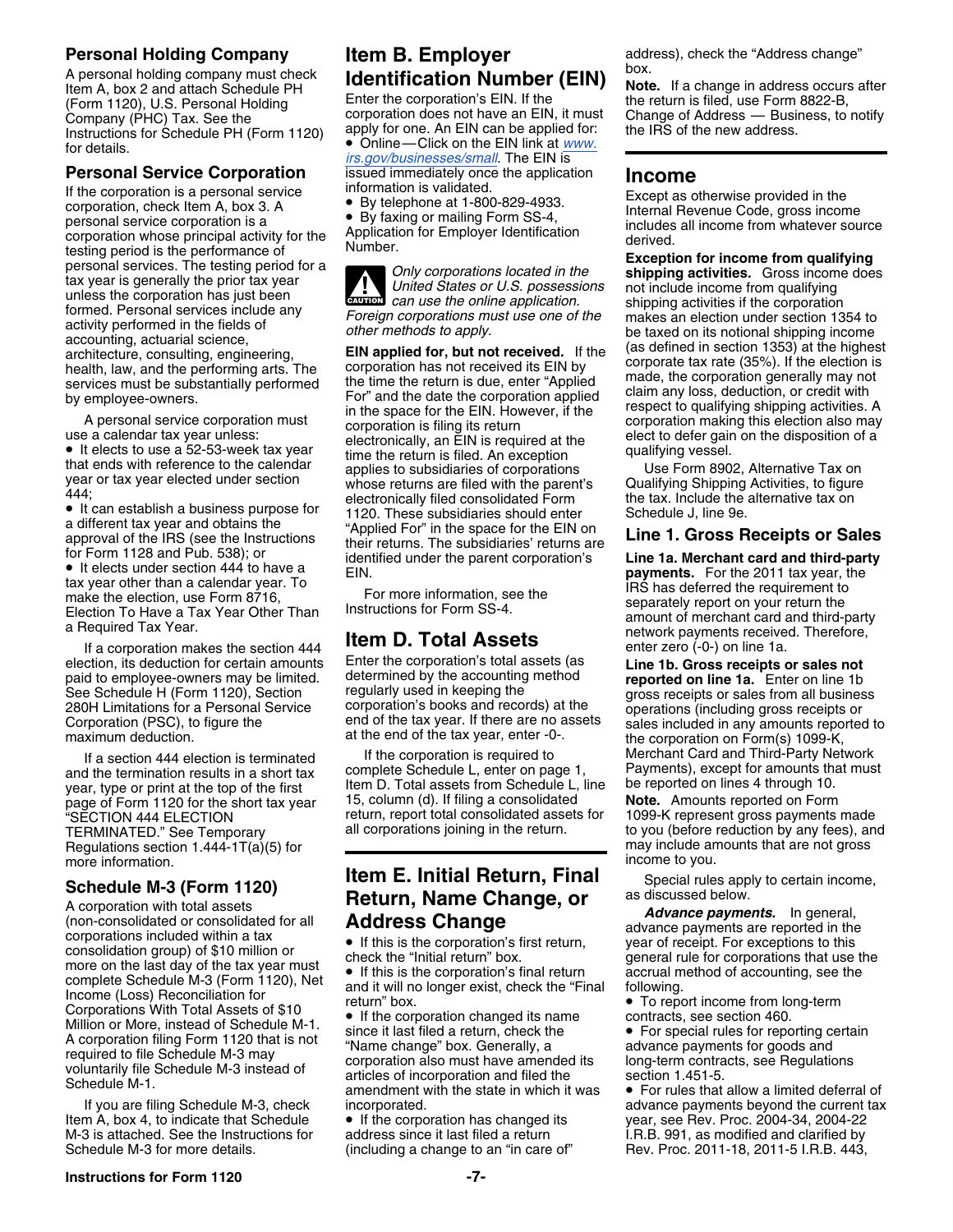### Personal Holding Company

A personal holding company must check Item A, box 2 and attach Schedule PH (Form 1120), U.S. Personal Holding Company (PHC) Tax. See the Instructions for Schedule PH (Form 1120) for details.

### Personal Service Corporation

If the corporation is a personal service corporation, check Item A, box 3. A personal service corporation is a corporation whose principal activity for the testing period is the performance of personal services. The testing period for a tax year is generally the prior tax year unless the corporation has just been formed. Personal services include any activity performed in the fields of accounting, actuarial science, architecture, consulting, engineering, health, law, and the performing arts. The services must be substantially performed by employee-owners.

A personal service corporation must use a calendar tax year unless:

- It elects to use a 52-53-week tax year that ends with reference to the calendar year or tax year elected under section 444;
- It can establish a business purpose for a different tax year and obtains the approval of the IRS (see the Instructions for Form 1128 and Pub. 538); or
- It elects under section 444 to have a tax year other than a calendar year. To make the election, use Form 8716, Election To Have a Tax Year Other Than a Required Tax Year.

If a corporation makes the section 444 election, its deduction for certain amounts paid to employee-owners may be limited. See Schedule H (Form 1120), Section 280H Limitations for a Personal Service Corporation (PSC), to figure the maximum deduction.

If a section 444 election is terminated and the termination results in a short tax year, type or print at the top of the first page of Form 1120 for the short tax year "SECTION 444 ELECTION TERMINATED." See Temporary Regulations section 1.444-1T(a)(5) for more information.

### Schedule M-3 (Form 1120)

A corporation with total assets (non-consolidated or consolidated for all corporations included within a tax consolidation group) of $10 million or more on the last day of the tax year must complete Schedule M-3 (Form 1120), Net Income (Loss) Reconciliation for Corporations With Total Assets of $10 Million or More, instead of Schedule M-1. A corporation filing Form 1120 that is not required to file Schedule M-3 may voluntarily file Schedule M-3 instead of Schedule M-1.

If you are filing Schedule M-3, check Item A, box 4, to indicate that Schedule M-3 is attached. See the Instructions for Schedule M-3 for more details.

## Item B. Employer Identification Number (EIN)

Enter the corporation's EIN. If the corporation does not have an EIN, it must apply for one. An EIN can be applied for:

- Online—Click on the EIN link at www.irs.gov/businesses/small. The EIN is issued immediately once the application information is validated.
- By telephone at 1-800-829-4933.
- By faxing or mailing Form SS-4, Application for Employer Identification Number.

**CAUTION:** *Only corporations located in the United States or U.S. possessions can use the online application. Foreign corporations must use one of the other methods to apply.*

**EIN applied for, but not received.** If the corporation has not received its EIN by the time the return is due, enter "Applied For" and the date the corporation applied in the space for the EIN. However, if the corporation is filing its return electronically, an EIN is required at the time the return is filed. An exception applies to subsidiaries of corporations whose returns are filed with the parent's electronically filed consolidated Form 1120. These subsidiaries should enter "Applied For" in the space for the EIN on their returns. The subsidiaries' returns are identified under the parent corporation's EIN.

For more information, see the Instructions for Form SS-4.

## Item D. Total Assets

Enter the corporation's total assets (as determined by the accounting method regularly used in keeping the corporation's books and records) at the end of the tax year. If there are no assets at the end of the tax year, enter -0-.

If the corporation is required to complete Schedule L, enter on page 1, Item D. Total assets from Schedule L, line 15, column (d). If filing a consolidated return, report total consolidated assets for all corporations joining in the return.

## Item E. Initial Return, Final Return, Name Change, or Address Change

- If this is the corporation's first return, check the "Initial return" box.
- If this is the corporation's final return and it will no longer exist, check the "Final return" box.
- If the corporation changed its name since it last filed a return, check the "Name change" box. Generally, a corporation also must have amended its articles of incorporation and filed the amendment with the state in which it was incorporated.
- If the corporation has changed its address since it last filed a return (including a change to an "in care of" address), check the "Address change" box.

**Note.** If a change in address occurs after the return is filed, use Form 8822-B, Change of Address — Business, to notify the IRS of the new address.

## Income

Except as otherwise provided in the Internal Revenue Code, gross income includes all income from whatever source derived.

**Exception for income from qualifying shipping activities.** Gross income does not include income from qualifying shipping activities if the corporation makes an election under section 1354 to be taxed on its notional shipping income (as defined in section 1353) at the highest corporate tax rate (35%). If the election is made, the corporation generally may not claim any loss, deduction, or credit with respect to qualifying shipping activities. A corporation making this election also may elect to defer gain on the disposition of a qualifying vessel.

Use Form 8902, Alternative Tax on Qualifying Shipping Activities, to figure the tax. Include the alternative tax on Schedule J, line 9e.

### Line 1. Gross Receipts or Sales

**Line 1a. Merchant card and third-party payments.** For the 2011 tax year, the IRS has deferred the requirement to separately report on your return the amount of merchant card and third-party network payments received. Therefore, enter zero (-0-) on line 1a.

**Line 1b. Gross receipts or sales not reported on line 1a.** Enter on line 1b gross receipts or sales from all business operations (including gross receipts or sales included in any amounts reported to the corporation on Form(s) 1099-K, Merchant Card and Third-Party Network Payments), except for amounts that must be reported on lines 4 through 10.

**Note.** Amounts reported on Form 1099-K represent gross payments made to you (before reduction by any fees), and may include amounts that are not gross income to you.

Special rules apply to certain income, as discussed below.

***Advance payments.*** In general, advance payments are reported in the year of receipt. For exceptions to this general rule for corporations that use the accrual method of accounting, see the following.

- To report income from long-term contracts, see section 460.
- For special rules for reporting certain advance payments for goods and long-term contracts, see Regulations section 1.451-5.
- For rules that allow a limited deferral of advance payments beyond the current tax year, see Rev. Proc. 2004-34, 2004-22 I.R.B. 991, as modified and clarified by Rev. Proc. 2011-18, 2011-5 I.R.B. 443,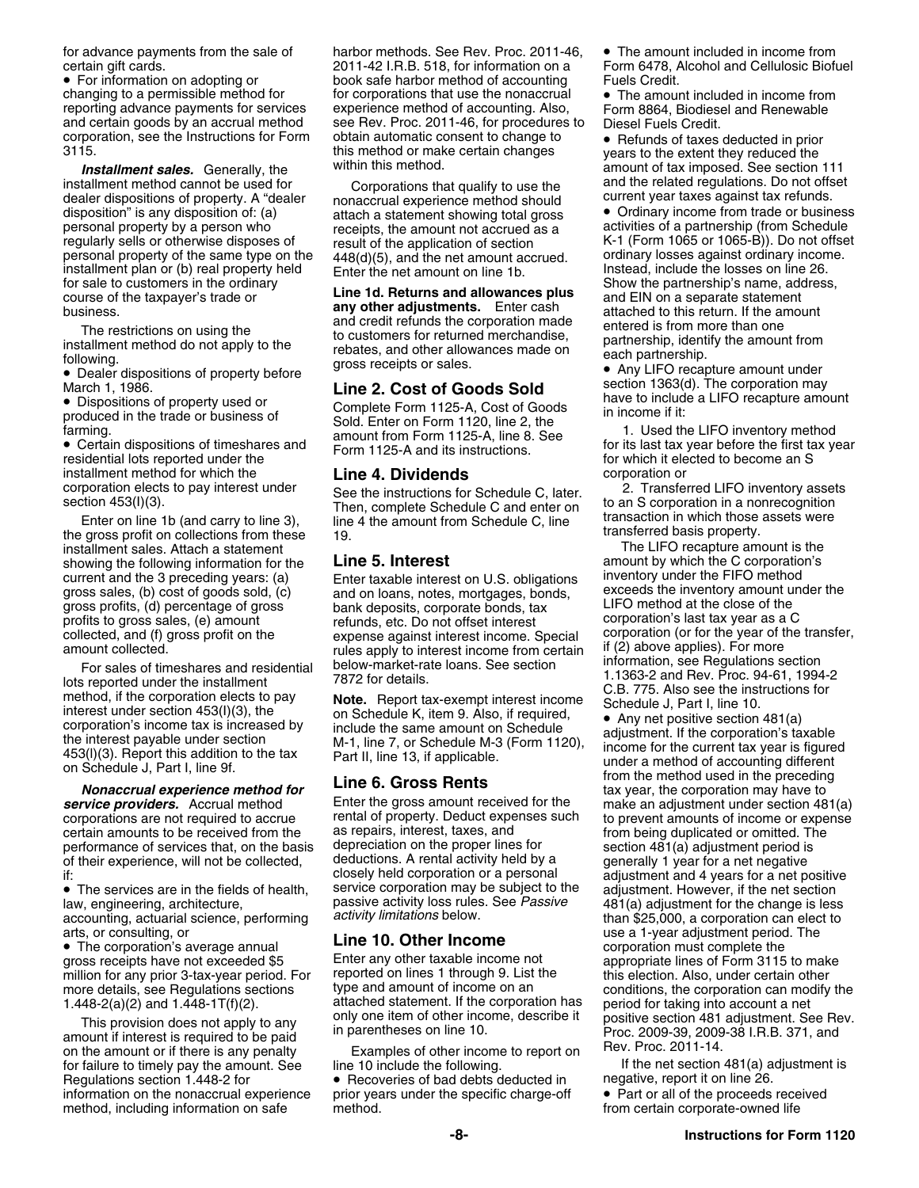for advance payments from the sale of certain gift cards.

- For information on adopting or changing to a permissible method for reporting advance payments for services and certain goods by an accrual method corporation, see the Instructions for Form 3115.

***Installment sales.*** Generally, the installment method cannot be used for dealer dispositions of property. A "dealer disposition" is any disposition of: (a) personal property by a person who regularly sells or otherwise disposes of personal property of the same type on the installment plan or (b) real property held for sale to customers in the ordinary course of the taxpayer's trade or business.

The restrictions on using the installment method do not apply to the following.

- Dealer dispositions of property before March 1, 1986.
- Dispositions of property used or produced in the trade or business of farming.
- Certain dispositions of timeshares and residential lots reported under the installment method for which the corporation elects to pay interest under section 453(l)(3).

Enter on line 1b (and carry to line 3), the gross profit on collections from these installment sales. Attach a statement showing the following information for the current and the 3 preceding years: (a) gross sales, (b) cost of goods sold, (c) gross profits, (d) percentage of gross profits to gross sales, (e) amount collected, and (f) gross profit on the amount collected.

For sales of timeshares and residential lots reported under the installment method, if the corporation elects to pay interest under section 453(l)(3), the corporation's income tax is increased by the interest payable under section 453(l)(3). Report this addition to the tax on Schedule J, Part I, line 9f.

***Nonaccrual experience method for service providers.*** Accrual method corporations are not required to accrue certain amounts to be received from the performance of services that, on the basis of their experience, will not be collected, if:

- The services are in the fields of health, law, engineering, architecture, accounting, actuarial science, performing arts, or consulting, or
- The corporation's average annual gross receipts have not exceeded $5 million for any prior 3-tax-year period. For more details, see Regulations sections 1.448-2(a)(2) and 1.448-1T(f)(2).

This provision does not apply to any amount if interest is required to be paid on the amount or if there is any penalty for failure to timely pay the amount. See Regulations section 1.448-2 for information on the nonaccrual experience method, including information on safe harbor methods. See Rev. Proc. 2011-46, 2011-42 I.R.B. 518, for information on a book safe harbor method of accounting for corporations that use the nonaccrual experience method of accounting. Also, see Rev. Proc. 2011-46, for procedures to obtain automatic consent to change to this method or make certain changes within this method.

Corporations that qualify to use the nonaccrual experience method should attach a statement showing total gross receipts, the amount not accrued as a result of the application of section 448(d)(5), and the net amount accrued. Enter the net amount on line 1b.

**Line 1d. Returns and allowances plus any other adjustments.** Enter cash and credit refunds the corporation made to customers for returned merchandise, rebates, and other allowances made on gross receipts or sales.

## Line 2. Cost of Goods Sold

Complete Form 1125-A, Cost of Goods Sold. Enter on Form 1120, line 2, the amount from Form 1125-A, line 8. See Form 1125-A and its instructions.

## Line 4. Dividends

See the instructions for Schedule C, later. Then, complete Schedule C and enter on line 4 the amount from Schedule C, line 19.

## Line 5. Interest

Enter taxable interest on U.S. obligations and on loans, notes, mortgages, bonds, bank deposits, corporate bonds, tax refunds, etc. Do not offset interest expense against interest income. Special rules apply to interest income from certain below-market-rate loans. See section 7872 for details.

**Note.** Report tax-exempt interest income on Schedule K, item 9. Also, if required, include the same amount on Schedule M-1, line 7, or Schedule M-3 (Form 1120), Part II, line 13, if applicable.

## Line 6. Gross Rents

Enter the gross amount received for the rental of property. Deduct expenses such as repairs, interest, taxes, and depreciation on the proper lines for deductions. A rental activity held by a closely held corporation or a personal service corporation may be subject to the passive activity loss rules. See *Passive activity limitations* below.

## Line 10. Other Income

Enter any other taxable income not reported on lines 1 through 9. List the type and amount of income on an attached statement. If the corporation has only one item of other income, describe it in parentheses on line 10.

Examples of other income to report on line 10 include the following.

- Recoveries of bad debts deducted in prior years under the specific charge-off method.
- The amount included in income from Form 6478, Alcohol and Cellulosic Biofuel Fuels Credit.
- The amount included in income from Form 8864, Biodiesel and Renewable Diesel Fuels Credit.
- Refunds of taxes deducted in prior years to the extent they reduced the amount of tax imposed. See section 111 and the related regulations. Do not offset current year taxes against tax refunds.
- Ordinary income from trade or business activities of a partnership (from Schedule K-1 (Form 1065 or 1065-B)). Do not offset ordinary losses against ordinary income. Instead, include the losses on line 26. Show the partnership's name, address, and EIN on a separate statement attached to this return. If the amount entered is from more than one partnership, identify the amount from each partnership.
- Any LIFO recapture amount under section 1363(d). The corporation may have to include a LIFO recapture amount in income if it:

1. Used the LIFO inventory method for its last tax year before the first tax year for which it elected to become an S corporation or
2. Transferred LIFO inventory assets to an S corporation in a nonrecognition transaction in which those assets were transferred basis property.

The LIFO recapture amount is the amount by which the C corporation's inventory under the FIFO method exceeds the inventory amount under the LIFO method at the close of the corporation's last tax year as a C corporation (or for the year of the transfer, if (2) above applies). For more information, see Regulations section 1.1363-2 and Rev. Proc. 94-61, 1994-2 C.B. 775. Also see the instructions for Schedule J, Part I, line 10.

- Any net positive section 481(a) adjustment. If the corporation's taxable income for the current tax year is figured under a method of accounting different from the method used in the preceding tax year, the corporation may have to make an adjustment under section 481(a) to prevent amounts of income or expense from being duplicated or omitted. The section 481(a) adjustment period is generally 1 year for a net negative adjustment and 4 years for a net positive adjustment. However, if the net section 481(a) adjustment for the change is less than $25,000, a corporation can elect to use a 1-year adjustment period. The corporation must complete the appropriate lines of Form 3115 to make this election. Also, under certain other conditions, the corporation can modify the period for taking into account a net positive section 481 adjustment. See Rev. Proc. 2009-39, 2009-38 I.R.B. 371, and Rev. Proc. 2011-14.

If the net section 481(a) adjustment is negative, report it on line 26.

- Part or all of the proceeds received from certain corporate-owned life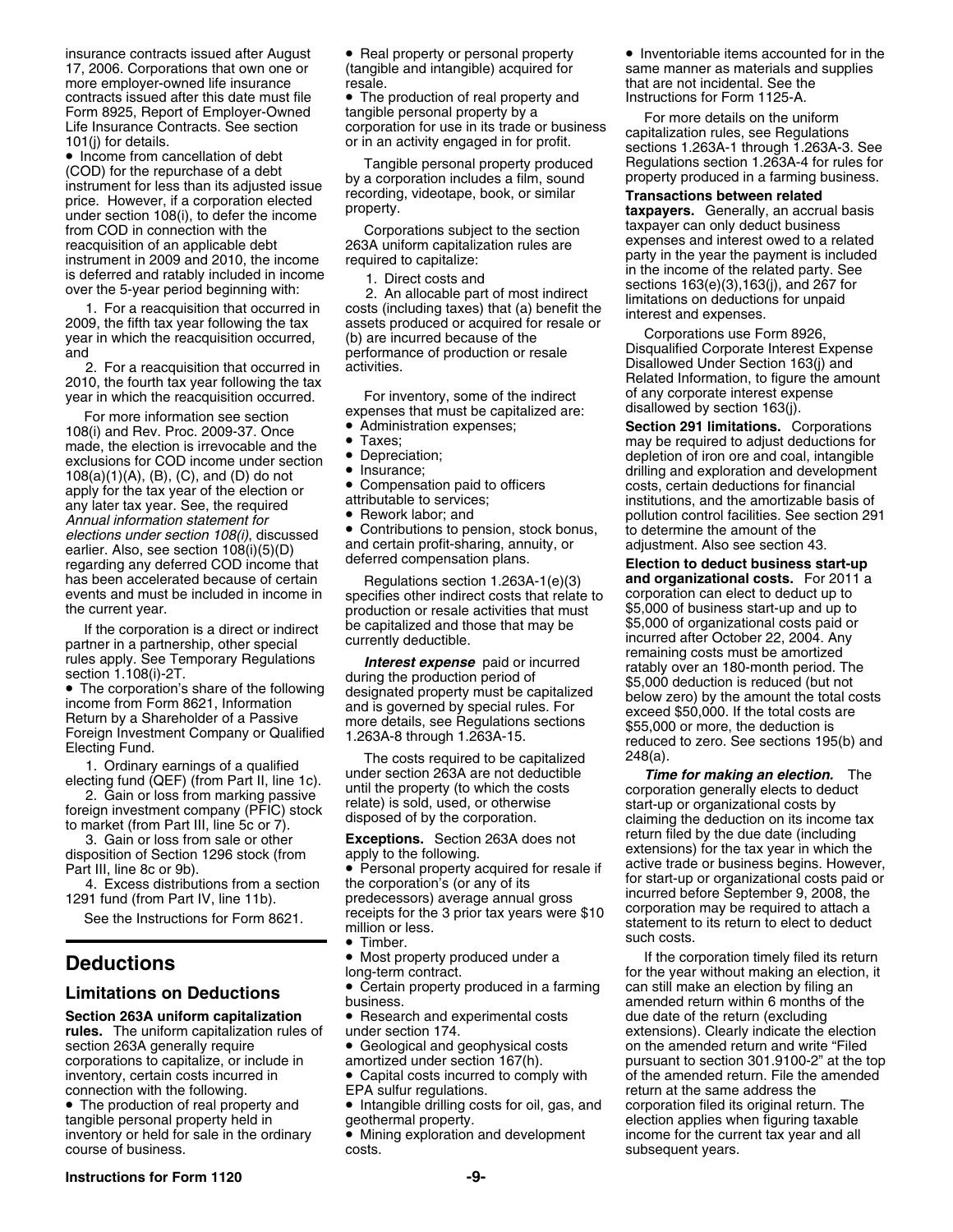insurance contracts issued after August 17, 2006. Corporations that own one or more employer-owned life insurance contracts issued after this date must file Form 8925, Report of Employer-Owned Life Insurance Contracts. See section 101(j) for details.

- Income from cancellation of debt (COD) for the repurchase of a debt instrument for less than its adjusted issue price. However, if a corporation elected under section 108(i), to defer the income from COD in connection with the reacquisition of an applicable debt instrument in 2009 and 2010, the income is deferred and ratably included in income over the 5-year period beginning with:

1. For a reacquisition that occurred in 2009, the fifth tax year following the tax year in which the reacquisition occurred, and
2. For a reacquisition that occurred in 2010, the fourth tax year following the tax year in which the reacquisition occurred.

For more information see section 108(i) and Rev. Proc. 2009-37. Once made, the election is irrevocable and the exclusions for COD income under section 108(a)(1)(A), (B), (C), and (D) do not apply for the tax year of the election or any later tax year. See, the required *Annual information statement for elections under section 108(i)*, discussed earlier. Also, see section 108(i)(5)(D) regarding any deferred COD income that has been accelerated because of certain events and must be included in income in the current year.

If the corporation is a direct or indirect partner in a partnership, other special rules apply. See Temporary Regulations section 1.108(i)-2T.

- The corporation's share of the following income from Form 8621, Information Return by a Shareholder of a Passive Foreign Investment Company or Qualified Electing Fund.

1. Ordinary earnings of a qualified electing fund (QEF) (from Part II, line 1c).
2. Gain or loss from marking passive foreign investment company (PFIC) stock to market (from Part III, line 5c or 7).
3. Gain or loss from sale or other disposition of Section 1296 stock (from Part III, line 8c or 9b).
4. Excess distributions from a section 1291 fund (from Part IV, line 11b).

See the Instructions for Form 8621.

# Deductions

## Limitations on Deductions

**Section 263A uniform capitalization rules.** The uniform capitalization rules of section 263A generally require corporations to capitalize, or include in inventory, certain costs incurred in connection with the following.

- The production of real property and tangible personal property held in inventory or held for sale in the ordinary course of business.
- Real property or personal property (tangible and intangible) acquired for resale.
- The production of real property and tangible personal property by a corporation for use in its trade or business or in an activity engaged in for profit.

Tangible personal property produced by a corporation includes a film, sound recording, videotape, book, or similar property.

Corporations subject to the section 263A uniform capitalization rules are required to capitalize:

1. Direct costs and
2. An allocable part of most indirect costs (including taxes) that (a) benefit the assets produced or acquired for resale or (b) are incurred because of the performance of production or resale activities.

For inventory, some of the indirect expenses that must be capitalized are:

- Administration expenses;
- Taxes;
- Depreciation;
- Insurance;
- Compensation paid to officers attributable to services;
- Rework labor; and
- Contributions to pension, stock bonus, and certain profit-sharing, annuity, or deferred compensation plans.

Regulations section 1.263A-1(e)(3) specifies other indirect costs that relate to production or resale activities that must be capitalized and those that may be currently deductible.

***Interest expense*** paid or incurred during the production period of designated property must be capitalized and is governed by special rules. For more details, see Regulations sections 1.263A-8 through 1.263A-15.

The costs required to be capitalized under section 263A are not deductible until the property (to which the costs relate) is sold, used, or otherwise disposed of by the corporation.

**Exceptions.** Section 263A does not apply to the following.

- Personal property acquired for resale if the corporation's (or any of its predecessors) average annual gross receipts for the 3 prior tax years were $10 million or less.
- Timber.
- Most property produced under a long-term contract.
- Certain property produced in a farming business.
- Research and experimental costs under section 174.
- Geological and geophysical costs amortized under section 167(h).
- Capital costs incurred to comply with EPA sulfur regulations.
- Intangible drilling costs for oil, gas, and geothermal property.
- Mining exploration and development costs.
- Inventoriable items accounted for in the same manner as materials and supplies that are not incidental. See the Instructions for Form 1125-A.

For more details on the uniform capitalization rules, see Regulations sections 1.263A-1 through 1.263A-3. See Regulations section 1.263A-4 for rules for property produced in a farming business.

**Transactions between related taxpayers.** Generally, an accrual basis taxpayer can only deduct business expenses and interest owed to a related party in the year the payment is included in the income of the related party. See sections 163(e)(3),163(j), and 267 for limitations on deductions for unpaid interest and expenses.

Corporations use Form 8926, Disqualified Corporate Interest Expense Disallowed Under Section 163(j) and Related Information, to figure the amount of any corporate interest expense disallowed by section 163(j).

**Section 291 limitations.** Corporations may be required to adjust deductions for depletion of iron ore and coal, intangible drilling and exploration and development costs, certain deductions for financial institutions, and the amortizable basis of pollution control facilities. See section 291 to determine the amount of the adjustment. Also see section 43.

**Election to deduct business start-up and organizational costs.** For 2011 a corporation can elect to deduct up to $5,000 of business start-up and up to $5,000 of organizational costs paid or incurred after October 22, 2004. Any remaining costs must be amortized ratably over an 180-month period. The $5,000 deduction is reduced (but not below zero) by the amount the total costs exceed $50,000. If the total costs are $55,000 or more, the deduction is reduced to zero. See sections 195(b) and 248(a).

***Time for making an election.*** The corporation generally elects to deduct start-up or organizational costs by claiming the deduction on its income tax return filed by the due date (including extensions) for the tax year in which the active trade or business begins. However, for start-up or organizational costs paid or incurred before September 9, 2008, the corporation may be required to attach a statement to its return to elect to deduct such costs.

If the corporation timely filed its return for the year without making an election, it can still make an election by filing an amended return within 6 months of the due date of the return (excluding extensions). Clearly indicate the election on the amended return and write "Filed pursuant to section 301.9100-2" at the top of the amended return. File the amended return at the same address the corporation filed its original return. The election applies when figuring taxable income for the current tax year and all subsequent years.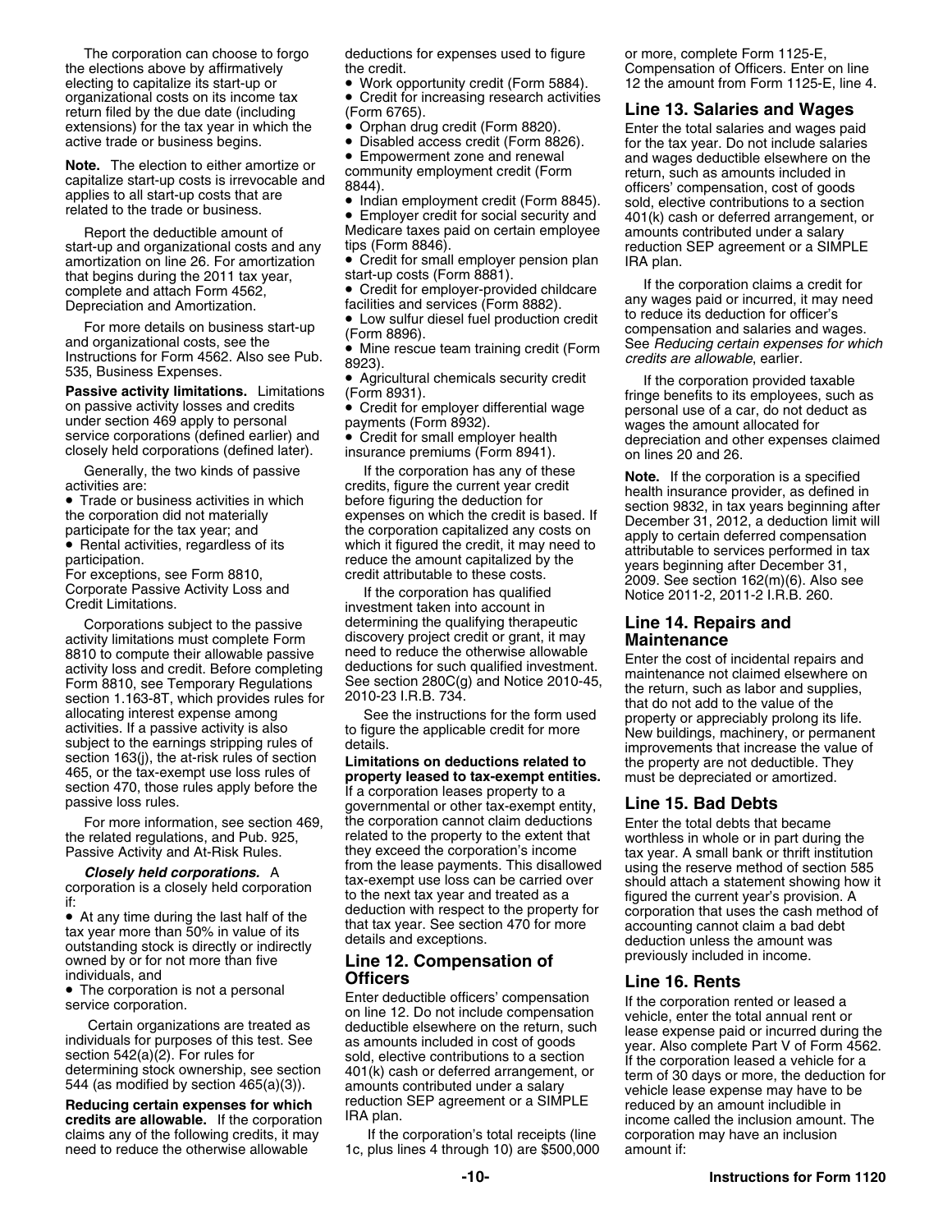The corporation can choose to forgo the elections above by affirmatively electing to capitalize its start-up or organizational costs on its income tax return filed by the due date (including extensions) for the tax year in which the active trade or business begins.

**Note.** The election to either amortize or capitalize start-up costs is irrevocable and applies to all start-up costs that are related to the trade or business.

Report the deductible amount of start-up and organizational costs and any amortization on line 26. For amortization that begins during the 2011 tax year, complete and attach Form 4562, Depreciation and Amortization.

For more details on business start-up and organizational costs, see the Instructions for Form 4562. Also see Pub. 535, Business Expenses.

**Passive activity limitations.** Limitations on passive activity losses and credits under section 469 apply to personal service corporations (defined earlier) and closely held corporations (defined later).

Generally, the two kinds of passive activities are:

- Trade or business activities in which the corporation did not materially participate for the tax year; and
- Rental activities, regardless of its participation.

For exceptions, see Form 8810, Corporate Passive Activity Loss and Credit Limitations.

Corporations subject to the passive activity limitations must complete Form 8810 to compute their allowable passive activity loss and credit. Before completing Form 8810, see Temporary Regulations section 1.163-8T, which provides rules for allocating interest expense among activities. If a passive activity is also subject to the earnings stripping rules of section 163(j), the at-risk rules of section 465, or the tax-exempt use loss rules of section 470, those rules apply before the passive loss rules.

For more information, see section 469, the related regulations, and Pub. 925, Passive Activity and At-Risk Rules.

***Closely held corporations.*** A corporation is a closely held corporation if:

- At any time during the last half of the tax year more than 50% in value of its outstanding stock is directly or indirectly owned by or for not more than five individuals, and
- The corporation is not a personal service corporation.

Certain organizations are treated as individuals for purposes of this test. See section 542(a)(2). For rules for determining stock ownership, see section 544 (as modified by section 465(a)(3)).

**Reducing certain expenses for which credits are allowable.** If the corporation claims any of the following credits, it may need to reduce the otherwise allowable deductions for expenses used to figure the credit.

- Work opportunity credit (Form 5884).
- Credit for increasing research activities (Form 6765).
- Orphan drug credit (Form 8820).
- Disabled access credit (Form 8826).
- Empowerment zone and renewal community employment credit (Form 8844).
- Indian employment credit (Form 8845).
- Employer credit for social security and Medicare taxes paid on certain employee tips (Form 8846).
- Credit for small employer pension plan start-up costs (Form 8881).
- Credit for employer-provided childcare facilities and services (Form 8882).
- Low sulfur diesel fuel production credit (Form 8896).
- Mine rescue team training credit (Form 8923).
- Agricultural chemicals security credit (Form 8931).
- Credit for employer differential wage payments (Form 8932).
- Credit for small employer health insurance premiums (Form 8941).

If the corporation has any of these credits, figure the current year credit before figuring the deduction for expenses on which the credit is based. If the corporation capitalized any costs on which it figured the credit, it may need to reduce the amount capitalized by the credit attributable to these costs.

If the corporation has qualified investment taken into account in determining the qualifying therapeutic discovery project credit or grant, it may need to reduce the otherwise allowable deductions for such qualified investment. See section 280C(g) and Notice 2010-45, 2010-23 I.R.B. 734.

See the instructions for the form used to figure the applicable credit for more details.

**Limitations on deductions related to property leased to tax-exempt entities.** If a corporation leases property to a governmental or other tax-exempt entity, the corporation cannot claim deductions related to the property to the extent that they exceed the corporation's income from the lease payments. This disallowed tax-exempt use loss can be carried over to the next tax year and treated as a deduction with respect to the property for that tax year. See section 470 for more details and exceptions.

## Line 12. Compensation of Officers

Enter deductible officers' compensation on line 12. Do not include compensation deductible elsewhere on the return, such as amounts included in cost of goods sold, elective contributions to a section 401(k) cash or deferred arrangement, or amounts contributed under a salary reduction SEP agreement or a SIMPLE IRA plan.

If the corporation's total receipts (line 1c, plus lines 4 through 10) are $500,000 or more, complete Form 1125-E, Compensation of Officers. Enter on line 12 the amount from Form 1125-E, line 4.

## Line 13. Salaries and Wages

Enter the total salaries and wages paid for the tax year. Do not include salaries and wages deductible elsewhere on the return, such as amounts included in officers' compensation, cost of goods sold, elective contributions to a section 401(k) cash or deferred arrangement, or amounts contributed under a salary reduction SEP agreement or a SIMPLE IRA plan.

If the corporation claims a credit for any wages paid or incurred, it may need to reduce its deduction for officer's compensation and salaries and wages. See *Reducing certain expenses for which credits are allowable*, earlier.

If the corporation provided taxable fringe benefits to its employees, such as personal use of a car, do not deduct as wages the amount allocated for depreciation and other expenses claimed on lines 20 and 26.

**Note.** If the corporation is a specified health insurance provider, as defined in section 9832, in tax years beginning after December 31, 2012, a deduction limit will apply to certain deferred compensation attributable to services performed in tax years beginning after December 31, 2009. See section 162(m)(6). Also see Notice 2011-2, 2011-2 I.R.B. 260.

## Line 14. Repairs and Maintenance

Enter the cost of incidental repairs and maintenance not claimed elsewhere on the return, such as labor and supplies, that do not add to the value of the property or appreciably prolong its life. New buildings, machinery, or permanent improvements that increase the value of the property are not deductible. They must be depreciated or amortized.

## Line 15. Bad Debts

Enter the total debts that became worthless in whole or in part during the tax year. A small bank or thrift institution using the reserve method of section 585 should attach a statement showing how it figured the current year's provision. A corporation that uses the cash method of accounting cannot claim a bad debt deduction unless the amount was previously included in income.

## Line 16. Rents

If the corporation rented or leased a vehicle, enter the total annual rent or lease expense paid or incurred during the year. Also complete Part V of Form 4562. If the corporation leased a vehicle for a term of 30 days or more, the deduction for vehicle lease expense may have to be reduced by an amount includible in income called the inclusion amount. The corporation may have an inclusion amount if: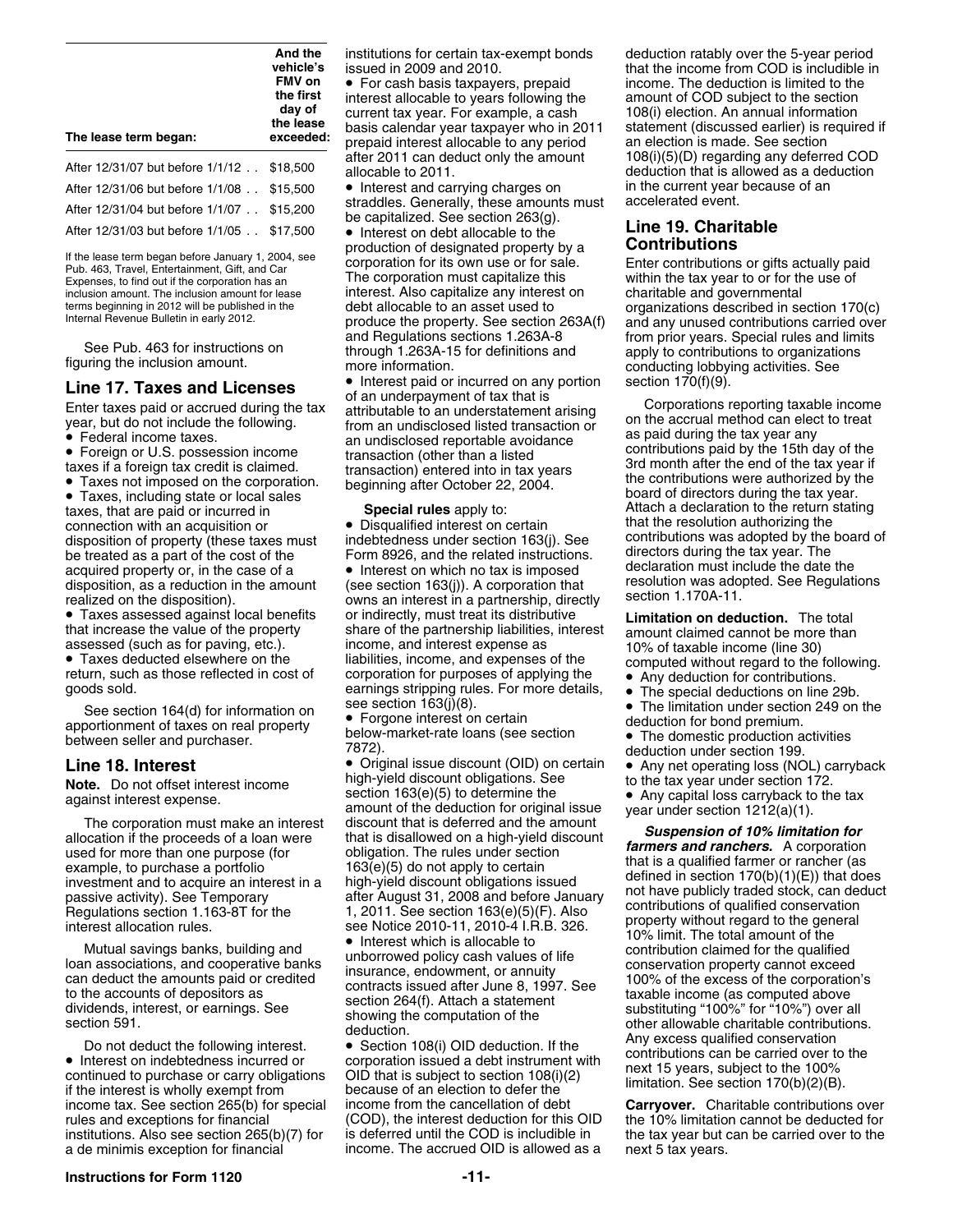| The lease term began: | And the vehicle's FMV on the first day of the lease exceeded: |
|---|---|
| After 12/31/07 but before 1/1/12 . . | $18,500 |
| After 12/31/06 but before 1/1/08 . . | $15,500 |
| After 12/31/04 but before 1/1/07 . . | $15,200 |
| After 12/31/03 but before 1/1/05 . . | $17,500 |

If the lease term began before January 1, 2004, see Pub. 463, Travel, Entertainment, Gift, and Car Expenses, to find out if the corporation has an inclusion amount. The inclusion amount for lease terms beginning in 2012 will be published in the Internal Revenue Bulletin in early 2012.

See Pub. 463 for instructions on figuring the inclusion amount.

## Line 17. Taxes and Licenses

Enter taxes paid or accrued during the tax year, but do not include the following.

- Federal income taxes.
- Foreign or U.S. possession income taxes if a foreign tax credit is claimed.
- Taxes not imposed on the corporation.
- Taxes, including state or local sales taxes, that are paid or incurred in connection with an acquisition or disposition of property (these taxes must be treated as a part of the cost of the acquired property or, in the case of a disposition, as a reduction in the amount realized on the disposition).
- Taxes assessed against local benefits that increase the value of the property assessed (such as for paving, etc.).
- Taxes deducted elsewhere on the return, such as those reflected in cost of goods sold.

See section 164(d) for information on apportionment of taxes on real property between seller and purchaser.

## Line 18. Interest

**Note.** Do not offset interest income against interest expense.

The corporation must make an interest allocation if the proceeds of a loan were used for more than one purpose (for example, to purchase a portfolio investment and to acquire an interest in a passive activity). See Temporary Regulations section 1.163-8T for the interest allocation rules.

Mutual savings banks, building and loan associations, and cooperative banks can deduct the amounts paid or credited to the accounts of depositors as dividends, interest, or earnings. See section 591.

Do not deduct the following interest.

- Interest on indebtedness incurred or continued to purchase or carry obligations if the interest is wholly exempt from income tax. See section 265(b) for special rules and exceptions for financial institutions. Also see section 265(b)(7) for a de minimis exception for financial institutions for certain tax-exempt bonds issued in 2009 and 2010.
- For cash basis taxpayers, prepaid interest allocable to years following the current tax year. For example, a cash basis calendar year taxpayer who in 2011 prepaid interest allocable to any period after 2011 can deduct only the amount allocable to 2011.
- Interest and carrying charges on straddles. Generally, these amounts must be capitalized. See section 263(g).
- Interest on debt allocable to the production of designated property by a corporation for its own use or for sale. The corporation must capitalize this interest. Also capitalize any interest on debt allocable to an asset used to produce the property. See section 263A(f) and Regulations sections 1.263A-8 through 1.263A-15 for definitions and more information.
- Interest paid or incurred on any portion of an underpayment of tax that is attributable to an understatement arising from an undisclosed listed transaction or an undisclosed reportable avoidance transaction (other than a listed transaction) entered into in tax years beginning after October 22, 2004.

**Special rules** apply to:

- Disqualified interest on certain indebtedness under section 163(j). See Form 8926, and the related instructions.
- Interest on which no tax is imposed (see section 163(j)). A corporation that owns an interest in a partnership, directly or indirectly, must treat its distributive share of the partnership liabilities, interest income, and interest expense as liabilities, income, and expenses of the corporation for purposes of applying the earnings stripping rules. For more details, see section 163(j)(8).
- Forgone interest on certain below-market-rate loans (see section 7872).
- Original issue discount (OID) on certain high-yield discount obligations. See section 163(e)(5) to determine the amount of the deduction for original issue discount that is deferred and the amount that is disallowed on a high-yield discount obligation. The rules under section 163(e)(5) do not apply to certain high-yield discount obligations issued after August 31, 2008 and before January 1, 2011. See section 163(e)(5)(F). Also see Notice 2010-11, 2010-4 I.R.B. 326.
- Interest which is allocable to unborrowed policy cash values of life insurance, endowment, or annuity contracts issued after June 8, 1997. See section 264(f). Attach a statement showing the computation of the deduction.
- Section 108(i) OID deduction. If the corporation issued a debt instrument with OID that is subject to section 108(i)(2) because of an election to defer the income from the cancellation of debt (COD), the interest deduction for this OID is deferred until the COD is includible in income. The accrued OID is allowed as a deduction ratably over the 5-year period that the income from COD is includible in income. The deduction is limited to the amount of COD subject to the section 108(i) election. An annual information statement (discussed earlier) is required if an election is made. See section 108(i)(5)(D) regarding any deferred COD deduction that is allowed as a deduction in the current year because of an accelerated event.

## Line 19. Charitable Contributions

Enter contributions or gifts actually paid within the tax year to or for the use of charitable and governmental organizations described in section 170(c) and any unused contributions carried over from prior years. Special rules and limits apply to contributions to organizations conducting lobbying activities. See section 170(f)(9).

Corporations reporting taxable income on the accrual method can elect to treat as paid during the tax year any contributions paid by the 15th day of the 3rd month after the end of the tax year if the contributions were authorized by the board of directors during the tax year. Attach a declaration to the return stating that the resolution authorizing the contributions was adopted by the board of directors during the tax year. The declaration must include the date the resolution was adopted. See Regulations section 1.170A-11.

**Limitation on deduction.** The total amount claimed cannot be more than 10% of taxable income (line 30) computed without regard to the following.

- Any deduction for contributions.
- The special deductions on line 29b.
- The limitation under section 249 on the deduction for bond premium.
- The domestic production activities deduction under section 199.
- Any net operating loss (NOL) carryback to the tax year under section 172.
- Any capital loss carryback to the tax year under section 1212(a)(1).

***Suspension of 10% limitation for farmers and ranchers.*** A corporation that is a qualified farmer or rancher (as defined in section 170(b)(1)(E)) that does not have publicly traded stock, can deduct contributions of qualified conservation property without regard to the general 10% limit. The total amount of the contribution claimed for the qualified conservation property cannot exceed 100% of the excess of the corporation's taxable income (as computed above substituting "100%" for "10%") over all other allowable charitable contributions. Any excess qualified conservation contributions can be carried over to the next 15 years, subject to the 100% limitation. See section 170(b)(2)(B).

**Carryover.** Charitable contributions over the 10% limitation cannot be deducted for the tax year but can be carried over to the next 5 tax years.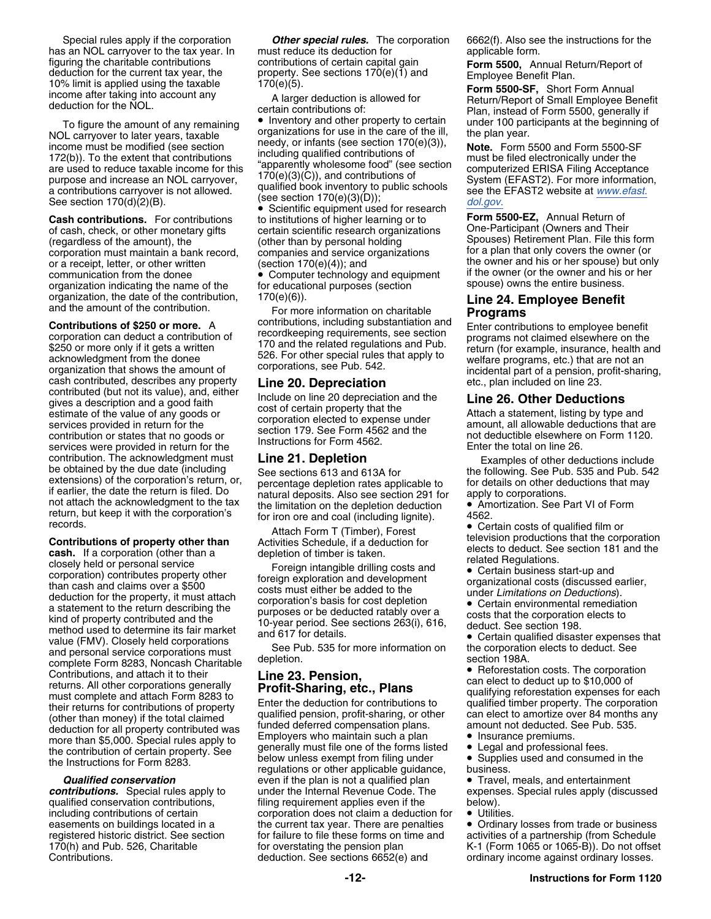Special rules apply if the corporation has an NOL carryover to the tax year. In figuring the charitable contributions deduction for the current tax year, the 10% limit is applied using the taxable income after taking into account any deduction for the NOL.

To figure the amount of any remaining NOL carryover to later years, taxable income must be modified (see section 172(b)). To the extent that contributions are used to reduce taxable income for this purpose and increase an NOL carryover, a contributions carryover is not allowed. See section 170(d)(2)(B).

**Cash contributions.** For contributions of cash, check, or other monetary gifts (regardless of the amount), the corporation must maintain a bank record, or a receipt, letter, or other written communication from the donee organization indicating the name of the organization, the date of the contribution, and the amount of the contribution.

**Contributions of $250 or more.** A corporation can deduct a contribution of $250 or more only if it gets a written acknowledgment from the donee organization that shows the amount of cash contributed, describes any property contributed (but not its value), and, either gives a description and a good faith estimate of the value of any goods or services provided in return for the contribution or states that no goods or services were provided in return for the contribution. The acknowledgment must be obtained by the due date (including extensions) of the corporation's return, or, if earlier, the date the return is filed. Do not attach the acknowledgment to the tax return, but keep it with the corporation's records.

**Contributions of property other than cash.** If a corporation (other than a closely held or personal service corporation) contributes property other than cash and claims over a $500 deduction for the property, it must attach a statement to the return describing the kind of property contributed and the method used to determine its fair market value (FMV). Closely held corporations and personal service corporations must complete Form 8283, Noncash Charitable Contributions, and attach it to their returns. All other corporations generally must complete and attach Form 8283 to their returns for contributions of property (other than money) if the total claimed deduction for all property contributed was more than $5,000. Special rules apply to the contribution of certain property. See the Instructions for Form 8283.

***Qualified conservation contributions.*** Special rules apply to qualified conservation contributions, including contributions of certain easements on buildings located in a registered historic district. See section 170(h) and Pub. 526, Charitable Contributions.

***Other special rules.*** The corporation must reduce its deduction for contributions of certain capital gain property. See sections 170(e)(1) and 170(e)(5).

A larger deduction is allowed for certain contributions of:

- Inventory and other property to certain organizations for use in the care of the ill, needy, or infants (see section 170(e)(3)), including qualified contributions of "apparently wholesome food" (see section 170(e)(3)(C)), and contributions of qualified book inventory to public schools (see section 170(e)(3)(D));
- Scientific equipment used for research to institutions of higher learning or to certain scientific research organizations (other than by personal holding companies and service organizations (section 170(e)(4)); and
- Computer technology and equipment for educational purposes (section 170(e)(6)).

For more information on charitable contributions, including substantiation and recordkeeping requirements, see section 170 and the related regulations and Pub. 526. For other special rules that apply to corporations, see Pub. 542.

## Line 20. Depreciation

Include on line 20 depreciation and the cost of certain property that the corporation elected to expense under section 179. See Form 4562 and the Instructions for Form 4562.

## Line 21. Depletion

See sections 613 and 613A for percentage depletion rates applicable to natural deposits. Also see section 291 for the limitation on the depletion deduction for iron ore and coal (including lignite).

Attach Form T (Timber), Forest Activities Schedule, if a deduction for depletion of timber is taken.

Foreign intangible drilling costs and foreign exploration and development costs must either be added to the corporation's basis for cost depletion purposes or be deducted ratably over a 10-year period. See sections 263(i), 616, and 617 for details.

See Pub. 535 for more information on depletion.

## Line 23. Pension, Profit-Sharing, etc., Plans

Enter the deduction for contributions to qualified pension, profit-sharing, or other funded deferred compensation plans. Employers who maintain such a plan generally must file one of the forms listed below unless exempt from filing under regulations or other applicable guidance, even if the plan is not a qualified plan under the Internal Revenue Code. The filing requirement applies even if the corporation does not claim a deduction for the current tax year. There are penalties for failure to file these forms on time and for overstating the pension plan deduction. See sections 6652(e) and 6662(f). Also see the instructions for the applicable form.

**Form 5500,** Annual Return/Report of Employee Benefit Plan.

**Form 5500-SF,** Short Form Annual Return/Report of Small Employee Benefit Plan, instead of Form 5500, generally if under 100 participants at the beginning of the plan year.

**Note.** Form 5500 and Form 5500-SF must be filed electronically under the computerized ERISA Filing Acceptance System (EFAST2). For more information, see the EFAST2 website at www.efast.dol.gov.

**Form 5500-EZ,** Annual Return of One-Participant (Owners and Their Spouses) Retirement Plan. File this form for a plan that only covers the owner (or the owner and his or her spouse) but only if the owner (or the owner and his or her spouse) owns the entire business.

## Line 24. Employee Benefit Programs

Enter contributions to employee benefit programs not claimed elsewhere on the return (for example, insurance, health and welfare programs, etc.) that are not an incidental part of a pension, profit-sharing, etc., plan included on line 23.

## Line 26. Other Deductions

Attach a statement, listing by type and amount, all allowable deductions that are not deductible elsewhere on Form 1120. Enter the total on line 26.

Examples of other deductions include the following. See Pub. 535 and Pub. 542 for details on other deductions that may apply to corporations.

- Amortization. See Part VI of Form 4562.
- Certain costs of qualified film or television productions that the corporation elects to deduct. See section 181 and the related Regulations.
- Certain business start-up and organizational costs (discussed earlier, under *Limitations on Deductions*).
- Certain environmental remediation costs that the corporation elects to deduct. See section 198.
- Certain qualified disaster expenses that the corporation elects to deduct. See section 198A.
- Reforestation costs. The corporation can elect to deduct up to $10,000 of qualifying reforestation expenses for each qualified timber property. The corporation can elect to amortize over 84 months any amount not deducted. See Pub. 535.
- Insurance premiums.
- Legal and professional fees.
- Supplies used and consumed in the business.
- Travel, meals, and entertainment expenses. Special rules apply (discussed below).
- Utilities.
- Ordinary losses from trade or business activities of a partnership (from Schedule K-1 (Form 1065 or 1065-B)). Do not offset ordinary income against ordinary losses.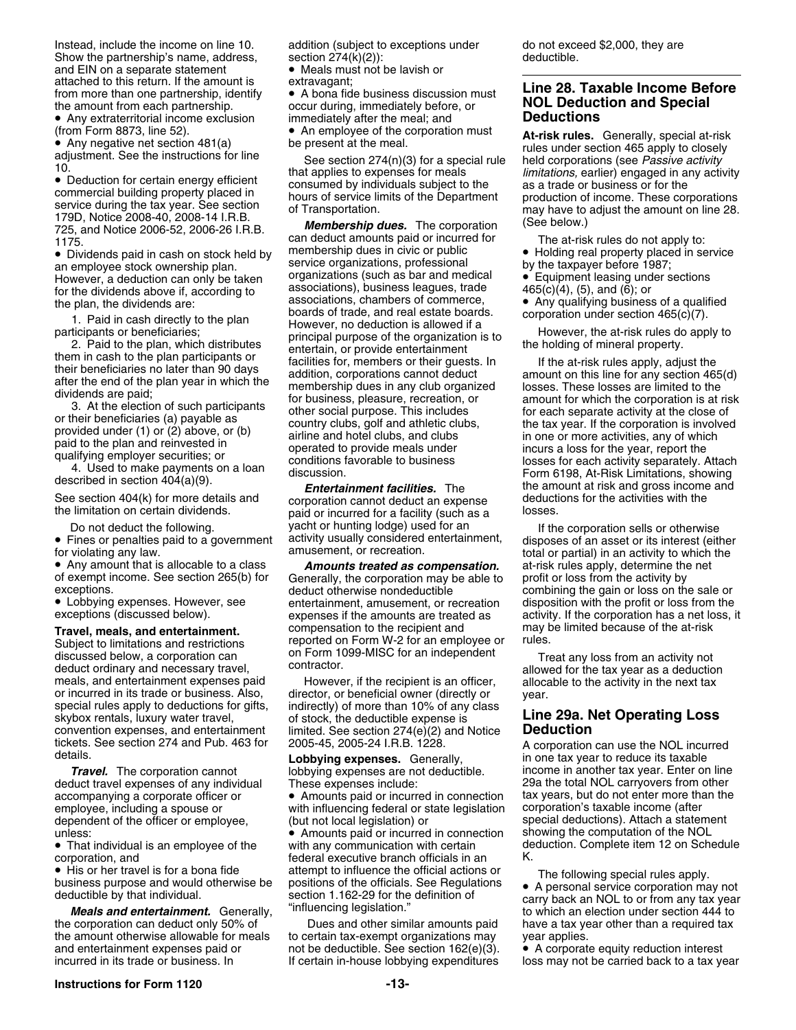Instead, include the income on line 10. Show the partnership's name, address, and EIN on a separate statement attached to this return. If the amount is from more than one partnership, identify the amount from each partnership.

- Any extraterritorial income exclusion (from Form 8873, line 52).
- Any negative net section 481(a) adjustment. See the instructions for line 10.
- Deduction for certain energy efficient commercial building property placed in service during the tax year. See section 179D, Notice 2008-40, 2008-14 I.R.B. 725, and Notice 2006-52, 2006-26 I.R.B. 1175.
- Dividends paid in cash on stock held by an employee stock ownership plan. However, a deduction can only be taken for the dividends above if, according to the plan, the dividends are:

1. Paid in cash directly to the plan participants or beneficiaries;
2. Paid to the plan, which distributes them in cash to the plan participants or their beneficiaries no later than 90 days after the end of the plan year in which the dividends are paid;
3. At the election of such participants or their beneficiaries (a) payable as provided under (1) or (2) above, or (b) paid to the plan and reinvested in qualifying employer securities; or
4. Used to make payments on a loan described in section 404(a)(9).

See section 404(k) for more details and the limitation on certain dividends.

Do not deduct the following.

- Fines or penalties paid to a government for violating any law.
- Any amount that is allocable to a class of exempt income. See section 265(b) for exceptions.
- Lobbying expenses. However, see exceptions (discussed below).

**Travel, meals, and entertainment.** Subject to limitations and restrictions discussed below, a corporation can deduct ordinary and necessary travel, meals, and entertainment expenses paid or incurred in its trade or business. Also, special rules apply to deductions for gifts, skybox rentals, luxury water travel, convention expenses, and entertainment tickets. See section 274 and Pub. 463 for details.

***Travel.*** The corporation cannot deduct travel expenses of any individual accompanying a corporate officer or employee, including a spouse or dependent of the officer or employee, unless:

- That individual is an employee of the corporation, and
- His or her travel is for a bona fide business purpose and would otherwise be deductible by that individual.

***Meals and entertainment.*** Generally, the corporation can deduct only 50% of the amount otherwise allowable for meals and entertainment expenses paid or incurred in its trade or business. In addition (subject to exceptions under section 274(k)(2)):

- Meals must not be lavish or extravagant;
- A bona fide business discussion must occur during, immediately before, or immediately after the meal; and
- An employee of the corporation must be present at the meal.

See section 274(n)(3) for a special rule that applies to expenses for meals consumed by individuals subject to the hours of service limits of the Department of Transportation.

***Membership dues.*** The corporation can deduct amounts paid or incurred for membership dues in civic or public service organizations, professional organizations (such as bar and medical associations), business leagues, trade associations, chambers of commerce, boards of trade, and real estate boards. However, no deduction is allowed if a principal purpose of the organization is to entertain, or provide entertainment facilities for, members or their guests. In addition, corporations cannot deduct membership dues in any club organized for business, pleasure, recreation, or other social purpose. This includes country clubs, golf and athletic clubs, airline and hotel clubs, and clubs operated to provide meals under conditions favorable to business discussion.

***Entertainment facilities.*** The corporation cannot deduct an expense paid or incurred for a facility (such as a yacht or hunting lodge) used for an activity usually considered entertainment, amusement, or recreation.

***Amounts treated as compensation.*** Generally, the corporation may be able to deduct otherwise nondeductible entertainment, amusement, or recreation expenses if the amounts are treated as compensation to the recipient and reported on Form W-2 for an employee or on Form 1099-MISC for an independent contractor.

However, if the recipient is an officer, director, or beneficial owner (directly or indirectly) of more than 10% of any class of stock, the deductible expense is limited. See section 274(e)(2) and Notice 2005-45, 2005-24 I.R.B. 1228.

**Lobbying expenses.** Generally, lobbying expenses are not deductible. These expenses include:

- Amounts paid or incurred in connection with influencing federal or state legislation (but not local legislation) or
- Amounts paid or incurred in connection with any communication with certain federal executive branch officials in an attempt to influence the official actions or positions of the officials. See Regulations section 1.162-29 for the definition of "influencing legislation."

Dues and other similar amounts paid to certain tax-exempt organizations may not be deductible. See section 162(e)(3). If certain in-house lobbying expenditures do not exceed $2,000, they are deductible.

## Line 28. Taxable Income Before NOL Deduction and Special Deductions

**At-risk rules.** Generally, special at-risk rules under section 465 apply to closely held corporations (see *Passive activity limitations,* earlier) engaged in any activity as a trade or business or for the production of income. These corporations may have to adjust the amount on line 28. (See below.)

The at-risk rules do not apply to:

- Holding real property placed in service by the taxpayer before 1987;
- Equipment leasing under sections 465(c)(4), (5), and (6); or
- Any qualifying business of a qualified corporation under section 465(c)(7).

However, the at-risk rules do apply to the holding of mineral property.

If the at-risk rules apply, adjust the amount on this line for any section 465(d) losses. These losses are limited to the amount for which the corporation is at risk for each separate activity at the close of the tax year. If the corporation is involved in one or more activities, any of which incurs a loss for the year, report the losses for each activity separately. Attach Form 6198, At-Risk Limitations, showing the amount at risk and gross income and deductions for the activities with the losses.

If the corporation sells or otherwise disposes of an asset or its interest (either total or partial) in an activity to which the at-risk rules apply, determine the net profit or loss from the activity by combining the gain or loss on the sale or disposition with the profit or loss from the activity. If the corporation has a net loss, it may be limited because of the at-risk rules.

Treat any loss from an activity not allowed for the tax year as a deduction allocable to the activity in the next tax year.

## Line 29a. Net Operating Loss Deduction

A corporation can use the NOL incurred in one tax year to reduce its taxable income in another tax year. Enter on line 29a the total NOL carryovers from other tax years, but do not enter more than the corporation's taxable income (after special deductions). Attach a statement showing the computation of the NOL deduction. Complete item 12 on Schedule K.

The following special rules apply.

- A personal service corporation may not carry back an NOL to or from any tax year to which an election under section 444 to have a tax year other than a required tax year applies.
- A corporate equity reduction interest loss may not be carried back to a tax year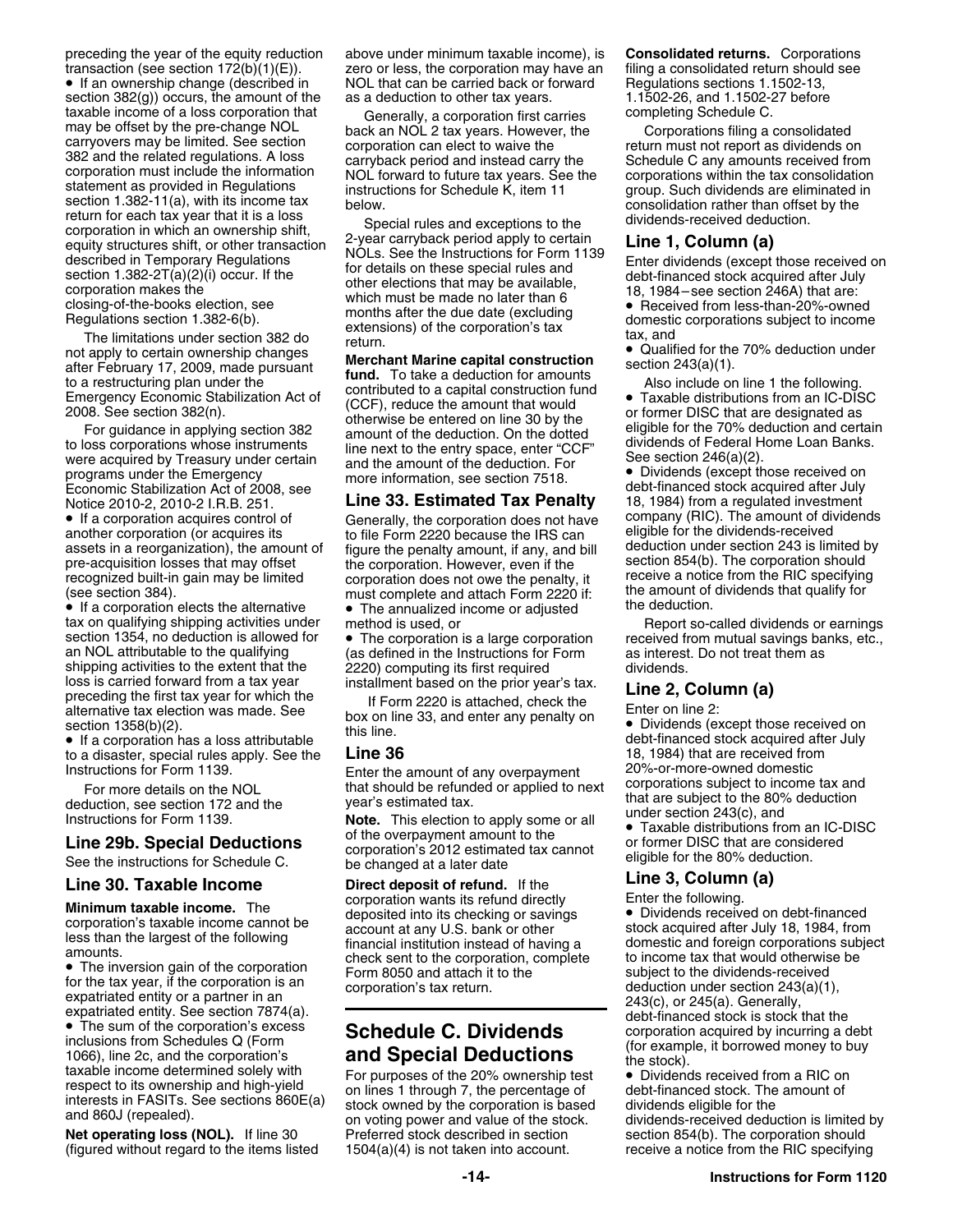preceding the year of the equity reduction transaction (see section 172(b)(1)(E)).

- If an ownership change (described in section 382(g)) occurs, the amount of the taxable income of a loss corporation that may be offset by the pre-change NOL carryovers may be limited. See section 382 and the related regulations. A loss corporation must include the information statement as provided in Regulations section 1.382-11(a), with its income tax return for each tax year that it is a loss corporation in which an ownership shift, equity structures shift, or other transaction described in Temporary Regulations section 1.382-2T(a)(2)(i) occur. If the corporation makes the closing-of-the-books election, see Regulations section 1.382-6(b).

The limitations under section 382 do not apply to certain ownership changes after February 17, 2009, made pursuant to a restructuring plan under the Emergency Economic Stabilization Act of 2008. See section 382(n).

For guidance in applying section 382 to loss corporations whose instruments were acquired by Treasury under certain programs under the Emergency Economic Stabilization Act of 2008, see Notice 2010-2, 2010-2 I.R.B. 251.

- If a corporation acquires control of another corporation (or acquires its assets in a reorganization), the amount of pre-acquisition losses that may offset recognized built-in gain may be limited (see section 384).
- If a corporation elects the alternative tax on qualifying shipping activities under section 1354, no deduction is allowed for an NOL attributable to the qualifying shipping activities to the extent that the loss is carried forward from a tax year preceding the first tax year for which the alternative tax election was made. See section 1358(b)(2).
- If a corporation has a loss attributable to a disaster, special rules apply. See the Instructions for Form 1139.

For more details on the NOL deduction, see section 172 and the Instructions for Form 1139.

## Line 29b. Special Deductions

See the instructions for Schedule C.

## Line 30. Taxable Income

**Minimum taxable income.** The corporation's taxable income cannot be less than the largest of the following amounts.

- The inversion gain of the corporation for the tax year, if the corporation is an expatriated entity or a partner in an expatriated entity. See section 7874(a).
- The sum of the corporation's excess inclusions from Schedules Q (Form 1066), line 2c, and the corporation's taxable income determined solely with respect to its ownership and high-yield interests in FASITs. See sections 860E(a) and 860J (repealed).

**Net operating loss (NOL).** If line 30 (figured without regard to the items listed above under minimum taxable income), is zero or less, the corporation may have an NOL that can be carried back or forward as a deduction to other tax years.

Generally, a corporation first carries back an NOL 2 tax years. However, the corporation can elect to waive the carryback period and instead carry the NOL forward to future tax years. See the instructions for Schedule K, item 11 below.

Special rules and exceptions to the 2-year carryback period apply to certain NOLs. See the Instructions for Form 1139 for details on these special rules and other elections that may be available, which must be made no later than 6 months after the due date (excluding extensions) of the corporation's tax return.

**Merchant Marine capital construction fund.** To take a deduction for amounts contributed to a capital construction fund (CCF), reduce the amount that would otherwise be entered on line 30 by the amount of the deduction. On the dotted line next to the entry space, enter "CCF" and the amount of the deduction. For more information, see section 7518.

## Line 33. Estimated Tax Penalty

Generally, the corporation does not have to file Form 2220 because the IRS can figure the penalty amount, if any, and bill the corporation. However, even if the corporation does not owe the penalty, it must complete and attach Form 2220 if:

- The annualized income or adjusted seasonal installment method is used, or
- The corporation is a large corporation (as defined in the Instructions for Form 2220) computing its first required installment based on the prior year's tax.

If Form 2220 is attached, check the box on line 33, and enter any penalty on this line.

## Line 36

Enter the amount of any overpayment that should be refunded or applied to next year's estimated tax.

**Note.** This election to apply some or all of the overpayment amount to the corporation's 2012 estimated tax cannot be changed at a later date

**Direct deposit of refund.** If the corporation wants its refund directly deposited into its checking or savings account at any U.S. bank or other financial institution instead of having a check sent to the corporation, complete Form 8050 and attach it to the corporation's tax return.

# Schedule C. Dividends and Special Deductions

For purposes of the 20% ownership test on lines 1 through 7, the percentage of stock owned by the corporation is based on voting power and value of the stock. Preferred stock described in section 1504(a)(4) is not taken into account.

**Consolidated returns.** Corporations filing a consolidated return should see Regulations sections 1.1502-13, 1.1502-26, and 1.1502-27 before completing Schedule C.

Corporations filing a consolidated return must not report as dividends on Schedule C any amounts received from corporations within the tax consolidation group. Such dividends are eliminated in consolidation rather than offset by the dividends-received deduction.

## Line 1, Column (a)

Enter dividends (except those received on debt-financed stock acquired after July 18, 1984—see section 246A) that are:

- Received from less-than-20%-owned domestic corporations subject to income tax, and
- Qualified for the 70% deduction under section 243(a)(1).

Also include on line 1 the following.

- Taxable distributions from an IC-DISC or former DISC that are designated as eligible for the 70% deduction and certain dividends of Federal Home Loan Banks. See section 246(a)(2).
- Dividends (except those received on debt-financed stock acquired after July 18, 1984) from a regulated investment company (RIC). The amount of dividends eligible for the dividends-received deduction under section 243 is limited by section 854(b). The corporation should receive a notice from the RIC specifying the amount of dividends that qualify for the deduction.

Report so-called dividends or earnings received from mutual savings banks, etc., as interest. Do not treat them as dividends.

## Line 2, Column (a)

Enter on line 2:

- Dividends (except those received on debt-financed stock acquired after July 18, 1984) that are received from 20%-or-more-owned domestic corporations subject to income tax and that are subject to the 80% deduction under section 243(c), and
- Taxable distributions from an IC-DISC or former DISC that are considered eligible for the 80% deduction.

## Line 3, Column (a)

Enter the following.

- Dividends received on debt-financed stock acquired after July 18, 1984, from domestic and foreign corporations subject to income tax that would otherwise be subject to the dividends-received deduction under section 243(a)(1), 243(c), or 245(a). Generally, debt-financed stock is stock that the corporation acquired by incurring a debt (for example, it borrowed money to buy the stock).
- Dividends received from a RIC on debt-financed stock. The amount of dividends eligible for the dividends-received deduction is limited by section 854(b). The corporation should receive a notice from the RIC specifying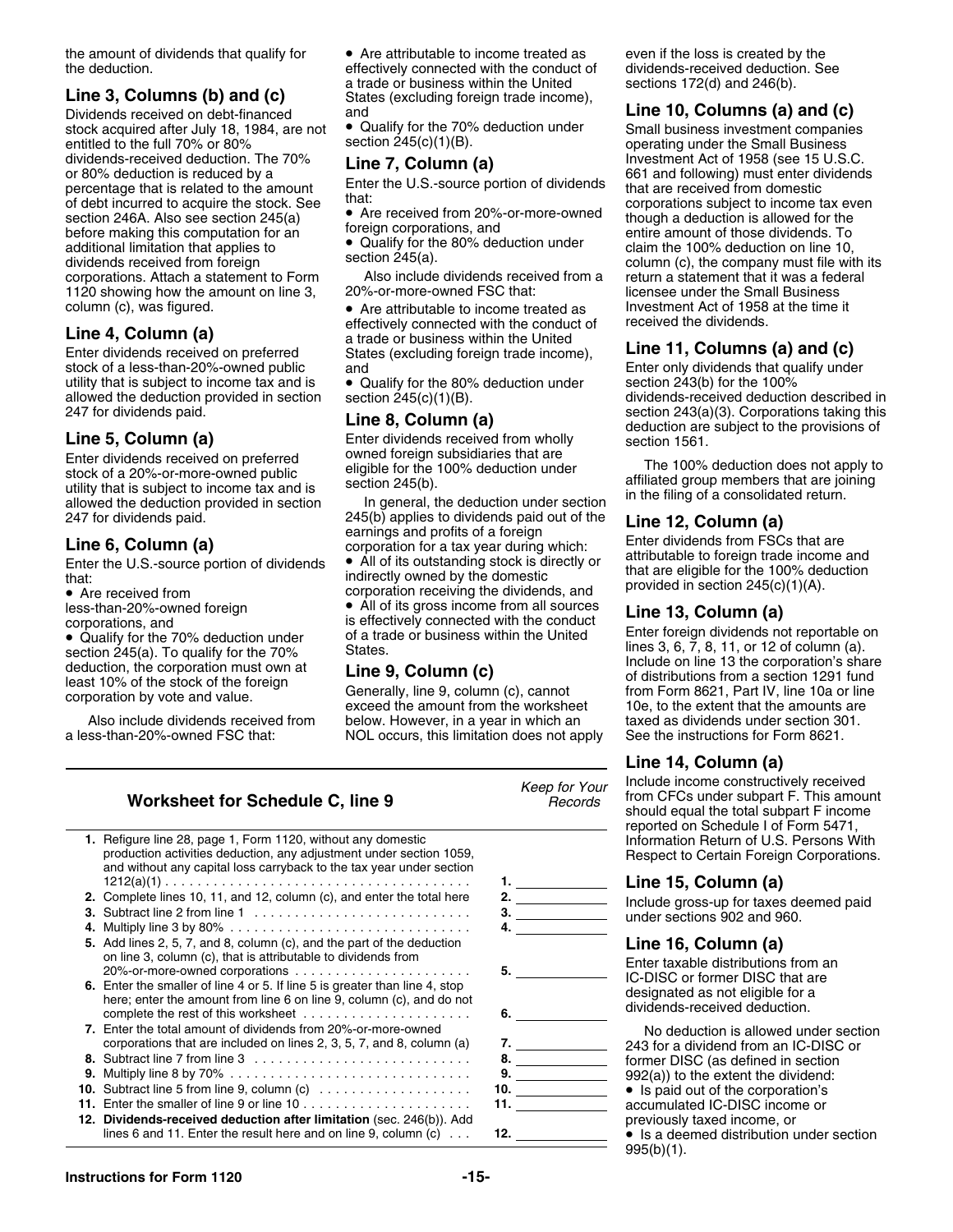the amount of dividends that qualify for the deduction.

### Line 3, Columns (b) and (c)

Dividends received on debt-financed stock acquired after July 18, 1984, are not entitled to the full 70% or 80% dividends-received deduction. The 70% or 80% deduction is reduced by a percentage that is related to the amount of debt incurred to acquire the stock. See section 246A. Also see section 245(a) before making this computation for an additional limitation that applies to dividends received from foreign corporations. Attach a statement to Form 1120 showing how the amount on line 3, column (c), was figured.

### Line 4, Column (a)

Enter dividends received on preferred stock of a less-than-20%-owned public utility that is subject to income tax and is allowed the deduction provided in section 247 for dividends paid.

### Line 5, Column (a)

Enter dividends received on preferred stock of a 20%-or-more-owned public utility that is subject to income tax and is allowed the deduction provided in section 247 for dividends paid.

### Line 6, Column (a)

Enter the U.S.-source portion of dividends that:

- Are received from less-than-20%-owned foreign corporations, and
- Qualify for the 70% deduction under section 245(a). To qualify for the 70% deduction, the corporation must own at least 10% of the stock of the foreign corporation by vote and value.

Also include dividends received from a less-than-20%-owned FSC that:

- Are attributable to income treated as effectively connected with the conduct of a trade or business within the United States (excluding foreign trade income), and
- Qualify for the 70% deduction under section 245(c)(1)(B).

### Line 7, Column (a)

Enter the U.S.-source portion of dividends that:

- Are received from 20%-or-more-owned foreign corporations, and
- Qualify for the 80% deduction under section 245(a).

Also include dividends received from a 20%-or-more-owned FSC that:

- Are attributable to income treated as effectively connected with the conduct of a trade or business within the United States (excluding foreign trade income), and
- Qualify for the 80% deduction under section 245(c)(1)(B).

### Line 8, Column (a)

Enter dividends received from wholly owned foreign subsidiaries that are eligible for the 100% deduction under section 245(b).

In general, the deduction under section 245(b) applies to dividends paid out of the earnings and profits of a foreign corporation for a tax year during which:

- All of its outstanding stock is directly or indirectly owned by the domestic corporation receiving the dividends, and
- All of its gross income from all sources is effectively connected with the conduct of a trade or business within the United States.

### Line 9, Column (c)

Generally, line 9, column (c), cannot exceed the amount from the worksheet below. However, in a year in which an NOL occurs, this limitation does not apply even if the loss is created by the dividends-received deduction. See sections 172(d) and 246(b).

### Line 10, Columns (a) and (c)

Small business investment companies operating under the Small Business Investment Act of 1958 (see 15 U.S.C. 661 and following) must enter dividends that are received from domestic corporations subject to income tax even though a deduction is allowed for the entire amount of those dividends. To claim the 100% deduction on line 10, column (c), the company must file with its return a statement that it was a federal licensee under the Small Business Investment Act of 1958 at the time it received the dividends.

### Line 11, Columns (a) and (c)

Enter only dividends that qualify under section 243(b) for the 100% dividends-received deduction described in section 243(a)(3). Corporations taking this deduction are subject to the provisions of section 1561.

The 100% deduction does not apply to affiliated group members that are joining in the filing of a consolidated return.

### Line 12, Column (a)

Enter dividends from FSCs that are attributable to foreign trade income and that are eligible for the 100% deduction provided in section 245(c)(1)(A).

### Line 13, Column (a)

Enter foreign dividends not reportable on lines 3, 6, 7, 8, 11, or 12 of column (a). Include on line 13 the corporation's share of distributions from a section 1291 fund from Form 8621, Part IV, line 10a or line 10e, to the extent that the amounts are taxed as dividends under section 301. See the instructions for Form 8621.

### Line 14, Column (a)

Include income constructively received from CFCs under subpart F. This amount should equal the total subpart F income reported on Schedule I of Form 5471, Information Return of U.S. Persons With Respect to Certain Foreign Corporations.

### Line 15, Column (a)

Include gross-up for taxes deemed paid under sections 902 and 960.

### Line 16, Column (a)

Enter taxable distributions from an IC-DISC or former DISC that are designated as not eligible for a dividends-received deduction.

No deduction is allowed under section 243 for a dividend from an IC-DISC or former DISC (as defined in section 992(a)) to the extent the dividend:

- Is paid out of the corporation's accumulated IC-DISC income or previously taxed income, or
- Is a deemed distribution under section 995(b)(1).

### Worksheet for Schedule C, line 9

*Keep for Your Records*

| | | |
|---|---|---|
| **1.** | Refigure line 28, page 1, Form 1120, without any domestic production activities deduction, any adjustment under section 1059, and without any capital loss carryback to the tax year under section 1212(a)(1) | **1.** |
| **2.** | Complete lines 10, 11, and 12, column (c), and enter the total here | **2.** |
| **3.** | Subtract line 2 from line 1 | **3.** |
| **4.** | Multiply line 3 by 80% | **4.** |
| **5.** | Add lines 2, 5, 7, and 8, column (c), and the part of the deduction on line 3, column (c), that is attributable to dividends from 20%-or-more-owned corporations | **5.** |
| **6.** | Enter the smaller of line 4 or 5. If line 5 is greater than line 4, stop here; enter the amount from line 6 on line 9, column (c), and do not complete the rest of this worksheet | **6.** |
| **7.** | Enter the total amount of dividends from 20%-or-more-owned corporations that are included on lines 2, 3, 5, 7, and 8, column (a) | **7.** |
| **8.** | Subtract line 7 from line 3 | **8.** |
| **9.** | Multiply line 8 by 70% | **9.** |
| **10.** | Subtract line 5 from line 9, column (c) | **10.** |
| **11.** | Enter the smaller of line 9 or line 10 | **11.** |
| **12.** | **Dividends-received deduction after limitation** (sec. 246(b)). Add lines 6 and 11. Enter the result here and on line 9, column (c) | **12.** |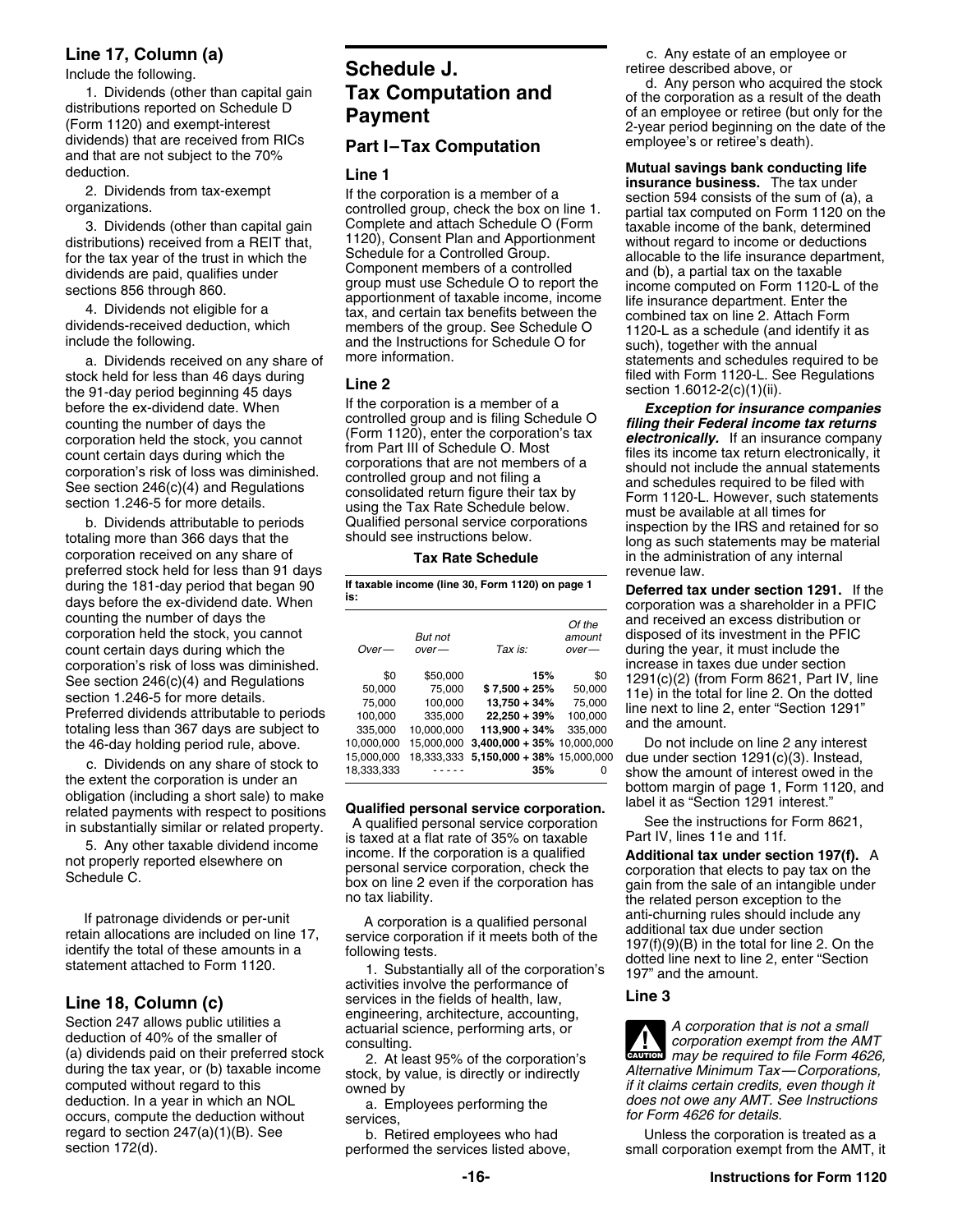### Line 17, Column (a)

Include the following.

1. Dividends (other than capital gain distributions reported on Schedule D (Form 1120) and exempt-interest dividends) that are received from RICs and that are not subject to the 70% deduction.

2. Dividends from tax-exempt organizations.

3. Dividends (other than capital gain distributions) received from a REIT that, for the tax year of the trust in which the dividends are paid, qualifies under sections 856 through 860.

4. Dividends not eligible for a dividends-received deduction, which include the following.

a. Dividends received on any share of stock held for less than 46 days during the 91-day period beginning 45 days before the ex-dividend date. When counting the number of days the corporation held the stock, you cannot count certain days during which the corporation's risk of loss was diminished. See section 246(c)(4) and Regulations section 1.246-5 for more details.

b. Dividends attributable to periods totaling more than 366 days that the corporation received on any share of preferred stock held for less than 91 days during the 181-day period that began 90 days before the ex-dividend date. When counting the number of days the corporation held the stock, you cannot count certain days during which the corporation's risk of loss was diminished. See section 246(c)(4) and Regulations section 1.246-5 for more details. Preferred dividends attributable to periods totaling less than 367 days are subject to the 46-day holding period rule, above.

c. Dividends on any share of stock to the extent the corporation is under an obligation (including a short sale) to make related payments with respect to positions in substantially similar or related property.

5. Any other taxable dividend income not properly reported elsewhere on Schedule C.

If patronage dividends or per-unit retain allocations are included on line 17, identify the total of these amounts in a statement attached to Form 1120.

### Line 18, Column (c)

Section 247 allows public utilities a deduction of 40% of the smaller of (a) dividends paid on their preferred stock during the tax year, or (b) taxable income computed without regard to this deduction. In a year in which an NOL occurs, compute the deduction without regard to section 247(a)(1)(B). See section 172(d).

# Schedule J. Tax Computation and Payment

## Part I—Tax Computation

### Line 1

If the corporation is a member of a controlled group, check the box on line 1. Complete and attach Schedule O (Form 1120), Consent Plan and Apportionment Schedule for a Controlled Group. Component members of a controlled group must use Schedule O to report the apportionment of taxable income, income tax, and certain tax benefits between the members of the group. See Schedule O and the Instructions for Schedule O for more information.

### Line 2

If the corporation is a member of a controlled group and is filing Schedule O (Form 1120), enter the corporation's tax from Part III of Schedule O. Most corporations that are not members of a controlled group and not filing a consolidated return figure their tax by using the Tax Rate Schedule below. Qualified personal service corporations should see instructions below.

**Tax Rate Schedule**

If taxable income (line 30, Form 1120) on page 1 is:

| *Over—* | *But not over—* | *Tax is:* | *Of the amount over—* |
|---|---|---|---|
| $0 | $50,000 | **15%** | $0 |
| 50,000 | 75,000 | **$ 7,500 + 25%** | 50,000 |
| 75,000 | 100,000 | **13,750 + 34%** | 75,000 |
| 100,000 | 335,000 | **22,250 + 39%** | 100,000 |
| 335,000 | 10,000,000 | **113,900 + 34%** | 335,000 |
| 10,000,000 | 15,000,000 | **3,400,000 + 35%** | 10,000,000 |
| 15,000,000 | 18,333,333 | **5,150,000 + 38%** | 15,000,000 |
| 18,333,333 | ----- | **35%** | 0 |

**Qualified personal service corporation.** A qualified personal service corporation is taxed at a flat rate of 35% on taxable income. If the corporation is a qualified personal service corporation, check the box on line 2 even if the corporation has no tax liability.

A corporation is a qualified personal service corporation if it meets both of the following tests.

1. Substantially all of the corporation's activities involve the performance of services in the fields of health, law, engineering, architecture, accounting, actuarial science, performing arts, or consulting.

2. At least 95% of the corporation's stock, by value, is directly or indirectly owned by

a. Employees performing the services,

b. Retired employees who had performed the services listed above,

c. Any estate of an employee or retiree described above, or

d. Any person who acquired the stock of the corporation as a result of the death of an employee or retiree (but only for the 2-year period beginning on the date of the employee's or retiree's death).

**Mutual savings bank conducting life insurance business.** The tax under section 594 consists of the sum of (a), a partial tax computed on Form 1120 on the taxable income of the bank, determined without regard to income or deductions allocable to the life insurance department, and (b), a partial tax on the taxable income computed on Form 1120-L of the life insurance department. Enter the combined tax on line 2. Attach Form 1120-L as a schedule (and identify it as such), together with the annual statements and schedules required to be filed with Form 1120-L. See Regulations section 1.6012-2(c)(1)(ii).

***Exception for insurance companies filing their Federal income tax returns electronically.*** If an insurance company files its income tax return electronically, it should not include the annual statements and schedules required to be filed with Form 1120-L. However, such statements must be available at all times for inspection by the IRS and retained for so long as such statements may be material in the administration of any internal revenue law.

**Deferred tax under section 1291.** If the corporation was a shareholder in a PFIC and received an excess distribution or disposed of its investment in the PFIC during the year, it must include the increase in taxes due under section 1291(c)(2) (from Form 8621, Part IV, line 11e) in the total for line 2. On the dotted line next to line 2, enter "Section 1291" and the amount.

Do not include on line 2 any interest due under section 1291(c)(3). Instead, show the amount of interest owed in the bottom margin of page 1, Form 1120, and label it as "Section 1291 interest."

See the instructions for Form 8621, Part IV, lines 11e and 11f.

**Additional tax under section 197(f).** A corporation that elects to pay tax on the gain from the sale of an intangible under the related person exception to the anti-churning rules should include any additional tax due under section 197(f)(9)(B) in the total for line 2. On the dotted line next to line 2, enter "Section 197" and the amount.

### Line 3

**CAUTION:** *A corporation that is not a small corporation exempt from the AMT may be required to file Form 4626, Alternative Minimum Tax—Corporations, if it claims certain credits, even though it does not owe any AMT. See Instructions for Form 4626 for details.*

Unless the corporation is treated as a small corporation exempt from the AMT, it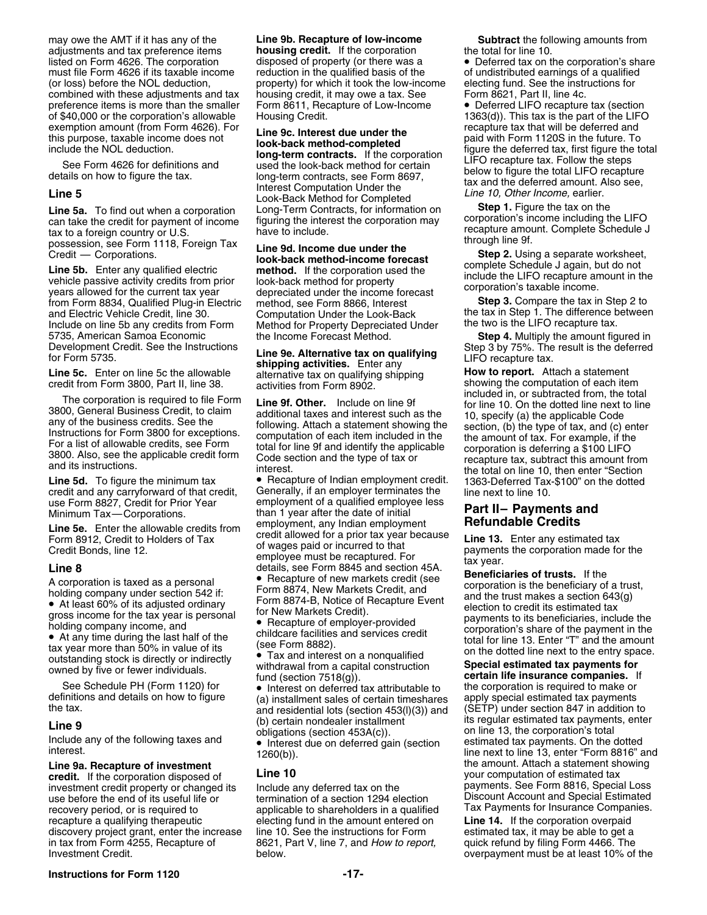may owe the AMT if it has any of the adjustments and tax preference items listed on Form 4626. The corporation must file Form 4626 if its taxable income (or loss) before the NOL deduction, combined with these adjustments and tax preference items is more than the smaller of $40,000 or the corporation's allowable exemption amount (from Form 4626). For this purpose, taxable income does not include the NOL deduction.

See Form 4626 for definitions and details on how to figure the tax.

### Line 5

**Line 5a.** To find out when a corporation can take the credit for payment of income tax to a foreign country or U.S. possession, see Form 1118, Foreign Tax Credit — Corporations.

**Line 5b.** Enter any qualified electric vehicle passive activity credits from prior years allowed for the current tax year from Form 8834, Qualified Plug-in Electric and Electric Vehicle Credit, line 30. Include on line 5b any credits from Form 5735, American Samoa Economic Development Credit. See the Instructions for Form 5735.

**Line 5c.** Enter on line 5c the allowable credit from Form 3800, Part II, line 38.

The corporation is required to file Form 3800, General Business Credit, to claim any of the business credits. See the Instructions for Form 3800 for exceptions. For a list of allowable credits, see Form 3800. Also, see the applicable credit form and its instructions.

**Line 5d.** To figure the minimum tax credit and any carryforward of that credit, use Form 8827, Credit for Prior Year Minimum Tax—Corporations.

**Line 5e.** Enter the allowable credits from Form 8912, Credit to Holders of Tax Credit Bonds, line 12.

### Line 8

A corporation is taxed as a personal holding company under section 542 if:

- At least 60% of its adjusted ordinary gross income for the tax year is personal holding company income, and
- At any time during the last half of the tax year more than 50% in value of its outstanding stock is directly or indirectly owned by five or fewer individuals.

See Schedule PH (Form 1120) for definitions and details on how to figure the tax.

### Line 9

Include any of the following taxes and interest.

**Line 9a. Recapture of investment credit.** If the corporation disposed of investment credit property or changed its use before the end of its useful life or recovery period, or is required to recapture a qualifying therapeutic discovery project grant, enter the increase in tax from Form 4255, Recapture of Investment Credit.

**Line 9b. Recapture of low-income housing credit.** If the corporation disposed of property (or there was a reduction in the qualified basis of the property) for which it took the low-income housing credit, it may owe a tax. See Form 8611, Recapture of Low-Income Housing Credit.

**Line 9c. Interest due under the look-back method-completed long-term contracts.** If the corporation used the look-back method for certain long-term contracts, see Form 8697, Interest Computation Under the Look-Back Method for Completed Long-Term Contracts, for information on figuring the interest the corporation may have to include.

**Line 9d. Income due under the look-back method-income forecast method.** If the corporation used the look-back method for property depreciated under the income forecast method, see Form 8866, Interest Computation Under the Look-Back Method for Property Depreciated Under the Income Forecast Method.

**Line 9e. Alternative tax on qualifying shipping activities.** Enter any alternative tax on qualifying shipping activities from Form 8902.

**Line 9f. Other.** Include on line 9f additional taxes and interest such as the following. Attach a statement showing the computation of each item included in the total for line 9f and identify the applicable Code section and the type of tax or interest.

- Recapture of Indian employment credit. Generally, if an employer terminates the employment of a qualified employee less than 1 year after the date of initial employment, any Indian employment credit allowed for a prior tax year because of wages paid or incurred to that employee must be recaptured. For details, see Form 8845 and section 45A.
- Recapture of new markets credit (see Form 8874, New Markets Credit, and Form 8874-B, Notice of Recapture Event for New Markets Credit).
- Recapture of employer-provided childcare facilities and services credit (see Form 8882).
- Tax and interest on a nonqualified withdrawal from a capital construction fund (section 7518(g)).
- Interest on deferred tax attributable to (a) installment sales of certain timeshares and residential lots (section 453(l)(3)) and (b) certain nondealer installment obligations (section 453A(c)).
- Interest due on deferred gain (section 1260(b)).

### Line 10

Include any deferred tax on the termination of a section 1294 election applicable to shareholders in a qualified electing fund in the amount entered on line 10. See the instructions for Form 8621, Part V, line 7, and *How to report,* below.

**Subtract** the following amounts from the total for line 10.

- Deferred tax on the corporation's share of undistributed earnings of a qualified electing fund. See the instructions for Form 8621, Part II, line 4c.
- Deferred LIFO recapture tax (section 1363(d)). This tax is the part of the LIFO recapture tax that will be deferred and paid with Form 1120S in the future. To figure the deferred tax, first figure the total LIFO recapture tax. Follow the steps below to figure the total LIFO recapture tax and the deferred amount. Also see, *Line 10, Other Income,* earlier.

**Step 1.** Figure the tax on the corporation's income including the LIFO recapture amount. Complete Schedule J through line 9f.

**Step 2.** Using a separate worksheet, complete Schedule J again, but do not include the LIFO recapture amount in the corporation's taxable income.

**Step 3.** Compare the tax in Step 2 to the tax in Step 1. The difference between the two is the LIFO recapture tax.

**Step 4.** Multiply the amount figured in Step 3 by 75%. The result is the deferred LIFO recapture tax.

**How to report.** Attach a statement showing the computation of each item included in, or subtracted from, the total for line 10. On the dotted line next to line 10, specify (a) the applicable Code section, (b) the type of tax, and (c) enter the amount of tax. For example, if the corporation is deferring a $100 LIFO recapture tax, subtract this amount from the total on line 10, then enter "Section 1363-Deferred Tax-$100" on the dotted line next to line 10.

## Part II– Payments and Refundable Credits

**Line 13.** Enter any estimated tax payments the corporation made for the tax year.

**Beneficiaries of trusts.** If the corporation is the beneficiary of a trust, and the trust makes a section 643(g) election to credit its estimated tax payments to its beneficiaries, include the corporation's share of the payment in the total for line 13. Enter "T" and the amount on the dotted line next to the entry space.

**Special estimated tax payments for certain life insurance companies.** If the corporation is required to make or apply special estimated tax payments (SETP) under section 847 in addition to its regular estimated tax payments, enter on line 13, the corporation's total estimated tax payments. On the dotted line next to line 13, enter "Form 8816" and the amount. Attach a statement showing your computation of estimated tax payments. See Form 8816, Special Loss Discount Account and Special Estimated Tax Payments for Insurance Companies.

**Line 14.** If the corporation overpaid estimated tax, it may be able to get a quick refund by filing Form 4466. The overpayment must be at least 10% of the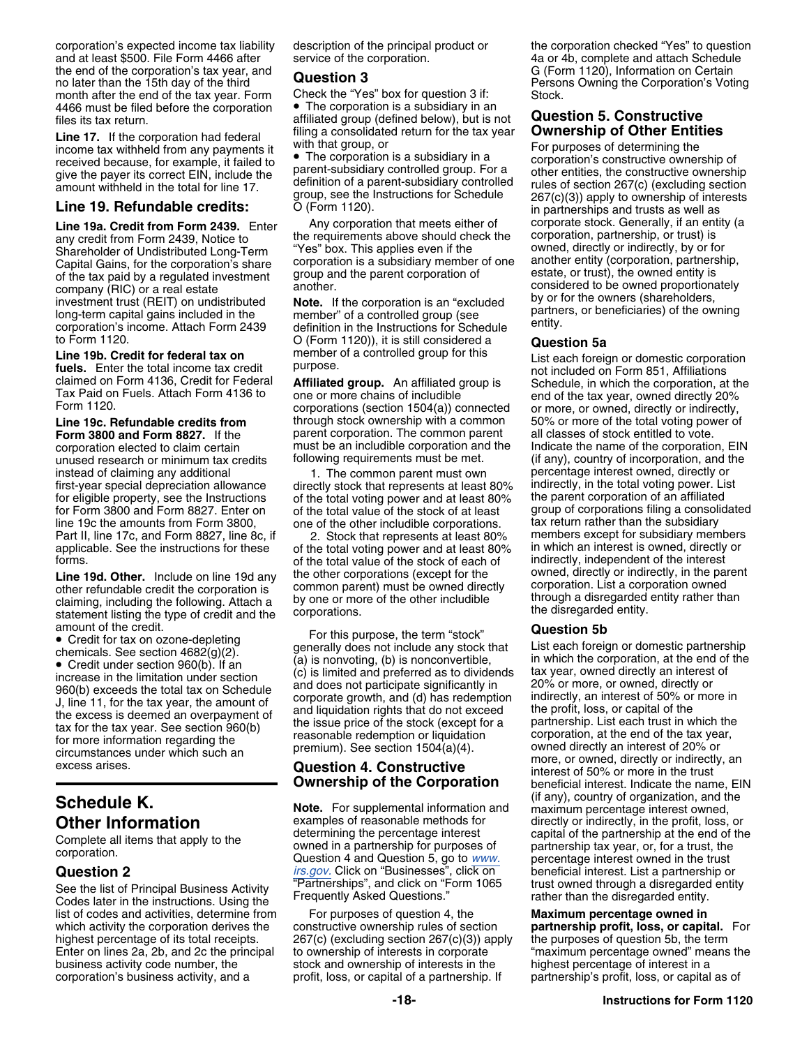corporation's expected income tax liability and at least $500. File Form 4466 after the end of the corporation's tax year, and no later than the 15th day of the third month after the end of the tax year. Form 4466 must be filed before the corporation files its tax return.

**Line 17.** If the corporation had federal income tax withheld from any payments it received because, for example, it failed to give the payer its correct EIN, include the amount withheld in the total for line 17.

### Line 19. Refundable credits:

**Line 19a. Credit from Form 2439.** Enter any credit from Form 2439, Notice to Shareholder of Undistributed Long-Term Capital Gains, for the corporation's share of the tax paid by a regulated investment company (RIC) or a real estate investment trust (REIT) on undistributed long-term capital gains included in the corporation's income. Attach Form 2439 to Form 1120.

**Line 19b. Credit for federal tax on fuels.** Enter the total income tax credit claimed on Form 4136, Credit for Federal Tax Paid on Fuels. Attach Form 4136 to Form 1120.

**Line 19c. Refundable credits from Form 3800 and Form 8827.** If the corporation elected to claim certain unused research or minimum tax credits instead of claiming any additional first-year special depreciation allowance for eligible property, see the Instructions for Form 3800 and Form 8827. Enter on line 19c the amounts from Form 3800, Part II, line 17c, and Form 8827, line 8c, if applicable. See the instructions for these forms.

**Line 19d. Other.** Include on line 19d any other refundable credit the corporation is claiming, including the following. Attach a statement listing the type of credit and the amount of the credit.

- Credit for tax on ozone-depleting chemicals. See section 4682(g)(2).
- Credit under section 960(b). If an increase in the limitation under section 960(b) exceeds the total tax on Schedule J, line 11, for the tax year, the amount of the excess is deemed an overpayment of tax for the tax year. See section 960(b) for more information regarding the circumstances under which such an excess arises.

## Schedule K. Other Information

Complete all items that apply to the corporation.

### Question 2

See the list of Principal Business Activity Codes later in the instructions. Using the list of codes and activities, determine from which activity the corporation derives the highest percentage of its total receipts. Enter on lines 2a, 2b, and 2c the principal business activity code number, the corporation's business activity, and a description of the principal product or service of the corporation.

### Question 3

Check the "Yes" box for question 3 if:

- The corporation is a subsidiary in an affiliated group (defined below), but is not filing a consolidated return for the tax year with that group, or
- The corporation is a subsidiary in a parent-subsidiary controlled group. For a definition of a parent-subsidiary controlled group, see the Instructions for Schedule O (Form 1120).

Any corporation that meets either of the requirements above should check the "Yes" box. This applies even if the corporation is a subsidiary member of one group and the parent corporation of another.

**Note.** If the corporation is an "excluded member" of a controlled group (see definition in the Instructions for Schedule O (Form 1120)), it is still considered a member of a controlled group for this purpose.

**Affiliated group.** An affiliated group is one or more chains of includible corporations (section 1504(a)) connected through stock ownership with a common parent corporation. The common parent must be an includible corporation and the following requirements must be met.

1. The common parent must own directly stock that represents at least 80% of the total voting power and at least 80% of the total value of the stock of at least one of the other includible corporations.
2. Stock that represents at least 80% of the total voting power and at least 80% of the total value of the stock of each of the other corporations (except for the common parent) must be owned directly by one or more of the other includible corporations.

For this purpose, the term "stock" generally does not include any stock that (a) is nonvoting, (b) is nonconvertible, (c) is limited and preferred as to dividends and does not participate significantly in corporate growth, and (d) has redemption and liquidation rights that do not exceed the issue price of the stock (except for a reasonable redemption or liquidation premium). See section 1504(a)(4).

## Question 4. Constructive Ownership of the Corporation

**Note.** For supplemental information and examples of reasonable methods for determining the percentage interest owned in a partnership for purposes of Question 4 and Question 5, go to www.irs.gov. Click on "Businesses", click on "Partnerships", and click on "Form 1065 Frequently Asked Questions."

For purposes of question 4, the constructive ownership rules of section 267(c) (excluding section 267(c)(3)) apply to ownership of interests in corporate stock and ownership of interests in the profit, loss, or capital of a partnership. If the corporation checked "Yes" to question 4a or 4b, complete and attach Schedule G (Form 1120), Information on Certain Persons Owning the Corporation's Voting Stock.

## Question 5. Constructive Ownership of Other Entities

For purposes of determining the corporation's constructive ownership of other entities, the constructive ownership rules of section 267(c) (excluding section 267(c)(3)) apply to ownership of interests in partnerships and trusts as well as corporate stock. Generally, if an entity (a corporation, partnership, or trust) is owned, directly or indirectly, by or for another entity (corporation, partnership, estate, or trust), the owned entity is considered to be owned proportionately by or for the owners (shareholders, partners, or beneficiaries) of the owning entity.

### Question 5a

List each foreign or domestic corporation not included on Form 851, Affiliations Schedule, in which the corporation, at the end of the tax year, owned directly 20% or more, or owned, directly or indirectly, 50% or more of the total voting power of all classes of stock entitled to vote. Indicate the name of the corporation, EIN (if any), country of incorporation, and the percentage interest owned, directly or indirectly, in the total voting power. List the parent corporation of an affiliated group of corporations filing a consolidated tax return rather than the subsidiary members except for subsidiary members in which an interest is owned, directly or indirectly, independent of the interest owned, directly or indirectly, in the parent corporation. List a corporation owned through a disregarded entity rather than the disregarded entity.

### Question 5b

List each foreign or domestic partnership in which the corporation, at the end of the tax year, owned directly an interest of 20% or more, or owned, directly or indirectly, an interest of 50% or more in the profit, loss, or capital of the partnership. List each trust in which the corporation, at the end of the tax year, owned directly an interest of 20% or more, or owned, directly or indirectly, an interest of 50% or more in the trust beneficial interest. Indicate the name, EIN (if any), country of organization, and the maximum percentage interest owned, directly or indirectly, in the profit, loss, or capital of the partnership at the end of the partnership tax year, or, for a trust, the percentage interest owned in the trust beneficial interest. List a partnership or trust owned through a disregarded entity rather than the disregarded entity.

**Maximum percentage owned in partnership profit, loss, or capital.** For the purposes of question 5b, the term "maximum percentage owned" means the highest percentage of interest in a partnership's profit, loss, or capital as of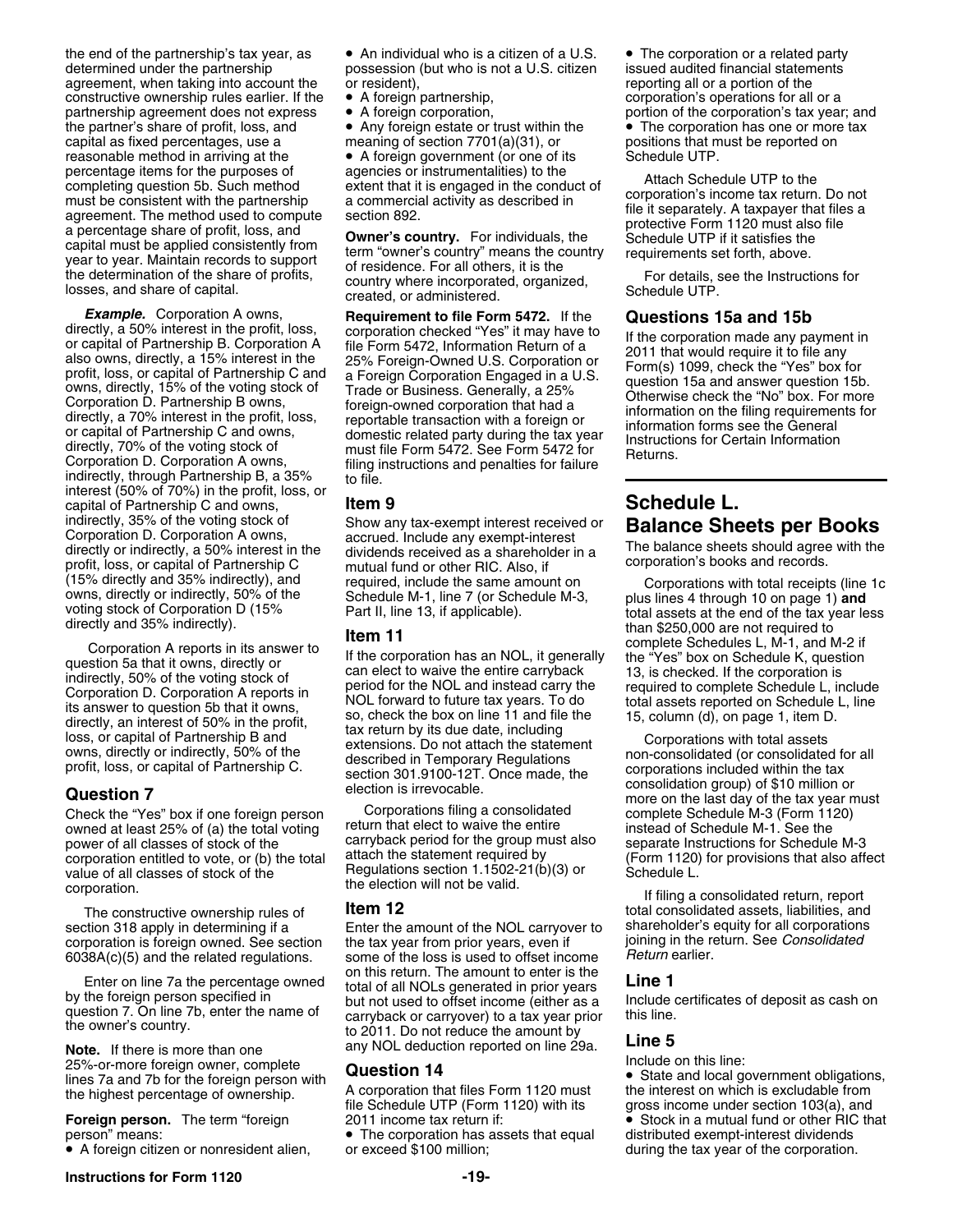the end of the partnership's tax year, as determined under the partnership agreement, when taking into account the constructive ownership rules earlier. If the partnership agreement does not express the partner's share of profit, loss, and capital as fixed percentages, use a reasonable method in arriving at the percentage items for the purposes of completing question 5b. Such method must be consistent with the partnership agreement. The method used to compute a percentage share of profit, loss, and capital must be applied consistently from year to year. Maintain records to support the determination of the share of profits, losses, and share of capital.

***Example.*** Corporation A owns, directly, a 50% interest in the profit, loss, or capital of Partnership B. Corporation A also owns, directly, a 15% interest in the profit, loss, or capital of Partnership C and owns, directly, 15% of the voting stock of Corporation D. Partnership B owns, directly, a 70% interest in the profit, loss, or capital of Partnership C and owns, directly, 70% of the voting stock of Corporation D. Corporation A owns, indirectly, through Partnership B, a 35% interest (50% of 70%) in the profit, loss, or capital of Partnership C and owns, indirectly, 35% of the voting stock of Corporation D. Corporation A owns, directly or indirectly, a 50% interest in the profit, loss, or capital of Partnership C (15% directly and 35% indirectly), and owns, directly or indirectly, 50% of the voting stock of Corporation D (15% directly and 35% indirectly).

Corporation A reports in its answer to question 5a that it owns, directly or indirectly, 50% of the voting stock of Corporation D. Corporation A reports in its answer to question 5b that it owns, directly, an interest of 50% in the profit, loss, or capital of Partnership B and owns, directly or indirectly, 50% of the profit, loss, or capital of Partnership C.

## Question 7

Check the "Yes" box if one foreign person owned at least 25% of (a) the total voting power of all classes of stock of the corporation entitled to vote, or (b) the total value of all classes of stock of the corporation.

The constructive ownership rules of section 318 apply in determining if a corporation is foreign owned. See section 6038A(c)(5) and the related regulations.

Enter on line 7a the percentage owned by the foreign person specified in question 7. On line 7b, enter the name of the owner's country.

**Note.** If there is more than one 25%-or-more foreign owner, complete lines 7a and 7b for the foreign person with the highest percentage of ownership.

**Foreign person.** The term "foreign person" means:

- A foreign citizen or nonresident alien,
- An individual who is a citizen of a U.S. possession (but who is not a U.S. citizen or resident),
- A foreign partnership,
- A foreign corporation,
- Any foreign estate or trust within the meaning of section 7701(a)(31), or
- A foreign government (or one of its agencies or instrumentalities) to the extent that it is engaged in the conduct of a commercial activity as described in section 892.

**Owner's country.** For individuals, the term "owner's country" means the country of residence. For all others, it is the country where incorporated, organized, created, or administered.

**Requirement to file Form 5472.** If the corporation checked "Yes" it may have to file Form 5472, Information Return of a 25% Foreign-Owned U.S. Corporation or a Foreign Corporation Engaged in a U.S. Trade or Business. Generally, a 25% foreign-owned corporation that had a reportable transaction with a foreign or domestic related party during the tax year must file Form 5472. See Form 5472 for filing instructions and penalties for failure to file.

## Item 9

Show any tax-exempt interest received or accrued. Include any exempt-interest dividends received as a shareholder in a mutual fund or other RIC. Also, if required, include the same amount on Schedule M-1, line 7 (or Schedule M-3, Part II, line 13, if applicable).

## Item 11

If the corporation has an NOL, it generally can elect to waive the entire carryback period for the NOL and instead carry the NOL forward to future tax years. To do so, check the box on line 11 and file the tax return by its due date, including extensions. Do not attach the statement described in Temporary Regulations section 301.9100-12T. Once made, the election is irrevocable.

Corporations filing a consolidated return that elect to waive the entire carryback period for the group must also attach the statement required by Regulations section 1.1502-21(b)(3) or the election will not be valid.

## Item 12

Enter the amount of the NOL carryover to the tax year from prior years, even if some of the loss is used to offset income on this return. The amount to enter is the total of all NOLs generated in prior years but not used to offset income (either as a carryback or carryover) to a tax year prior to 2011. Do not reduce the amount by any NOL deduction reported on line 29a.

## Question 14

A corporation that files Form 1120 must file Schedule UTP (Form 1120) with its 2011 income tax return if:

- The corporation has assets that equal or exceed $100 million;
- The corporation or a related party issued audited financial statements reporting all or a portion of the corporation's operations for all or a portion of the corporation's tax year; and
- The corporation has one or more tax positions that must be reported on Schedule UTP.

Attach Schedule UTP to the corporation's income tax return. Do not file it separately. A taxpayer that files a protective Form 1120 must also file Schedule UTP if it satisfies the requirements set forth, above.

For details, see the Instructions for Schedule UTP.

## Questions 15a and 15b

If the corporation made any payment in 2011 that would require it to file any Form(s) 1099, check the "Yes" box for question 15a and answer question 15b. Otherwise check the "No" box. For more information on the filing requirements for information forms see the General Instructions for Certain Information Returns.

# Schedule L. Balance Sheets per Books

The balance sheets should agree with the corporation's books and records.

Corporations with total receipts (line 1c plus lines 4 through 10 on page 1) **and** total assets at the end of the tax year less than $250,000 are not required to complete Schedules L, M-1, and M-2 if the "Yes" box on Schedule K, question 13, is checked. If the corporation is required to complete Schedule L, include total assets reported on Schedule L, line 15, column (d), on page 1, item D.

Corporations with total assets non-consolidated (or consolidated for all corporations included within the tax consolidation group) of $10 million or more on the last day of the tax year must complete Schedule M-3 (Form 1120) instead of Schedule M-1. See the separate Instructions for Schedule M-3 (Form 1120) for provisions that also affect Schedule L.

If filing a consolidated return, report total consolidated assets, liabilities, and shareholder's equity for all corporations joining in the return. See *Consolidated Return* earlier.

## Line 1

Include certificates of deposit as cash on this line.

## Line 5

Include on this line:

- State and local government obligations, the interest on which is excludable from gross income under section 103(a), and
- Stock in a mutual fund or other RIC that distributed exempt-interest dividends during the tax year of the corporation.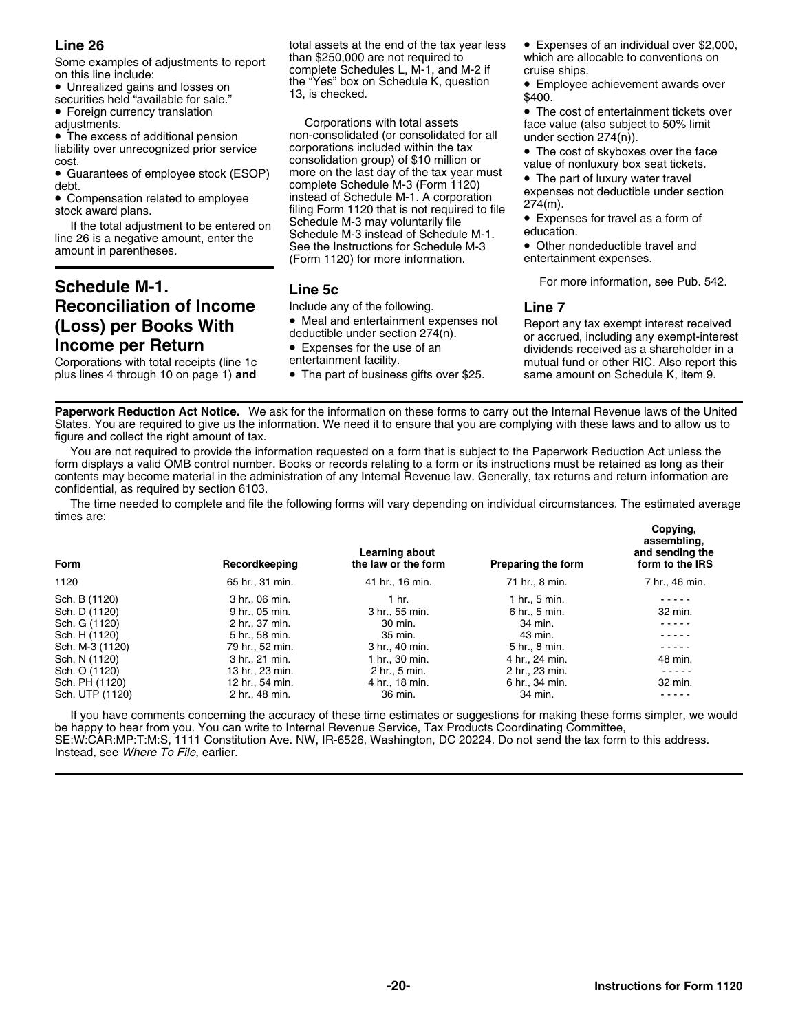### Line 26

Some examples of adjustments to report on this line include:

- Unrealized gains and losses on securities held "available for sale."
- Foreign currency translation adjustments.
- The excess of additional pension liability over unrecognized prior service cost.
- Guarantees of employee stock (ESOP) debt.
- Compensation related to employee stock award plans.

If the total adjustment to be entered on line 26 is a negative amount, enter the amount in parentheses.

## Schedule M-1. Reconciliation of Income (Loss) per Books With Income per Return

Corporations with total receipts (line 1c plus lines 4 through 10 on page 1) **and** total assets at the end of the tax year less than $250,000 are not required to complete Schedules L, M-1, and M-2 if the "Yes" box on Schedule K, question 13, is checked.

Corporations with total assets non-consolidated (or consolidated for all corporations included within the tax consolidation group) of $10 million or more on the last day of the tax year must complete Schedule M-3 (Form 1120) instead of Schedule M-1. A corporation filing Form 1120 that is not required to file Schedule M-3 may voluntarily file Schedule M-3 instead of Schedule M-1. See the Instructions for Schedule M-3 (Form 1120) for more information.

### Line 5c

Include any of the following.

- Meal and entertainment expenses not deductible under section 274(n).
- Expenses for the use of an entertainment facility.
- The part of business gifts over $25.
- Expenses of an individual over $2,000, which are allocable to conventions on cruise ships.
- Employee achievement awards over $400.
- The cost of entertainment tickets over face value (also subject to 50% limit under section 274(n)).
- The cost of skyboxes over the face value of nonluxury box seat tickets.
- The part of luxury water travel expenses not deductible under section 274(m).
- Expenses for travel as a form of education.
- Other nondeductible travel and entertainment expenses.

For more information, see Pub. 542.

### Line 7

Report any tax exempt interest received or accrued, including any exempt-interest dividends received as a shareholder in a mutual fund or other RIC. Also report this same amount on Schedule K, item 9.

**Paperwork Reduction Act Notice.** We ask for the information on these forms to carry out the Internal Revenue laws of the United States. You are required to give us the information. We need it to ensure that you are complying with these laws and to allow us to figure and collect the right amount of tax.

You are not required to provide the information requested on a form that is subject to the Paperwork Reduction Act unless the form displays a valid OMB control number. Books or records relating to a form or its instructions must be retained as long as their contents may become material in the administration of any Internal Revenue law. Generally, tax returns and return information are confidential, as required by section 6103.

The time needed to complete and file the following forms will vary depending on individual circumstances. The estimated average times are:

| Form | Recordkeeping | Learning about the law or the form | Preparing the form | Copying, assembling, and sending the form to the IRS |
|---|---|---|---|---|
| 1120 | 65 hr., 31 min. | 41 hr., 16 min. | 71 hr., 8 min. | 7 hr., 46 min. |
| Sch. B (1120) | 3 hr., 06 min. | 1 hr. | 1 hr., 5 min. | - - - - - |
| Sch. D (1120) | 9 hr., 05 min. | 3 hr., 55 min. | 6 hr., 5 min. | 32 min. |
| Sch. G (1120) | 2 hr., 37 min. | 30 min. | 34 min. | - - - - - |
| Sch. H (1120) | 5 hr., 58 min. | 35 min. | 43 min. | - - - - - |
| Sch. M-3 (1120) | 79 hr., 52 min. | 3 hr., 40 min. | 5 hr., 8 min. | - - - - - |
| Sch. N (1120) | 3 hr., 21 min. | 1 hr., 30 min. | 4 hr., 24 min. | 48 min. |
| Sch. O (1120) | 13 hr., 23 min. | 2 hr., 5 min. | 2 hr., 23 min. | - - - - - |
| Sch. PH (1120) | 12 hr., 54 min. | 4 hr., 18 min. | 6 hr., 34 min. | 32 min. |
| Sch. UTP (1120) | 2 hr., 48 min. | 36 min. | 34 min. | - - - - - |

If you have comments concerning the accuracy of these time estimates or suggestions for making these forms simpler, we would be happy to hear from you. You can write to Internal Revenue Service, Tax Products Coordinating Committee, SE:W:CAR:MP:T:M:S, 1111 Constitution Ave. NW, IR-6526, Washington, DC 20224. Do not send the tax form to this address. Instead, see *Where To File*, earlier.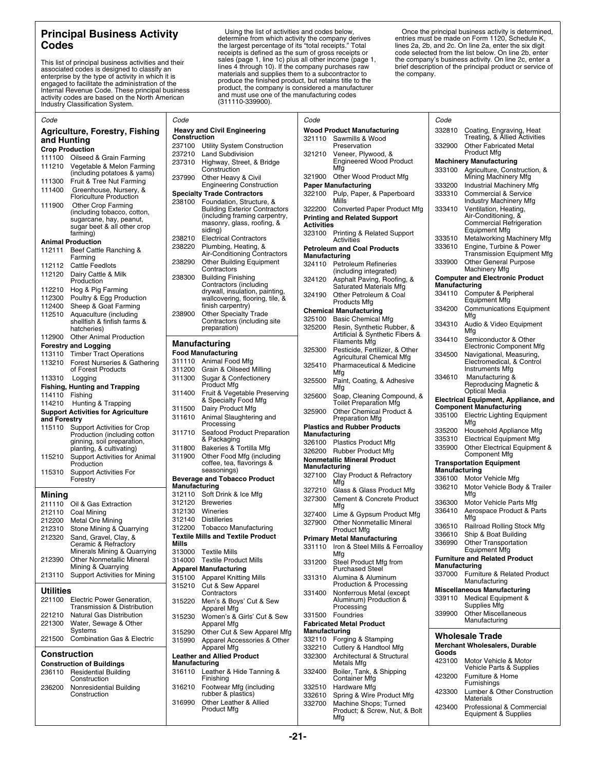## Principal Business Activity Codes

This list of principal business activities and their associated codes is designed to classify an enterprise by the type of activity in which it is engaged to facilitate the administration of the Internal Revenue Code. These principal business activity codes are based on the North American Industry Classification System.

Using the list of activities and codes below, determine from which activity the company derives the largest percentage of its "total receipts." Total receipts is defined as the sum of gross receipts or sales (page 1, line 1c) plus all other income (page 1, lines 4 through 10). If the company purchases raw materials and supplies them to a subcontractor to produce the finished product, but retains title to the product, the company is considered a manufacturer and must use one of the manufacturing codes (311110-339900).

Once the principal business activity is determined, entries must be made on Form 1120, Schedule K, lines 2a, 2b, and 2c. On line 2a, enter the six digit code selected from the list below. On line 2b, enter the company's business activity. On line 2c, enter a brief description of the principal product or service of the company.

### Agriculture, Forestry, Fishing and Hunting

| Code | |
|---|---|
| **Crop Production** | |
| 111100 | Oilseed & Grain Farming |
| 111210 | Vegetable & Melon Farming (including potatoes & yams) |
| 111300 | Fruit & Tree Nut Farming |
| 111400 | Greenhouse, Nursery, & Floriculture Production |
| 111900 | Other Crop Farming (including tobacco, cotton, sugarcane, hay, peanut, sugar beet & all other crop farming) |
| **Animal Production** | |
| 112111 | Beef Cattle Ranching & Farming |
| 112112 | Cattle Feedlots |
| 112120 | Dairy Cattle & Milk Production |
| 112210 | Hog & Pig Farming |
| 112300 | Poultry & Egg Production |
| 112400 | Sheep & Goat Farming |
| 112510 | Aquaculture (including shellfish & finfish farms & hatcheries) |
| 112900 | Other Animal Production |
| **Forestry and Logging** | |
| 113110 | Timber Tract Operations |
| 113210 | Forest Nurseries & Gathering of Forest Products |
| 113310 | Logging |
| **Fishing, Hunting and Trapping** | |
| 114110 | Fishing |
| 114210 | Hunting & Trapping |
| **Support Activities for Agriculture and Forestry** | |
| 115110 | Support Activities for Crop Production (including cotton ginning, soil preparation, planting, & cultivating) |
| 115210 | Support Activities for Animal Production |
| 115310 | Support Activities For Forestry |

### Mining

| Code | |
|---|---|
| 211110 | Oil & Gas Extraction |
| 212110 | Coal Mining |
| 212200 | Metal Ore Mining |
| 212310 | Stone Mining & Quarrying |
| 212320 | Sand, Gravel, Clay, & Ceramic & Refractory Minerals Mining & Quarrying |
| 212390 | Other Nonmetallic Mineral Mining & Quarrying |
| 213110 | Support Activities for Mining |

### Utilities

| Code | |
|---|---|
| 221100 | Electric Power Generation, Transmission & Distribution |
| 221210 | Natural Gas Distribution |
| 221300 | Water, Sewage & Other Systems |
| 221500 | Combination Gas & Electric |

### Construction

| Code | |
|---|---|
| **Construction of Buildings** | |
| 236110 | Residential Building Construction |
| 236200 | Nonresidential Building Construction |
| **Heavy and Civil Engineering Construction** | |
| 237100 | Utility System Construction |
| 237210 | Land Subdivision |
| 237310 | Highway, Street, & Bridge Construction |
| 237990 | Other Heavy & Civil Engineering Construction |
| **Specialty Trade Contractors** | |
| 238100 | Foundation, Structure, & Building Exterior Contractors (including framing carpentry, masonry, glass, roofing, & siding) |
| 238210 | Electrical Contractors |
| 238220 | Plumbing, Heating, & Air-Conditioning Contractors |
| 238290 | Other Building Equipment Contractors |
| 238300 | Building Finishing Contractors (including drywall, insulation, painting, wallcovering, flooring, tile, & finish carpentry) |
| 238900 | Other Specialty Trade Contractors (including site preparation) |

### Manufacturing

| Code | |
|---|---|
| **Food Manufacturing** | |
| 311110 | Animal Food Mfg |
| 311200 | Grain & Oilseed Milling |
| 311300 | Sugar & Confectionery Product Mfg |
| 311400 | Fruit & Vegetable Preserving & Specialty Food Mfg |
| 311500 | Dairy Product Mfg |
| 311610 | Animal Slaughtering and Processing |
| 311710 | Seafood Product Preparation & Packaging |
| 311800 | Bakeries & Tortilla Mfg |
| 311900 | Other Food Mfg (including coffee, tea, flavorings & seasonings) |
| **Beverage and Tobacco Product Manufacturing** | |
| 312110 | Soft Drink & Ice Mfg |
| 312120 | Breweries |
| 312130 | Wineries |
| 312140 | Distilleries |
| 312200 | Tobacco Manufacturing |
| **Textile Mills and Textile Product Mills** | |
| 313000 | Textile Mills |
| 314000 | Textile Product Mills |
| **Apparel Manufacturing** | |
| 315100 | Apparel Knitting Mills |
| 315210 | Cut & Sew Apparel Contractors |
| 315220 | Men's & Boys' Cut & Sew Apparel Mfg |
| 315230 | Women's & Girls' Cut & Sew Apparel Mfg |
| 315290 | Other Cut & Sew Apparel Mfg |
| 315990 | Apparel Accessories & Other Apparel Mfg |
| **Leather and Allied Product Manufacturing** | |
| 316110 | Leather & Hide Tanning & Finishing |
| 316210 | Footwear Mfg (including rubber & plastics) |
| 316990 | Other Leather & Allied Product Mfg |
| **Wood Product Manufacturing** | |
| 321110 | Sawmills & Wood Preservation |
| 321210 | Veneer, Plywood, & Engineered Wood Product Mfg |
| 321900 | Other Wood Product Mfg |
| **Paper Manufacturing** | |
| 322100 | Pulp, Paper, & Paperboard Mills |
| 322200 | Converted Paper Product Mfg |
| **Printing and Related Support Activities** | |
| 323100 | Printing & Related Support Activities |
| **Petroleum and Coal Products Manufacturing** | |
| 324110 | Petroleum Refineries (including integrated) |
| 324120 | Asphalt Paving, Roofing, & Saturated Materials Mfg |
| 324190 | Other Petroleum & Coal Products Mfg |
| **Chemical Manufacturing** | |
| 325100 | Basic Chemical Mfg |
| 325200 | Resin, Synthetic Rubber, & Artificial & Synthetic Fibers & Filaments Mfg |
| 325300 | Pesticide, Fertilizer, & Other Agricultural Chemical Mfg |
| 325410 | Pharmaceutical & Medicine Mfg |
| 325500 | Paint, Coating, & Adhesive Mfg |
| 325600 | Soap, Cleaning Compound, & Toilet Preparation Mfg |
| 325900 | Other Chemical Product & Preparation Mfg |
| **Plastics and Rubber Products Manufacturing** | |
| 326100 | Plastics Product Mfg |
| 326200 | Rubber Product Mfg |
| **Nonmetallic Mineral Product Manufacturing** | |
| 327100 | Clay Product & Refractory Mfg |
| 327210 | Glass & Glass Product Mfg |
| 327300 | Cement & Concrete Product Mfg |
| 327400 | Lime & Gypsum Product Mfg |
| 327900 | Other Nonmetallic Mineral Product Mfg |
| **Primary Metal Manufacturing** | |
| 331110 | Iron & Steel Mills & Ferroalloy Mfg |
| 331200 | Steel Product Mfg from Purchased Steel |
| 331310 | Alumina & Aluminum Production & Processing |
| 331400 | Nonferrous Metal (except Aluminum) Production & Processing |
| 331500 | Foundries |
| **Fabricated Metal Product Manufacturing** | |
| 332110 | Forging & Stamping |
| 332210 | Cutlery & Handtool Mfg |
| 332300 | Architectural & Structural Metals Mfg |
| 332400 | Boiler, Tank, & Shipping Container Mfg |
| 332510 | Hardware Mfg |
| 332610 | Spring & Wire Product Mfg |
| 332700 | Machine Shops; Turned Product; & Screw, Nut, & Bolt Mfg |
| 332810 | Coating, Engraving, Heat Treating, & Allied Activities |
| 332900 | Other Fabricated Metal Product Mfg |
| **Machinery Manufacturing** | |
| 333100 | Agriculture, Construction, & Mining Machinery Mfg |
| 333200 | Industrial Machinery Mfg |
| 333310 | Commercial & Service Industry Machinery Mfg |
| 333410 | Ventilation, Heating, Air-Conditioning, & Commercial Refrigeration Equipment Mfg |
| 333510 | Metalworking Machinery Mfg |
| 333610 | Engine, Turbine & Power Transmission Equipment Mfg |
| 333900 | Other General Purpose Machinery Mfg |
| **Computer and Electronic Product Manufacturing** | |
| 334110 | Computer & Peripheral Equipment Mfg |
| 334200 | Communications Equipment Mfg |
| 334310 | Audio & Video Equipment Mfg |
| 334410 | Semiconductor & Other Electronic Component Mfg |
| 334500 | Navigational, Measuring, Electromedical, & Control Instruments Mfg |
| 334610 | Manufacturing & Reproducing Magnetic & Optical Media |
| **Electrical Equipment, Appliance, and Component Manufacturing** | |
| 335100 | Electric Lighting Equipment Mfg |
| 335200 | Household Appliance Mfg |
| 335310 | Electrical Equipment Mfg |
| 335900 | Other Electrical Equipment & Component Mfg |
| **Transportation Equipment Manufacturing** | |
| 336100 | Motor Vehicle Mfg |
| 336210 | Motor Vehicle Body & Trailer Mfg |
| 336300 | Motor Vehicle Parts Mfg |
| 336410 | Aerospace Product & Parts Mfg |
| 336510 | Railroad Rolling Stock Mfg |
| 336610 | Ship & Boat Building |
| 336990 | Other Transportation Equipment Mfg |
| **Furniture and Related Product Manufacturing** | |
| 337000 | Furniture & Related Product Manufacturing |
| **Miscellaneous Manufacturing** | |
| 339110 | Medical Equipment & Supplies Mfg |
| 339900 | Other Miscellaneous Manufacturing |

### Wholesale Trade

| Code | |
|---|---|
| **Merchant Wholesalers, Durable Goods** | |
| 423100 | Motor Vehicle & Motor Vehicle Parts & Supplies |
| 423200 | Furniture & Home Furnishings |
| 423300 | Lumber & Other Construction Materials |
| 423400 | Professional & Commercial Equipment & Supplies |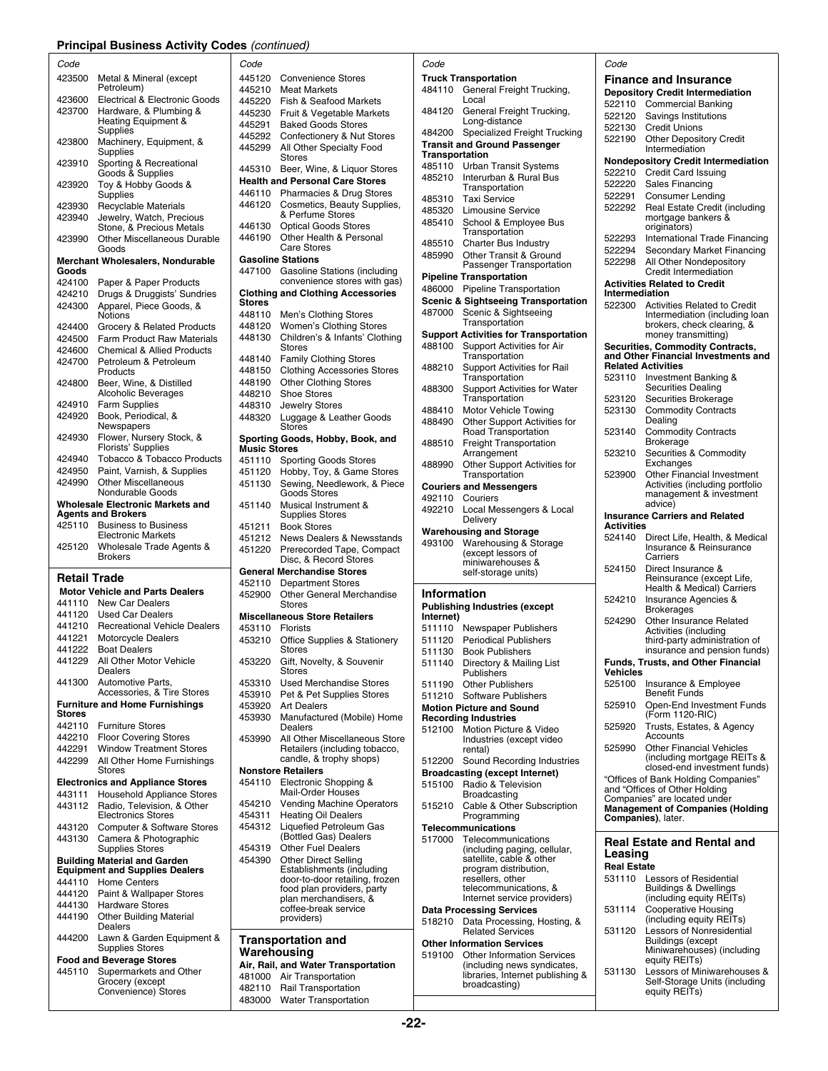## Principal Business Activity Codes *(continued)*

| Code | |
|---|---|
| 423500 | Metal & Mineral (except Petroleum) |
| 423600 | Electrical & Electronic Goods |
| 423700 | Hardware, & Plumbing & Heating Equipment & Supplies |
| 423800 | Machinery, Equipment, & Supplies |
| 423910 | Sporting & Recreational Goods & Supplies |
| 423920 | Toy & Hobby Goods & Supplies |
| 423930 | Recyclable Materials |
| 423940 | Jewelry, Watch, Precious Stone, & Precious Metals |
| 423990 | Other Miscellaneous Durable Goods |

**Merchant Wholesalers, Nondurable Goods**

| Code | |
|---|---|
| 424100 | Paper & Paper Products |
| 424210 | Drugs & Druggists' Sundries |
| 424300 | Apparel, Piece Goods, & Notions |
| 424400 | Grocery & Related Products |
| 424500 | Farm Product Raw Materials |
| 424600 | Chemical & Allied Products |
| 424700 | Petroleum & Petroleum Products |
| 424800 | Beer, Wine, & Distilled Alcoholic Beverages |
| 424910 | Farm Supplies |
| 424920 | Book, Periodical, & Newspapers |
| 424930 | Flower, Nursery Stock, & Florists' Supplies |
| 424940 | Tobacco & Tobacco Products |
| 424950 | Paint, Varnish, & Supplies |
| 424990 | Other Miscellaneous Nondurable Goods |

**Wholesale Electronic Markets and Agents and Brokers**

| Code | |
|---|---|
| 425110 | Business to Business Electronic Markets |
| 425120 | Wholesale Trade Agents & Brokers |

### Retail Trade

**Motor Vehicle and Parts Dealers**

| Code | |
|---|---|
| 441110 | New Car Dealers |
| 441120 | Used Car Dealers |
| 441210 | Recreational Vehicle Dealers |
| 441221 | Motorcycle Dealers |
| 441222 | Boat Dealers |
| 441229 | All Other Motor Vehicle Dealers |
| 441300 | Automotive Parts, Accessories, & Tire Stores |

**Furniture and Home Furnishings Stores**

| Code | |
|---|---|
| 442110 | Furniture Stores |
| 442210 | Floor Covering Stores |
| 442291 | Window Treatment Stores |
| 442299 | All Other Home Furnishings Stores |

**Electronics and Appliance Stores**

| Code | |
|---|---|
| 443111 | Household Appliance Stores |
| 443112 | Radio, Television, & Other Electronics Stores |
| 443120 | Computer & Software Stores |
| 443130 | Camera & Photographic Supplies Stores |

**Building Material and Garden Equipment and Supplies Dealers**

| Code | |
|---|---|
| 444110 | Home Centers |
| 444120 | Paint & Wallpaper Stores |
| 444130 | Hardware Stores |
| 444190 | Other Building Material Dealers |
| 444200 | Lawn & Garden Equipment & Supplies Stores |

**Food and Beverage Stores**

| Code | |
|---|---|
| 445110 | Supermarkets and Other Grocery (except Convenience) Stores |
| 445120 | Convenience Stores |
| 445210 | Meat Markets |
| 445220 | Fish & Seafood Markets |
| 445230 | Fruit & Vegetable Markets |
| 445291 | Baked Goods Stores |
| 445292 | Confectionery & Nut Stores |
| 445299 | All Other Specialty Food Stores |
| 445310 | Beer, Wine, & Liquor Stores |

**Health and Personal Care Stores**

| Code | |
|---|---|
| 446110 | Pharmacies & Drug Stores |
| 446120 | Cosmetics, Beauty Supplies, & Perfume Stores |
| 446130 | Optical Goods Stores |
| 446190 | Other Health & Personal Care Stores |

**Gasoline Stations**

| Code | |
|---|---|
| 447100 | Gasoline Stations (including convenience stores with gas) |

**Clothing and Clothing Accessories Stores**

| Code | |
|---|---|
| 448110 | Men's Clothing Stores |
| 448120 | Women's Clothing Stores |
| 448130 | Children's & Infants' Clothing Stores |
| 448140 | Family Clothing Stores |
| 448150 | Clothing Accessories Stores |
| 448190 | Other Clothing Stores |
| 448210 | Shoe Stores |
| 448310 | Jewelry Stores |
| 448320 | Luggage & Leather Goods Stores |

**Sporting Goods, Hobby, Book, and Music Stores**

| Code | |
|---|---|
| 451110 | Sporting Goods Stores |
| 451120 | Hobby, Toy, & Game Stores |
| 451130 | Sewing, Needlework, & Piece Goods Stores |
| 451140 | Musical Instrument & Supplies Stores |
| 451211 | Book Stores |
| 451212 | News Dealers & Newsstands |
| 451220 | Prerecorded Tape, Compact Disc, & Record Stores |

**General Merchandise Stores**

| Code | |
|---|---|
| 452110 | Department Stores |
| 452900 | Other General Merchandise Stores |

**Miscellaneous Store Retailers**

| Code | |
|---|---|
| 453110 | Florists |
| 453210 | Office Supplies & Stationery Stores |
| 453220 | Gift, Novelty, & Souvenir Stores |
| 453310 | Used Merchandise Stores |
| 453910 | Pet & Pet Supplies Stores |
| 453920 | Art Dealers |
| 453930 | Manufactured (Mobile) Home Dealers |
| 453990 | All Other Miscellaneous Store Retailers (including tobacco, candle, & trophy shops) |

**Nonstore Retailers**

| Code | |
|---|---|
| 454110 | Electronic Shopping & Mail-Order Houses |
| 454210 | Vending Machine Operators |
| 454311 | Heating Oil Dealers |
| 454312 | Liquefied Petroleum Gas (Bottled Gas) Dealers |
| 454319 | Other Fuel Dealers |
| 454390 | Other Direct Selling Establishments (including door-to-door retailing, frozen food plan providers, party plan merchandisers, & coffee-break service providers) |

### Transportation and Warehousing

**Air, Rail, and Water Transportation**

| Code | |
|---|---|
| 481000 | Air Transportation |
| 482110 | Rail Transportation |
| 483000 | Water Transportation |

**Truck Transportation**

| Code | |
|---|---|
| 484110 | General Freight Trucking, Local |
| 484120 | General Freight Trucking, Long-distance |
| 484200 | Specialized Freight Trucking |

**Transit and Ground Passenger Transportation**

| Code | |
|---|---|
| 485110 | Urban Transit Systems |
| 485210 | Interurban & Rural Bus Transportation |
| 485310 | Taxi Service |
| 485320 | Limousine Service |
| 485410 | School & Employee Bus Transportation |
| 485510 | Charter Bus Industry |
| 485990 | Other Transit & Ground Passenger Transportation |

**Pipeline Transportation**

| Code | |
|---|---|
| 486000 | Pipeline Transportation |

**Scenic & Sightseeing Transportation**

| Code | |
|---|---|
| 487000 | Scenic & Sightseeing Transportation |

**Support Activities for Transportation**

| Code | |
|---|---|
| 488100 | Support Activities for Air Transportation |
| 488210 | Support Activities for Rail Transportation |
| 488300 | Support Activities for Water Transportation |
| 488410 | Motor Vehicle Towing |
| 488490 | Other Support Activities for Road Transportation |
| 488510 | Freight Transportation Arrangement |
| 488990 | Other Support Activities for Transportation |

**Couriers and Messengers**

| Code | |
|---|---|
| 492110 | Couriers |
| 492210 | Local Messengers & Local Delivery |

**Warehousing and Storage**

| Code | |
|---|---|
| 493100 | Warehousing & Storage (except lessors of miniwarehouses & self-storage units) |

### Information

**Publishing Industries (except Internet)**

| Code | |
|---|---|
| 511110 | Newspaper Publishers |
| 511120 | Periodical Publishers |
| 511130 | Book Publishers |
| 511140 | Directory & Mailing List Publishers |
| 511190 | Other Publishers |
| 511210 | Software Publishers |

**Motion Picture and Sound Recording Industries**

| Code | |
|---|---|
| 512100 | Motion Picture & Video Industries (except video rental) |
| 512200 | Sound Recording Industries |

**Broadcasting (except Internet)**

| Code | |
|---|---|
| 515100 | Radio & Television Broadcasting |
| 515210 | Cable & Other Subscription Programming |

**Telecommunications**

| Code | |
|---|---|
| 517000 | Telecommunications (including paging, cellular, satellite, cable & other program distribution, resellers, other telecommunications, & Internet service providers) |

**Data Processing Services**

| Code | |
|---|---|
| 518210 | Data Processing, Hosting, & Related Services |

**Other Information Services**

| Code | |
|---|---|
| 519100 | Other Information Services (including news syndicates, libraries, Internet publishing & broadcasting) |

### Finance and Insurance

**Depository Credit Intermediation**

| Code | |
|---|---|
| 522110 | Commercial Banking |
| 522120 | Savings Institutions |
| 522130 | Credit Unions |
| 522190 | Other Depository Credit Intermediation |

**Nondepository Credit Intermediation**

| Code | |
|---|---|
| 522210 | Credit Card Issuing |
| 522220 | Sales Financing |
| 522291 | Consumer Lending |
| 522292 | Real Estate Credit (including mortgage bankers & originators) |
| 522293 | International Trade Financing |
| 522294 | Secondary Market Financing |
| 522298 | All Other Nondepository Credit Intermediation |

**Activities Related to Credit Intermediation**

| Code | |
|---|---|
| 522300 | Activities Related to Credit Intermediation (including loan brokers, check clearing, & money transmitting) |

**Securities, Commodity Contracts, and Other Financial Investments and Related Activities**

| Code | |
|---|---|
| 523110 | Investment Banking & Securities Dealing |
| 523120 | Securities Brokerage |
| 523130 | Commodity Contracts Dealing |
| 523140 | Commodity Contracts Brokerage |
| 523210 | Securities & Commodity Exchanges |
| 523900 | Other Financial Investment Activities (including portfolio management & investment advice) |

**Insurance Carriers and Related Activities**

| Code | |
|---|---|
| 524140 | Direct Life, Health, & Medical Insurance & Reinsurance Carriers |
| 524150 | Direct Insurance & Reinsurance (except Life, Health & Medical) Carriers |
| 524210 | Insurance Agencies & Brokerages |
| 524290 | Other Insurance Related Activities (including third-party administration of insurance and pension funds) |

**Funds, Trusts, and Other Financial Vehicles**

| Code | |
|---|---|
| 525100 | Insurance & Employee Benefit Funds |
| 525910 | Open-End Investment Funds (Form 1120-RIC) |
| 525920 | Trusts, Estates, & Agency Accounts |
| 525990 | Other Financial Vehicles (including mortgage REITs & closed-end investment funds) |

"Offices of Bank Holding Companies" and "Offices of Other Holding Companies" are located under **Management of Companies (Holding Companies)**, later.

### Real Estate and Rental and Leasing

**Real Estate**

| Code | |
|---|---|
| 531110 | Lessors of Residential Buildings & Dwellings (including equity REITs) |
| 531114 | Cooperative Housing (including equity REITs) |
| 531120 | Lessors of Nonresidential Buildings (except Miniwarehouses) (including equity REITs) |
| 531130 | Lessors of Miniwarehouses & Self-Storage Units (including equity REITs) |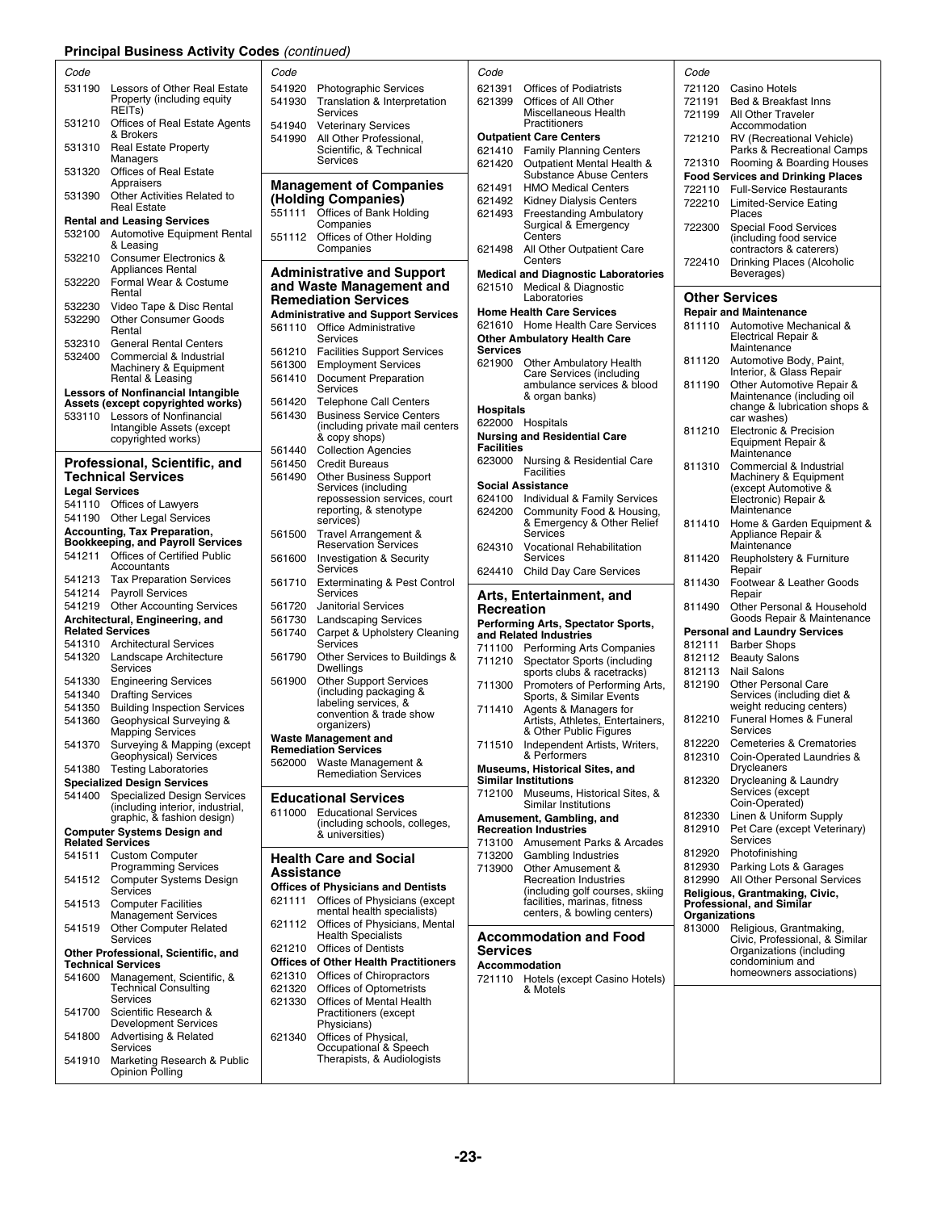**Principal Business Activity Codes** *(continued)*

| Code | |
|---|---|
| 531190 | Lessors of Other Real Estate Property (including equity REITs) |
| 531210 | Offices of Real Estate Agents & Brokers |
| 531310 | Real Estate Property Managers |
| 531320 | Offices of Real Estate Appraisers |
| 531390 | Other Activities Related to Real Estate |

**Rental and Leasing Services**

| Code | |
|---|---|
| 532100 | Automotive Equipment Rental & Leasing |
| 532210 | Consumer Electronics & Appliances Rental |
| 532220 | Formal Wear & Costume Rental |
| 532230 | Video Tape & Disc Rental |
| 532290 | Other Consumer Goods Rental |
| 532310 | General Rental Centers |
| 532400 | Commercial & Industrial Machinery & Equipment Rental & Leasing |

**Lessors of Nonfinancial Intangible Assets (except copyrighted works)**

| Code | |
|---|---|
| 533110 | Lessors of Nonfinancial Intangible Assets (except copyrighted works) |

## Professional, Scientific, and Technical Services

**Legal Services**

| Code | |
|---|---|
| 541110 | Offices of Lawyers |
| 541190 | Other Legal Services |

**Accounting, Tax Preparation, Bookkeeping, and Payroll Services**

| Code | |
|---|---|
| 541211 | Offices of Certified Public Accountants |
| 541213 | Tax Preparation Services |
| 541214 | Payroll Services |
| 541219 | Other Accounting Services |

**Architectural, Engineering, and Related Services**

| Code | |
|---|---|
| 541310 | Architectural Services |
| 541320 | Landscape Architecture Services |
| 541330 | Engineering Services |
| 541340 | Drafting Services |
| 541350 | Building Inspection Services |
| 541360 | Geophysical Surveying & Mapping Services |
| 541370 | Surveying & Mapping (except Geophysical) Services |
| 541380 | Testing Laboratories |

**Specialized Design Services**

| Code | |
|---|---|
| 541400 | Specialized Design Services (including interior, industrial, graphic, & fashion design) |

**Computer Systems Design and Related Services**

| Code | |
|---|---|
| 541511 | Custom Computer Programming Services |
| 541512 | Computer Systems Design Services |
| 541513 | Computer Facilities Management Services |
| 541519 | Other Computer Related Services |

**Other Professional, Scientific, and Technical Services**

| Code | |
|---|---|
| 541600 | Management, Scientific, & Technical Consulting Services |
| 541700 | Scientific Research & Development Services |
| 541800 | Advertising & Related Services |
| 541910 | Marketing Research & Public Opinion Polling |
| 541920 | Photographic Services |
| 541930 | Translation & Interpretation Services |
| 541940 | Veterinary Services |
| 541990 | All Other Professional, Scientific, & Technical Services |

## Management of Companies (Holding Companies)

| Code | |
|---|---|
| 551111 | Offices of Bank Holding Companies |
| 551112 | Offices of Other Holding Companies |

## Administrative and Support and Waste Management and Remediation Services

**Administrative and Support Services**

| Code | |
|---|---|
| 561110 | Office Administrative Services |
| 561210 | Facilities Support Services |
| 561300 | Employment Services |
| 561410 | Document Preparation Services |
| 561420 | Telephone Call Centers |
| 561430 | Business Service Centers (including private mail centers & copy shops) |
| 561440 | Collection Agencies |
| 561450 | Credit Bureaus |
| 561490 | Other Business Support Services (including repossession services, court reporting, & stenotype services) |
| 561500 | Travel Arrangement & Reservation Services |
| 561600 | Investigation & Security Services |
| 561710 | Exterminating & Pest Control Services |
| 561720 | Janitorial Services |
| 561730 | Landscaping Services |
| 561740 | Carpet & Upholstery Cleaning Services |
| 561790 | Other Services to Buildings & Dwellings |
| 561900 | Other Support Services (including packaging & labeling services, & convention & trade show organizers) |

**Waste Management and Remediation Services**

| Code | |
|---|---|
| 562000 | Waste Management & Remediation Services |

## Educational Services

| Code | |
|---|---|
| 611000 | Educational Services (including schools, colleges, & universities) |

## Health Care and Social Assistance

**Offices of Physicians and Dentists**

| Code | |
|---|---|
| 621111 | Offices of Physicians (except mental health specialists) |
| 621112 | Offices of Physicians, Mental Health Specialists |
| 621210 | Offices of Dentists |

**Offices of Other Health Practitioners**

| Code | |
|---|---|
| 621310 | Offices of Chiropractors |
| 621320 | Offices of Optometrists |
| 621330 | Offices of Mental Health Practitioners (except Physicians) |
| 621340 | Offices of Physical, Occupational & Speech Therapists, & Audiologists |
| 621391 | Offices of Podiatrists |
| 621399 | Offices of All Other Miscellaneous Health Practitioners |

**Outpatient Care Centers**

| Code | |
|---|---|
| 621410 | Family Planning Centers |
| 621420 | Outpatient Mental Health & Substance Abuse Centers |
| 621491 | HMO Medical Centers |
| 621492 | Kidney Dialysis Centers |
| 621493 | Freestanding Ambulatory Surgical & Emergency Centers |
| 621498 | All Other Outpatient Care Centers |

**Medical and Diagnostic Laboratories**

| Code | |
|---|---|
| 621510 | Medical & Diagnostic Laboratories |

**Home Health Care Services**

| Code | |
|---|---|
| 621610 | Home Health Care Services |

**Other Ambulatory Health Care Services**

| Code | |
|---|---|
| 621900 | Other Ambulatory Health Care Services (including ambulance services & blood & organ banks) |

**Hospitals**

| Code | |
|---|---|
| 622000 | Hospitals |

**Nursing and Residential Care Facilities**

| Code | |
|---|---|
| 623000 | Nursing & Residential Care Facilities |

**Social Assistance**

| Code | |
|---|---|
| 624100 | Individual & Family Services |
| 624200 | Community Food & Housing, & Emergency & Other Relief Services |
| 624310 | Vocational Rehabilitation Services |
| 624410 | Child Day Care Services |

## Arts, Entertainment, and Recreation

**Performing Arts, Spectator Sports, and Related Industries**

| Code | |
|---|---|
| 711100 | Performing Arts Companies |
| 711210 | Spectator Sports (including sports clubs & racetracks) |
| 711300 | Promoters of Performing Arts, Sports, & Similar Events |
| 711410 | Agents & Managers for Artists, Athletes, Entertainers, & Other Public Figures |
| 711510 | Independent Artists, Writers, & Performers |

**Museums, Historical Sites, and Similar Institutions**

| Code | |
|---|---|
| 712100 | Museums, Historical Sites, & Similar Institutions |

**Amusement, Gambling, and Recreation Industries**

| Code | |
|---|---|
| 713100 | Amusement Parks & Arcades |
| 713200 | Gambling Industries |
| 713900 | Other Amusement & Recreation Industries (including golf courses, skiing facilities, marinas, fitness centers, & bowling centers) |

## Accommodation and Food Services

**Accommodation**

| Code | |
|---|---|
| 721110 | Hotels (except Casino Hotels) & Motels |
| 721120 | Casino Hotels |
| 721191 | Bed & Breakfast Inns |
| 721199 | All Other Traveler Accommodation |
| 721210 | RV (Recreational Vehicle) Parks & Recreational Camps |
| 721310 | Rooming & Boarding Houses |

**Food Services and Drinking Places**

| Code | |
|---|---|
| 722110 | Full-Service Restaurants |
| 722210 | Limited-Service Eating Places |
| 722300 | Special Food Services (including food service contractors & caterers) |
| 722410 | Drinking Places (Alcoholic Beverages) |

## Other Services

**Repair and Maintenance**

| Code | |
|---|---|
| 811110 | Automotive Mechanical & Electrical Repair & Maintenance |
| 811120 | Automotive Body, Paint, Interior, & Glass Repair |
| 811190 | Other Automotive Repair & Maintenance (including oil change & lubrication shops & car washes) |
| 811210 | Electronic & Precision Equipment Repair & Maintenance |
| 811310 | Commercial & Industrial Machinery & Equipment (except Automotive & Electronic) Repair & Maintenance |
| 811410 | Home & Garden Equipment & Appliance Repair & Maintenance |
| 811420 | Reupholstery & Furniture Repair |
| 811430 | Footwear & Leather Goods Repair |
| 811490 | Other Personal & Household Goods Repair & Maintenance |

**Personal and Laundry Services**

| Code | |
|---|---|
| 812111 | Barber Shops |
| 812112 | Beauty Salons |
| 812113 | Nail Salons |
| 812190 | Other Personal Care Services (including diet & weight reducing centers) |
| 812210 | Funeral Homes & Funeral Services |
| 812220 | Cemeteries & Crematories |
| 812310 | Coin-Operated Laundries & Drycleaners |
| 812320 | Drycleaning & Laundry Services (except Coin-Operated) |
| 812330 | Linen & Uniform Supply |
| 812910 | Pet Care (except Veterinary) Services |
| 812920 | Photofinishing |
| 812930 | Parking Lots & Garages |
| 812990 | All Other Personal Services |

**Religious, Grantmaking, Civic, Professional, and Similar Organizations**

| Code | |
|---|---|
| 813000 | Religious, Grantmaking, Civic, Professional, & Similar Organizations (including condominium and homeowners associations) |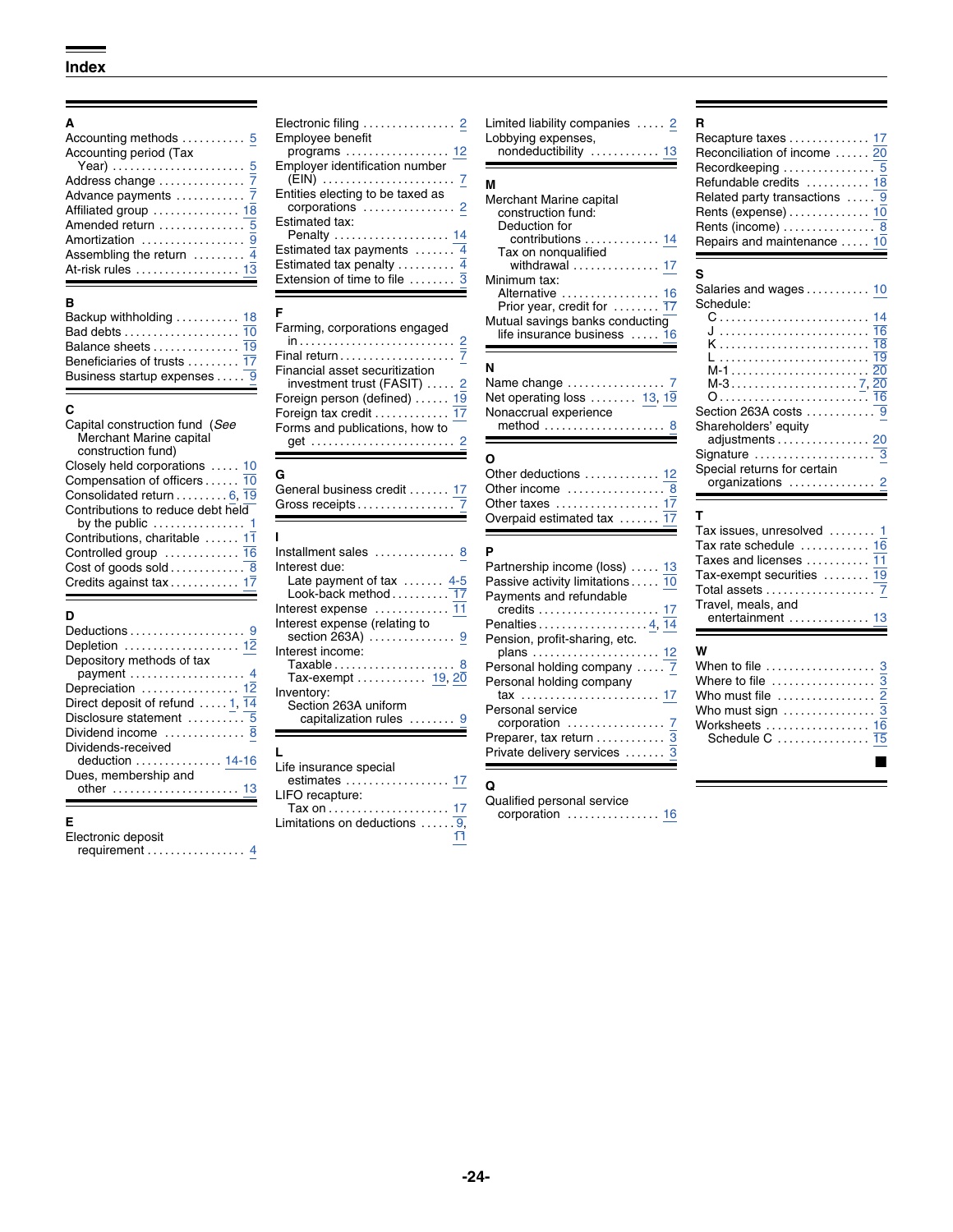## Index

### A

- Accounting methods ........... 5
- Accounting period (Tax Year) ........................ 5
- Address change ............... 7
- Advance payments ............ 7
- Affiliated group ............... 18
- Amended return ............... 5
- Amortization .................. 9
- Assembling the return ......... 4
- At-risk rules .................. 13

### B

- Backup withholding ........... 18
- Bad debts .................... 10
- Balance sheets ............... 19
- Beneficiaries of trusts ......... 17
- Business startup expenses ..... 9

### C

- Capital construction fund (*See* Merchant Marine capital construction fund)
- Closely held corporations ..... 10
- Compensation of officers ...... 10
- Consolidated return ......... 6, 19
- Contributions to reduce debt held by the public ................ 1
- Contributions, charitable ...... 11
- Controlled group ............. 16
- Cost of goods sold ............ 8
- Credits against tax ............ 17

### D

- Deductions .................... 9
- Depletion .................... 12
- Depository methods of tax payment .................... 4
- Depreciation ................. 12
- Direct deposit of refund ..... 1, 14
- Disclosure statement .......... 5
- Dividend income .............. 8
- Dividends-received deduction ............... 14-16
- Dues, membership and other ...................... 13

### E

- Electronic deposit requirement ................. 4
- Electronic filing ................ 2
- Employee benefit programs .................. 12
- Employer identification number (EIN) ....................... 7
- Entities electing to be taxed as corporations ................ 2
- Estimated tax:
  - Penalty .................... 14
- Estimated tax payments ....... 4
- Estimated tax penalty .......... 4
- Extension of time to file ........ 3

### F

- Farming, corporations engaged in ........................... 2
- Final return .................... 7
- Financial asset securitization investment trust (FASIT) ..... 2
- Foreign person (defined) ...... 19
- Foreign tax credit ............ 17
- Forms and publications, how to get ......................... 2

### G

- General business credit ....... 17
- Gross receipts ................. 7

### I

- Installment sales .............. 8
- Interest due:
  - Late payment of tax ....... 4-5
  - Look-back method .......... 17
- Interest expense ............. 11
- Interest expense (relating to section 263A) ............... 9
- Interest income:
  - Taxable ..................... 8
  - Tax-exempt ............ 19, 20
- Inventory:
  - Section 263A uniform capitalization rules ........ 9

### L

- Life insurance special estimates ................. 17
- LIFO recapture:
  - Tax on ..................... 17
- Limitations on deductions ...... 9, 11
- Limited liability companies ..... 2
- Lobbying expenses, nondeductibility ........... 13

### M

- Merchant Marine capital construction fund:
  - Deduction for contributions ............. 14
  - Tax on nonqualified withdrawal ............... 17
- Minimum tax:
  - Alternative ................. 16
  - Prior year, credit for ........ 17
- Mutual savings banks conducting life insurance business ..... 16

### N

- Name change ................. 7
- Net operating loss ........ 13, 19
- Nonaccrual experience method ..................... 8

### O

- Other deductions ............. 12
- Other income ................. 8
- Other taxes .................. 17
- Overpaid estimated tax ....... 17

### P

- Partnership income (loss) ..... 13
- Passive activity limitations ..... 10
- Payments and refundable credits ..................... 17
- Penalties ................... 4, 14
- Pension, profit-sharing, etc. plans ..................... 12
- Personal holding company ..... 7
- Personal holding company tax ........................ 17
- Personal service corporation ................. 7
- Preparer, tax return ............ 3
- Private delivery services ....... 3

### Q

- Qualified personal service corporation ................ 16

### R

- Recapture taxes .............. 17
- Reconciliation of income ...... 20
- Recordkeeping ................ 5
- Refundable credits ........... 18
- Related party transactions ..... 9
- Rents (expense) .............. 10
- Rents (income) ................ 8
- Repairs and maintenance ..... 10

### S

- Salaries and wages ........... 10
- Schedule:
  - C .......................... 14
  - J .......................... 16
  - K .......................... 18
  - L .......................... 19
  - M-1 ....................... 20
  - M-3 ..................... 7, 20
  - O ......................... 16
- Section 263A costs ............ 9
- Shareholders' equity adjustments ................ 20
- Signature ..................... 3
- Special returns for certain organizations ............... 2

### T

- Tax issues, unresolved ........ 1
- Tax rate schedule ............ 16
- Taxes and licenses ........... 11
- Tax-exempt securities ........ 19
- Total assets .................. 7
- Travel, meals, and entertainment .............. 13

### W

- When to file .................. 3
- Where to file ................. 3
- Who must file ................. 2
- Who must sign ................ 3
- Worksheets .................. 16
  - Schedule C ................ 15

■